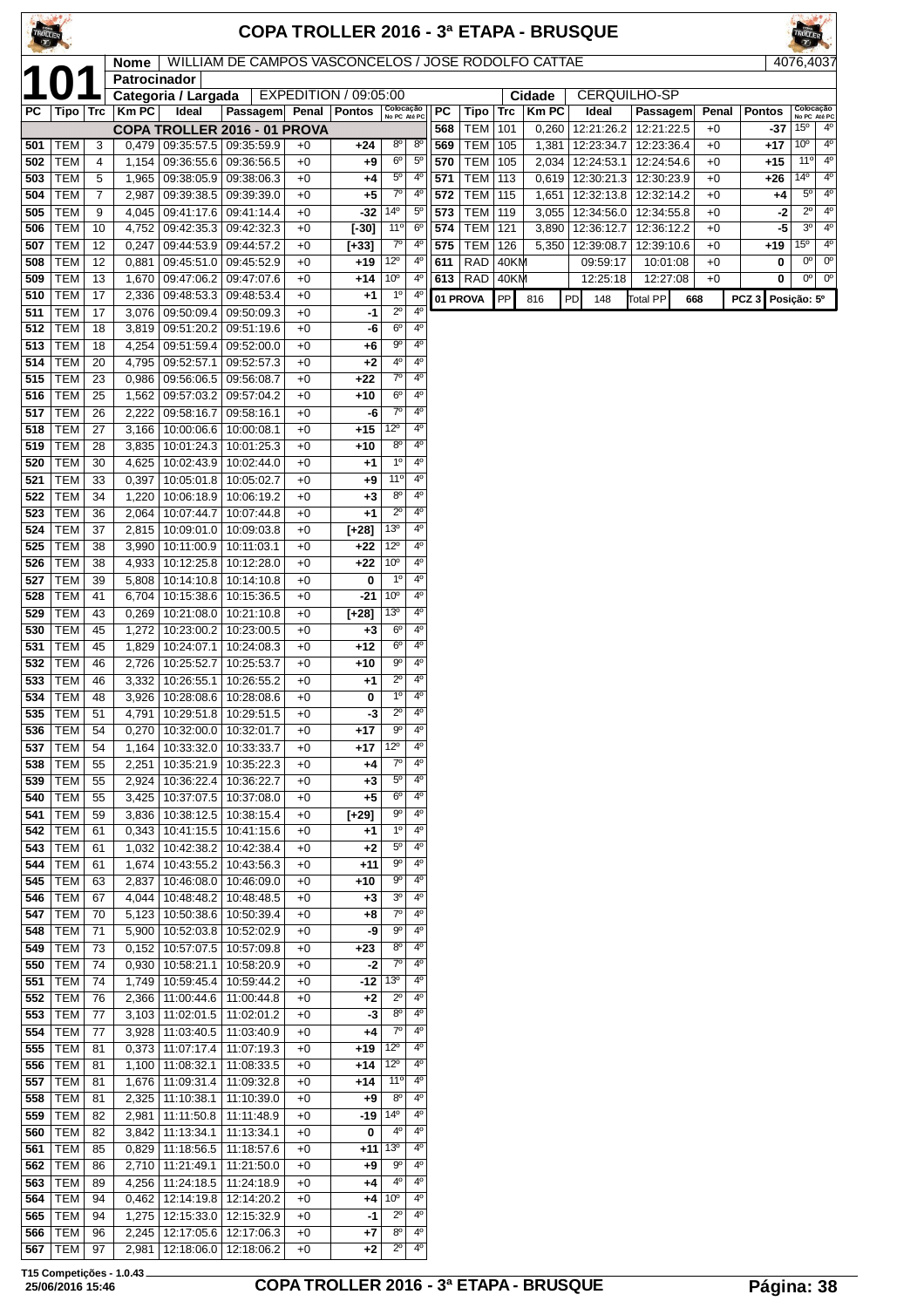# COPA TROLLER 2016 - 3ª ETAPA - BRUSQUE

**101**

| Nome | WILLIAM DE CAMPOS VASCONCELOS / JOSE RODOLFO CATTAE | 4076,4037 |
|---|---|---|
| Patrocinador | | |
| Categoria / Largada | EXPEDITION / 09:05:00 | Cidade: CERQUILHO-SP |

| PC | Tipo | Trc | Km PC | Ideal | Passagem | Penal | Pontos | Colocação No PC | Colocação Até PC |
|---|---|---|---|---|---|---|---|---|---|
| | | | | **COPA TROLLER 2016 - 01 PROVA** | | | | | |
| 501 | TEM | 3 | 0,479 | 09:35:57.5 | 09:35:59.9 | +0 | +24 | 8º | 8º |
| 502 | TEM | 4 | 1,154 | 09:36:55.6 | 09:36:56.5 | +0 | +9 | 6º | 5º |
| 503 | TEM | 5 | 1,965 | 09:38:05.9 | 09:38:06.3 | +0 | +4 | 5º | 4º |
| 504 | TEM | 7 | 2,987 | 09:39:38.5 | 09:39:39.0 | +0 | +5 | 7º | 4º |
| 505 | TEM | 9 | 4,045 | 09:41:17.6 | 09:41:14.4 | +0 | -32 | 14º | 5º |
| 506 | TEM | 10 | 4,752 | 09:42:35.3 | 09:42:32.3 | +0 | [-30] | 11º | 6º |
| 507 | TEM | 12 | 0,247 | 09:44:53.9 | 09:44:57.2 | +0 | [+33] | 7º | 4º |
| 508 | TEM | 12 | 0,881 | 09:45:51.0 | 09:45:52.9 | +0 | +19 | 12º | 4º |
| 509 | TEM | 13 | 1,670 | 09:47:06.2 | 09:47:07.6 | +0 | +14 | 10º | 4º |
| 510 | TEM | 17 | 2,336 | 09:48:53.3 | 09:48:53.4 | +0 | +1 | 1º | 4º |
| 511 | TEM | 17 | 3,076 | 09:50:09.4 | 09:50:09.3 | +0 | -1 | 2º | 4º |
| 512 | TEM | 18 | 3,819 | 09:51:20.2 | 09:51:19.6 | +0 | -6 | 6º | 4º |
| 513 | TEM | 18 | 4,254 | 09:51:59.4 | 09:52:00.0 | +0 | +6 | 9º | 4º |
| 514 | TEM | 20 | 4,795 | 09:52:57.1 | 09:52:57.3 | +0 | +2 | 4º | 4º |
| 515 | TEM | 23 | 0,986 | 09:56:06.5 | 09:56:08.7 | +0 | +22 | 7º | 4º |
| 516 | TEM | 25 | 1,562 | 09:57:03.2 | 09:57:04.2 | +0 | +10 | 6º | 4º |
| 517 | TEM | 26 | 2,222 | 09:58:16.7 | 09:58:16.1 | +0 | -6 | 7º | 4º |
| 518 | TEM | 27 | 3,166 | 10:00:06.6 | 10:00:08.1 | +0 | +15 | 12º | 4º |
| 519 | TEM | 28 | 3,835 | 10:01:24.3 | 10:01:25.3 | +0 | +10 | 8º | 4º |
| 520 | TEM | 30 | 4,625 | 10:02:43.9 | 10:02:44.0 | +0 | +1 | 1º | 4º |
| 521 | TEM | 33 | 0,397 | 10:05:01.8 | 10:05:02.7 | +0 | +9 | 11º | 4º |
| 522 | TEM | 34 | 1,220 | 10:06:18.9 | 10:06:19.2 | +0 | +3 | 8º | 4º |
| 523 | TEM | 36 | 2,064 | 10:07:44.7 | 10:07:44.8 | +0 | +1 | 2º | 4º |
| 524 | TEM | 37 | 2,815 | 10:09:01.0 | 10:09:03.8 | +0 | [+28] | 13º | 4º |
| 525 | TEM | 38 | 3,990 | 10:11:00.9 | 10:11:03.1 | +0 | +22 | 12º | 4º |
| 526 | TEM | 38 | 4,933 | 10:12:25.8 | 10:12:28.0 | +0 | +22 | 10º | 4º |
| 527 | TEM | 39 | 5,808 | 10:14:10.8 | 10:14:10.8 | +0 | 0 | 1º | 4º |
| 528 | TEM | 41 | 6,704 | 10:15:38.6 | 10:15:36.5 | +0 | -21 | 10º | 4º |
| 529 | TEM | 43 | 0,269 | 10:21:08.0 | 10:21:10.8 | +0 | [+28] | 13º | 4º |
| 530 | TEM | 45 | 1,272 | 10:23:00.2 | 10:23:00.5 | +0 | +3 | 6º | 4º |
| 531 | TEM | 45 | 1,829 | 10:24:07.1 | 10:24:08.3 | +0 | +12 | 6º | 4º |
| 532 | TEM | 46 | 2,726 | 10:25:52.7 | 10:25:53.7 | +0 | +10 | 9º | 4º |
| 533 | TEM | 46 | 3,332 | 10:26:55.1 | 10:26:55.2 | +0 | +1 | 2º | 4º |
| 534 | TEM | 48 | 3,926 | 10:28:08.6 | 10:28:08.6 | +0 | 0 | 1º | 4º |
| 535 | TEM | 51 | 4,791 | 10:29:51.8 | 10:29:51.5 | +0 | -3 | 2º | 4º |
| 536 | TEM | 54 | 0,270 | 10:32:00.0 | 10:32:01.7 | +0 | +17 | 9º | 4º |
| 537 | TEM | 54 | 1,164 | 10:33:32.0 | 10:33:33.7 | +0 | +17 | 12º | 4º |
| 538 | TEM | 55 | 2,251 | 10:35:21.9 | 10:35:22.3 | +0 | +4 | 7º | 4º |
| 539 | TEM | 55 | 2,924 | 10:36:22.4 | 10:36:22.7 | +0 | +3 | 5º | 4º |
| 540 | TEM | 55 | 3,425 | 10:37:07.5 | 10:37:08.0 | +0 | +5 | 6º | 4º |
| 541 | TEM | 59 | 3,836 | 10:38:12.5 | 10:38:15.4 | +0 | [+29] | 9º | 4º |
| 542 | TEM | 61 | 0,343 | 10:41:15.5 | 10:41:15.6 | +0 | +1 | 1º | 4º |
| 543 | TEM | 61 | 1,032 | 10:42:38.2 | 10:42:38.4 | +0 | +2 | 5º | 4º |
| 544 | TEM | 61 | 1,674 | 10:43:55.2 | 10:43:56.3 | +0 | +11 | 9º | 4º |
| 545 | TEM | 63 | 2,837 | 10:46:08.0 | 10:46:09.0 | +0 | +10 | 9º | 4º |
| 546 | TEM | 67 | 4,044 | 10:48:48.2 | 10:48:48.5 | +0 | +3 | 3º | 4º |
| 547 | TEM | 70 | 5,123 | 10:50:38.6 | 10:50:39.4 | +0 | +8 | 7º | 4º |
| 548 | TEM | 71 | 5,900 | 10:52:03.8 | 10:52:02.9 | +0 | -9 | 9º | 4º |
| 549 | TEM | 73 | 0,152 | 10:57:07.5 | 10:57:09.8 | +0 | +23 | 8º | 4º |
| 550 | TEM | 74 | 0,930 | 10:58:21.1 | 10:58:20.9 | +0 | -2 | 7º | 4º |
| 551 | TEM | 74 | 1,749 | 10:59:45.4 | 10:59:44.2 | +0 | -12 | 13º | 4º |
| 552 | TEM | 76 | 2,366 | 11:00:44.6 | 11:00:44.8 | +0 | +2 | 2º | 4º |
| 553 | TEM | 77 | 3,103 | 11:02:01.5 | 11:02:01.2 | +0 | -3 | 8º | 4º |
| 554 | TEM | 77 | 3,928 | 11:03:40.5 | 11:03:40.9 | +0 | +4 | 7º | 4º |
| 555 | TEM | 81 | 0,373 | 11:07:17.4 | 11:07:19.3 | +0 | +19 | 12º | 4º |
| 556 | TEM | 81 | 1,100 | 11:08:32.1 | 11:08:33.5 | +0 | +14 | 12º | 4º |
| 557 | TEM | 81 | 1,676 | 11:09:31.4 | 11:09:32.8 | +0 | +14 | 11º | 4º |
| 558 | TEM | 81 | 2,325 | 11:10:38.1 | 11:10:39.0 | +0 | +9 | 8º | 4º |
| 559 | TEM | 82 | 2,981 | 11:11:50.8 | 11:11:48.9 | +0 | -19 | 14º | 4º |
| 560 | TEM | 82 | 3,842 | 11:13:34.1 | 11:13:34.1 | +0 | 0 | 4º | 4º |
| 561 | TEM | 85 | 0,829 | 11:18:56.5 | 11:18:57.6 | +0 | +11 | 13º | 4º |
| 562 | TEM | 86 | 2,710 | 11:21:49.1 | 11:21:50.0 | +0 | +9 | 9º | 4º |
| 563 | TEM | 89 | 4,256 | 11:24:18.5 | 11:24:18.9 | +0 | +4 | 4º | 4º |
| 564 | TEM | 94 | 0,462 | 12:14:19.8 | 12:14:20.2 | +0 | +4 | 10º | 4º |
| 565 | TEM | 94 | 1,275 | 12:15:33.0 | 12:15:32.9 | +0 | -1 | 2º | 4º |
| 566 | TEM | 96 | 2,245 | 12:17:05.6 | 12:17:06.3 | +0 | +7 | 8º | 4º |
| 567 | TEM | 97 | 2,981 | 12:18:06.0 | 12:18:06.2 | +0 | +2 | 2º | 4º |
| 568 | TEM | 101 | 0,260 | 12:21:26.2 | 12:21:22.5 | +0 | -37 | 15º | 4º |
| 569 | TEM | 105 | 1,381 | 12:23:34.7 | 12:23:36.4 | +0 | +17 | 10º | 4º |
| 570 | TEM | 105 | 2,034 | 12:24:53.1 | 12:24:54.6 | +0 | +15 | 11º | 4º |
| 571 | TEM | 113 | 0,619 | 12:30:21.3 | 12:30:23.9 | +0 | +26 | 14º | 4º |
| 572 | TEM | 115 | 1,651 | 12:32:13.8 | 12:32:14.2 | +0 | +4 | 5º | 4º |
| 573 | TEM | 119 | 3,055 | 12:34:56.0 | 12:34:55.8 | +0 | -2 | 2º | 4º |
| 574 | TEM | 121 | 3,890 | 12:36:12.7 | 12:36:12.2 | +0 | -5 | 3º | 4º |
| 575 | TEM | 126 | 5,350 | 12:39:08.7 | 12:39:10.6 | +0 | +19 | 15º | 4º |
| 611 | RAD | 40KM | | 09:59:17 | 10:01:08 | +0 | 0 | 0º | 0º |
| 613 | RAD | 40KM | | 12:25:18 | 12:27:08 | +0 | 0 | 0º | 0º |

| 01 PROVA | PP | 816 | PD | 148 | Total PP | 668 | PCZ 3 | Posição: 5º |
|---|---|---|---|---|---|---|---|---|

T15 Competições - 1.0.43
25/06/2016 15:46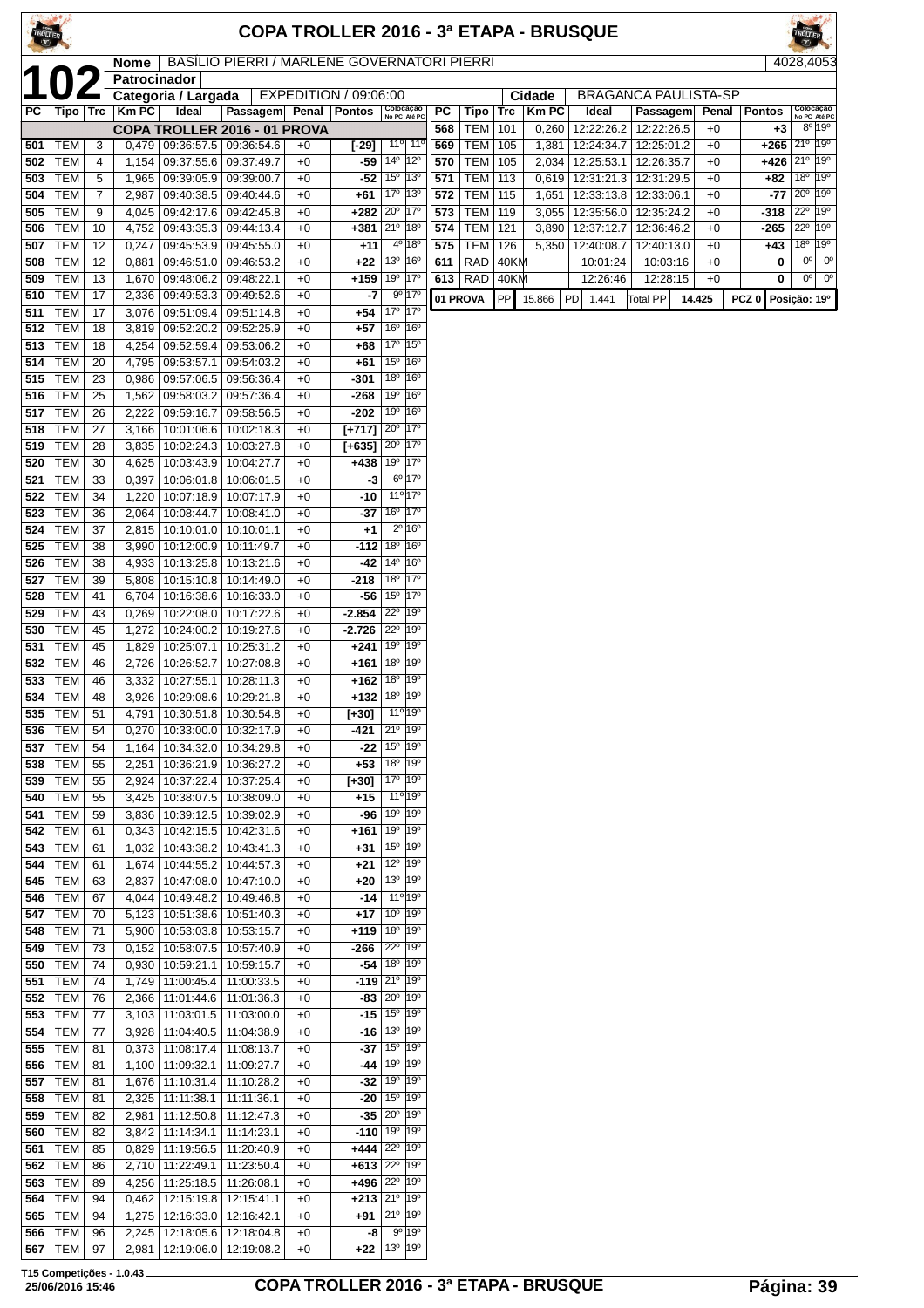# COPA TROLLER 2016 - 3ª ETAPA - BRUSQUE

**102**

| Nome | BASÍLIO PIERRI / MARLENE GOVERNATORI PIERRI | 4028,4053 |
|---|---|---|
| Patrocinador | | |
| Categoria / Largada | EXPEDITION / 09:06:00 | Cidade: BRAGANÇA PAULISTA-SP |

**COPA TROLLER 2016 - 01 PROVA**

| PC | Tipo | Trc | Km PC | Ideal | Passagem | Penal | Pontos | Colocação No PC | Colocação Até PC |
|---|---|---|---|---|---|---|---|---|---|
| 501 | TEM | 3 | 0,479 | 09:36:57.5 | 09:36:54.6 | +0 | [-29] | 11º | 11º |
| 502 | TEM | 4 | 1,154 | 09:37:55.6 | 09:37:49.7 | +0 | -59 | 14º | 12º |
| 503 | TEM | 5 | 1,965 | 09:39:05.9 | 09:39:00.7 | +0 | -52 | 15º | 13º |
| 504 | TEM | 7 | 2,987 | 09:40:38.5 | 09:40:44.6 | +0 | +61 | 17º | 13º |
| 505 | TEM | 9 | 4,045 | 09:42:17.6 | 09:42:45.8 | +0 | +282 | 20º | 17º |
| 506 | TEM | 10 | 4,752 | 09:43:35.3 | 09:44:13.4 | +0 | +381 | 21º | 18º |
| 507 | TEM | 12 | 0,247 | 09:45:53.9 | 09:45:55.0 | +0 | +11 | 4º | 18º |
| 508 | TEM | 12 | 0,881 | 09:46:51.0 | 09:46:53.2 | +0 | +22 | 13º | 16º |
| 509 | TEM | 13 | 1,670 | 09:48:06.2 | 09:48:22.1 | +0 | +159 | 19º | 17º |
| 510 | TEM | 17 | 2,336 | 09:49:53.3 | 09:49:52.6 | +0 | -7 | 9º | 17º |
| 511 | TEM | 17 | 3,076 | 09:51:09.4 | 09:51:14.8 | +0 | +54 | 17º | 17º |
| 512 | TEM | 18 | 3,819 | 09:52:20.2 | 09:52:25.9 | +0 | +57 | 16º | 16º |
| 513 | TEM | 18 | 4,254 | 09:52:59.4 | 09:53:06.2 | +0 | +68 | 17º | 15º |
| 514 | TEM | 20 | 4,795 | 09:53:57.1 | 09:54:03.2 | +0 | +61 | 15º | 16º |
| 515 | TEM | 23 | 0,986 | 09:57:06.5 | 09:56:36.4 | +0 | -301 | 18º | 16º |
| 516 | TEM | 25 | 1,562 | 09:58:03.2 | 09:57:36.4 | +0 | -268 | 19º | 16º |
| 517 | TEM | 26 | 2,222 | 09:59:16.7 | 09:58:56.5 | +0 | -202 | 19º | 16º |
| 518 | TEM | 27 | 3,166 | 10:01:06.6 | 10:02:18.3 | +0 | [+717] | 20º | 17º |
| 519 | TEM | 28 | 3,835 | 10:02:24.3 | 10:03:27.8 | +0 | [+635] | 20º | 17º |
| 520 | TEM | 30 | 4,625 | 10:03:43.9 | 10:04:27.7 | +0 | +438 | 19º | 17º |
| 521 | TEM | 33 | 0,397 | 10:06:01.8 | 10:06:01.5 | +0 | -3 | 6º | 17º |
| 522 | TEM | 34 | 1,220 | 10:07:18.9 | 10:07:17.9 | +0 | -10 | 11º | 17º |
| 523 | TEM | 36 | 2,064 | 10:08:44.7 | 10:08:41.0 | +0 | -37 | 16º | 17º |
| 524 | TEM | 37 | 2,815 | 10:10:01.0 | 10:10:01.1 | +0 | +1 | 2º | 16º |
| 525 | TEM | 38 | 3,990 | 10:12:00.9 | 10:11:49.7 | +0 | -112 | 18º | 16º |
| 526 | TEM | 38 | 4,933 | 10:13:25.8 | 10:13:21.6 | +0 | -42 | 14º | 16º |
| 527 | TEM | 39 | 5,808 | 10:15:10.8 | 10:14:49.0 | +0 | -218 | 18º | 17º |
| 528 | TEM | 41 | 6,704 | 10:16:38.6 | 10:16:33.0 | +0 | -56 | 15º | 17º |
| 529 | TEM | 43 | 0,269 | 10:22:08.0 | 10:17:22.6 | +0 | -2.854 | 22º | 19º |
| 530 | TEM | 45 | 1,272 | 10:24:00.2 | 10:19:27.6 | +0 | -2.726 | 22º | 19º |
| 531 | TEM | 45 | 1,829 | 10:25:07.1 | 10:25:31.2 | +0 | +241 | 19º | 19º |
| 532 | TEM | 46 | 2,726 | 10:26:52.7 | 10:27:08.8 | +0 | +161 | 18º | 19º |
| 533 | TEM | 46 | 3,332 | 10:27:55.1 | 10:28:11.3 | +0 | +162 | 18º | 19º |
| 534 | TEM | 48 | 3,926 | 10:29:08.6 | 10:29:21.8 | +0 | +132 | 18º | 19º |
| 535 | TEM | 51 | 4,791 | 10:30:51.8 | 10:30:54.8 | +0 | [+30] | 11º | 19º |
| 536 | TEM | 54 | 0,270 | 10:33:00.0 | 10:32:17.9 | +0 | -421 | 21º | 19º |
| 537 | TEM | 54 | 1,164 | 10:34:32.0 | 10:34:29.8 | +0 | -22 | 15º | 19º |
| 538 | TEM | 55 | 2,251 | 10:36:21.9 | 10:36:27.2 | +0 | +53 | 18º | 19º |
| 539 | TEM | 55 | 2,924 | 10:37:22.4 | 10:37:25.4 | +0 | [+30] | 17º | 19º |
| 540 | TEM | 55 | 3,425 | 10:38:07.5 | 10:38:09.0 | +0 | +15 | 11º | 19º |
| 541 | TEM | 59 | 3,836 | 10:39:12.5 | 10:39:02.9 | +0 | -96 | 19º | 19º |
| 542 | TEM | 61 | 0,343 | 10:42:15.5 | 10:42:31.6 | +0 | +161 | 19º | 19º |
| 543 | TEM | 61 | 1,032 | 10:43:38.2 | 10:43:41.3 | +0 | +31 | 15º | 19º |
| 544 | TEM | 61 | 1,674 | 10:44:55.2 | 10:44:57.3 | +0 | +21 | 12º | 19º |
| 545 | TEM | 63 | 2,837 | 10:47:08.0 | 10:47:10.0 | +0 | +20 | 13º | 19º |
| 546 | TEM | 67 | 4,044 | 10:49:48.2 | 10:49:46.8 | +0 | -14 | 11º | 19º |
| 547 | TEM | 70 | 5,123 | 10:51:38.6 | 10:51:40.3 | +0 | +17 | 10º | 19º |
| 548 | TEM | 71 | 5,900 | 10:53:03.8 | 10:53:15.7 | +0 | +119 | 18º | 19º |
| 549 | TEM | 73 | 0,152 | 10:58:07.5 | 10:57:40.9 | +0 | -266 | 22º | 19º |
| 550 | TEM | 74 | 0,930 | 10:59:21.1 | 10:59:15.7 | +0 | -54 | 18º | 19º |
| 551 | TEM | 74 | 1,749 | 11:00:45.4 | 11:00:33.5 | +0 | -119 | 21º | 19º |
| 552 | TEM | 76 | 2,366 | 11:01:44.6 | 11:01:36.3 | +0 | -83 | 20º | 19º |
| 553 | TEM | 77 | 3,103 | 11:03:01.5 | 11:03:00.0 | +0 | -15 | 15º | 19º |
| 554 | TEM | 77 | 3,928 | 11:04:40.5 | 11:04:38.9 | +0 | -16 | 13º | 19º |
| 555 | TEM | 81 | 0,373 | 11:08:17.4 | 11:08:13.7 | +0 | -37 | 15º | 19º |
| 556 | TEM | 81 | 1,100 | 11:09:32.1 | 11:09:27.7 | +0 | -44 | 19º | 19º |
| 557 | TEM | 81 | 1,676 | 11:10:31.4 | 11:10:28.2 | +0 | -32 | 19º | 19º |
| 558 | TEM | 81 | 2,325 | 11:11:38.1 | 11:11:36.1 | +0 | -20 | 15º | 19º |
| 559 | TEM | 82 | 2,981 | 11:12:50.8 | 11:12:47.3 | +0 | -35 | 20º | 19º |
| 560 | TEM | 82 | 3,842 | 11:14:34.1 | 11:14:23.1 | +0 | -110 | 19º | 19º |
| 561 | TEM | 85 | 0,829 | 11:19:56.5 | 11:20:40.9 | +0 | +444 | 22º | 19º |
| 562 | TEM | 86 | 2,710 | 11:22:49.1 | 11:23:50.4 | +0 | +613 | 22º | 19º |
| 563 | TEM | 89 | 4,256 | 11:25:18.5 | 11:26:08.1 | +0 | +496 | 22º | 19º |
| 564 | TEM | 94 | 0,462 | 12:15:19.8 | 12:15:41.1 | +0 | +213 | 21º | 19º |
| 565 | TEM | 94 | 1,275 | 12:16:33.0 | 12:16:42.1 | +0 | +91 | 21º | 19º |
| 566 | TEM | 96 | 2,245 | 12:18:05.6 | 12:18:04.8 | +0 | -8 | 9º | 19º |
| 567 | TEM | 97 | 2,981 | 12:19:06.0 | 12:19:08.2 | +0 | +22 | 13º | 19º |
| 568 | TEM | 101 | 0,260 | 12:22:26.2 | 12:22:26.5 | +0 | +3 | 8º | 19º |
| 569 | TEM | 105 | 1,381 | 12:24:34.7 | 12:25:01.2 | +0 | +265 | 21º | 19º |
| 570 | TEM | 105 | 2,034 | 12:25:53.1 | 12:26:35.7 | +0 | +426 | 21º | 19º |
| 571 | TEM | 113 | 0,619 | 12:31:21.3 | 12:31:29.5 | +0 | +82 | 18º | 19º |
| 572 | TEM | 115 | 1,651 | 12:33:13.8 | 12:33:06.1 | +0 | -77 | 20º | 19º |
| 573 | TEM | 119 | 3,055 | 12:35:56.0 | 12:35:24.2 | +0 | -318 | 22º | 19º |
| 574 | TEM | 121 | 3,890 | 12:37:12.7 | 12:36:46.2 | +0 | -265 | 22º | 19º |
| 575 | TEM | 126 | 5,350 | 12:40:08.7 | 12:40:13.0 | +0 | +43 | 18º | 19º |
| 611 | RAD | 40KM | | 10:01:24 | 10:03:16 | +0 | 0 | 0º | 0º |
| 613 | RAD | 40KM | | 12:26:46 | 12:28:15 | +0 | 0 | 0º | 0º |

| 01 PROVA | PP | 15.866 | PD | 1.441 | Total PP | 14.425 | PCZ 0 | Posição: 19º |
|---|---|---|---|---|---|---|---|---|

T15 Competições - 1.0.43
25/06/2016 15:46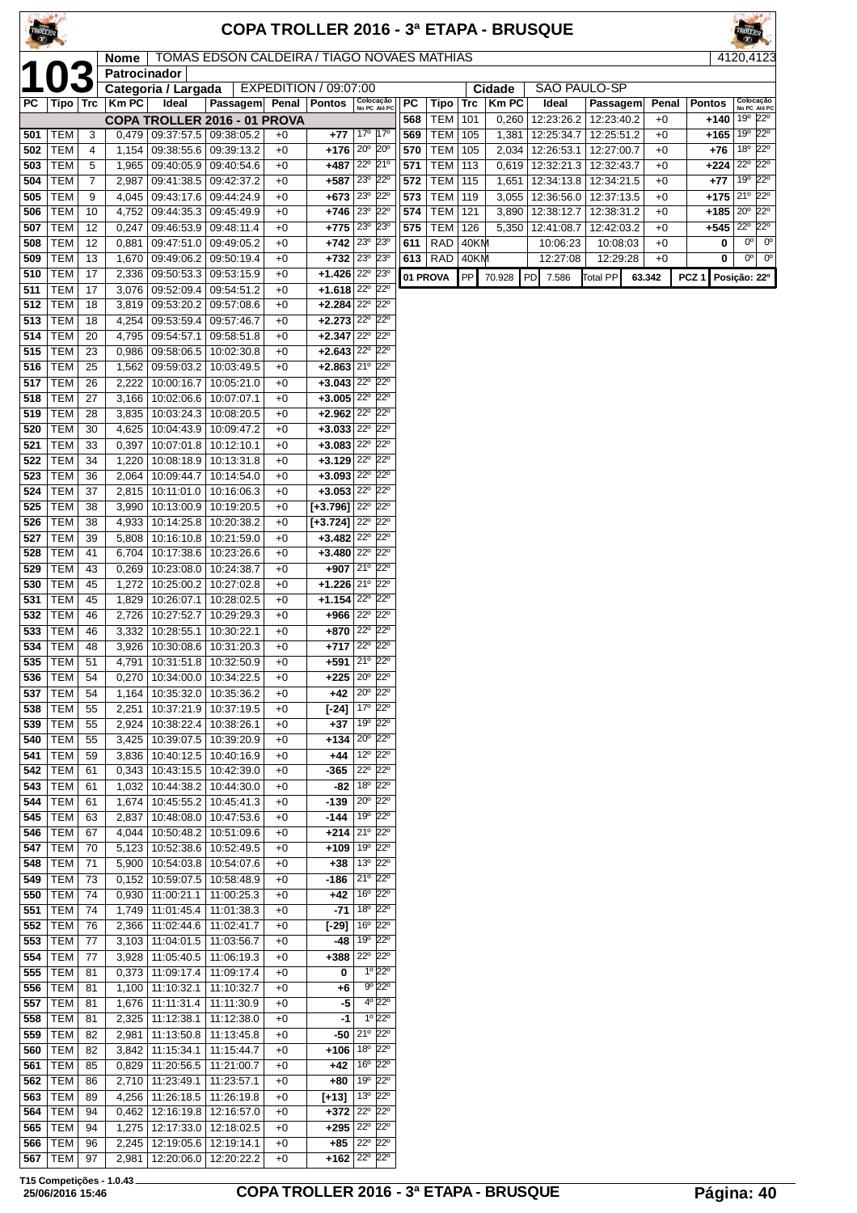# COPA TROLLER 2016 - 3ª ETAPA - BRUSQUE

**103**

| Nome | TOMAS EDSON CALDEIRA / TIAGO NOVAES MATHIAS | 4120,4123 |
|---|---|---|
| Patrocinador | | |
| Categoria / Largada | EXPEDITION / 09:07:00 | Cidade: SAO PAULO-SP |

**COPA TROLLER 2016 - 01 PROVA**

| PC | Tipo | Trc | Km PC | Ideal | Passagem | Penal | Pontos | Colocação No PC | Colocação Até PC |
|---|---|---|---|---|---|---|---|---|---|
| 501 | TEM | 3 | 0,479 | 09:37:57.5 | 09:38:05.2 | +0 | +77 | 17º | 17º |
| 502 | TEM | 4 | 1,154 | 09:38:55.6 | 09:39:13.2 | +0 | +176 | 20º | 20º |
| 503 | TEM | 5 | 1,965 | 09:40:05.9 | 09:40:54.6 | +0 | +487 | 22º | 21º |
| 504 | TEM | 7 | 2,987 | 09:41:38.5 | 09:42:37.2 | +0 | +587 | 23º | 22º |
| 505 | TEM | 9 | 4,045 | 09:43:17.6 | 09:44:24.9 | +0 | +673 | 23º | 22º |
| 506 | TEM | 10 | 4,752 | 09:44:35.3 | 09:45:49.9 | +0 | +746 | 23º | 22º |
| 507 | TEM | 12 | 0,247 | 09:46:53.9 | 09:48:11.4 | +0 | +775 | 23º | 23º |
| 508 | TEM | 12 | 0,881 | 09:47:51.0 | 09:49:05.2 | +0 | +742 | 23º | 23º |
| 509 | TEM | 13 | 1,670 | 09:49:06.2 | 09:50:19.4 | +0 | +732 | 23º | 23º |
| 510 | TEM | 17 | 2,336 | 09:50:53.3 | 09:53:15.9 | +0 | +1.426 | 22º | 23º |
| 511 | TEM | 17 | 3,076 | 09:52:09.4 | 09:54:51.2 | +0 | +1.618 | 22º | 22º |
| 512 | TEM | 18 | 3,819 | 09:53:20.2 | 09:57:08.6 | +0 | +2.284 | 22º | 22º |
| 513 | TEM | 18 | 4,254 | 09:53:59.4 | 09:57:46.7 | +0 | +2.273 | 22º | 22º |
| 514 | TEM | 20 | 4,795 | 09:54:57.1 | 09:58:51.8 | +0 | +2.347 | 22º | 22º |
| 515 | TEM | 23 | 0,986 | 09:58:06.5 | 10:02:30.8 | +0 | +2.643 | 22º | 22º |
| 516 | TEM | 25 | 1,562 | 09:59:03.2 | 10:03:49.5 | +0 | +2.863 | 21º | 22º |
| 517 | TEM | 26 | 2,222 | 10:00:16.7 | 10:05:21.0 | +0 | +3.043 | 22º | 22º |
| 518 | TEM | 27 | 3,166 | 10:02:06.6 | 10:07:07.1 | +0 | +3.005 | 22º | 22º |
| 519 | TEM | 28 | 3,835 | 10:03:24.3 | 10:08:20.5 | +0 | +2.962 | 22º | 22º |
| 520 | TEM | 30 | 4,625 | 10:04:43.9 | 10:09:47.2 | +0 | +3.033 | 22º | 22º |
| 521 | TEM | 33 | 0,397 | 10:07:01.8 | 10:12:10.1 | +0 | +3.083 | 22º | 22º |
| 522 | TEM | 34 | 1,220 | 10:08:18.9 | 10:13:31.8 | +0 | +3.129 | 22º | 22º |
| 523 | TEM | 36 | 2,064 | 10:09:44.7 | 10:14:54.0 | +0 | +3.093 | 22º | 22º |
| 524 | TEM | 37 | 2,815 | 10:11:01.0 | 10:16:06.3 | +0 | +3.053 | 22º | 22º |
| 525 | TEM | 38 | 3,990 | 10:13:00.9 | 10:19:20.5 | +0 | [+3.796] | 22º | 22º |
| 526 | TEM | 38 | 4,933 | 10:14:25.8 | 10:20:38.2 | +0 | [+3.724] | 22º | 22º |
| 527 | TEM | 39 | 5,808 | 10:16:10.8 | 10:21:59.0 | +0 | +3.482 | 22º | 22º |
| 528 | TEM | 41 | 6,704 | 10:17:38.6 | 10:23:26.6 | +0 | +3.480 | 22º | 22º |
| 529 | TEM | 43 | 0,269 | 10:23:08.0 | 10:24:38.7 | +0 | +907 | 21º | 22º |
| 530 | TEM | 45 | 1,272 | 10:25:00.2 | 10:27:02.8 | +0 | +1.226 | 21º | 22º |
| 531 | TEM | 45 | 1,829 | 10:26:07.1 | 10:28:02.5 | +0 | +1.154 | 22º | 22º |
| 532 | TEM | 46 | 2,726 | 10:27:52.7 | 10:29:29.3 | +0 | +966 | 22º | 22º |
| 533 | TEM | 46 | 3,332 | 10:28:55.1 | 10:30:22.1 | +0 | +870 | 22º | 22º |
| 534 | TEM | 48 | 3,926 | 10:30:08.6 | 10:31:20.3 | +0 | +717 | 22º | 22º |
| 535 | TEM | 51 | 4,791 | 10:31:51.8 | 10:32:50.9 | +0 | +591 | 21º | 22º |
| 536 | TEM | 54 | 0,270 | 10:34:00.0 | 10:34:22.5 | +0 | +225 | 20º | 22º |
| 537 | TEM | 54 | 1,164 | 10:35:32.0 | 10:35:36.2 | +0 | +42 | 20º | 22º |
| 538 | TEM | 55 | 2,251 | 10:37:21.9 | 10:37:19.5 | +0 | [-24] | 17º | 22º |
| 539 | TEM | 55 | 2,924 | 10:38:22.4 | 10:38:26.1 | +0 | +37 | 19º | 22º |
| 540 | TEM | 55 | 3,425 | 10:39:07.5 | 10:39:20.9 | +0 | +134 | 20º | 22º |
| 541 | TEM | 59 | 3,836 | 10:40:12.5 | 10:40:16.9 | +0 | +44 | 12º | 22º |
| 542 | TEM | 61 | 0,343 | 10:43:15.5 | 10:42:39.0 | +0 | -365 | 22º | 22º |
| 543 | TEM | 61 | 1,032 | 10:44:38.2 | 10:44:30.0 | +0 | -82 | 18º | 22º |
| 544 | TEM | 61 | 1,674 | 10:45:55.2 | 10:45:41.3 | +0 | -139 | 20º | 22º |
| 545 | TEM | 63 | 2,837 | 10:48:08.0 | 10:47:53.6 | +0 | -144 | 19º | 22º |
| 546 | TEM | 67 | 4,044 | 10:50:48.2 | 10:51:09.6 | +0 | +214 | 21º | 22º |
| 547 | TEM | 70 | 5,123 | 10:52:38.6 | 10:52:49.5 | +0 | +109 | 19º | 22º |
| 548 | TEM | 71 | 5,900 | 10:54:03.8 | 10:54:07.6 | +0 | +38 | 13º | 22º |
| 549 | TEM | 73 | 0,152 | 10:59:07.5 | 10:58:48.9 | +0 | -186 | 21º | 22º |
| 550 | TEM | 74 | 0,930 | 11:00:21.1 | 11:00:25.3 | +0 | +42 | 16º | 22º |
| 551 | TEM | 74 | 1,749 | 11:01:45.4 | 11:01:38.3 | +0 | -71 | 18º | 22º |
| 552 | TEM | 76 | 2,366 | 11:02:44.6 | 11:02:41.7 | +0 | [-29] | 16º | 22º |
| 553 | TEM | 77 | 3,103 | 11:04:01.5 | 11:03:56.7 | +0 | -48 | 19º | 22º |
| 554 | TEM | 77 | 3,928 | 11:05:40.5 | 11:06:19.3 | +0 | +388 | 22º | 22º |
| 555 | TEM | 81 | 0,373 | 11:09:17.4 | 11:09:17.4 | +0 | 0 | 1º | 22º |
| 556 | TEM | 81 | 1,100 | 11:10:32.1 | 11:10:32.7 | +0 | +6 | 9º | 22º |
| 557 | TEM | 81 | 1,676 | 11:11:31.4 | 11:11:30.9 | +0 | -5 | 4º | 22º |
| 558 | TEM | 81 | 2,325 | 11:12:38.1 | 11:12:38.0 | +0 | -1 | 1º | 22º |
| 559 | TEM | 82 | 2,981 | 11:13:50.8 | 11:13:45.8 | +0 | -50 | 21º | 22º |
| 560 | TEM | 82 | 3,842 | 11:15:34.1 | 11:15:44.7 | +0 | +106 | 18º | 22º |
| 561 | TEM | 85 | 0,829 | 11:20:56.5 | 11:21:00.7 | +0 | +42 | 16º | 22º |
| 562 | TEM | 86 | 2,710 | 11:23:49.1 | 11:23:57.1 | +0 | +80 | 19º | 22º |
| 563 | TEM | 89 | 4,256 | 11:26:18.5 | 11:26:19.8 | +0 | [+13] | 13º | 22º |
| 564 | TEM | 94 | 0,462 | 12:16:19.8 | 12:16:57.0 | +0 | +372 | 22º | 22º |
| 565 | TEM | 94 | 1,275 | 12:17:33.0 | 12:18:02.5 | +0 | +295 | 22º | 22º |
| 566 | TEM | 96 | 2,245 | 12:19:05.6 | 12:19:14.1 | +0 | +85 | 22º | 22º |
| 567 | TEM | 97 | 2,981 | 12:20:06.0 | 12:20:22.2 | +0 | +162 | 22º | 22º |
| 568 | TEM | 101 | 0,260 | 12:23:26.2 | 12:23:40.2 | +0 | +140 | 19º | 22º |
| 569 | TEM | 105 | 1,381 | 12:25:34.7 | 12:25:51.2 | +0 | +165 | 19º | 22º |
| 570 | TEM | 105 | 2,034 | 12:26:53.1 | 12:27:00.7 | +0 | +76 | 18º | 22º |
| 571 | TEM | 113 | 0,619 | 12:32:21.3 | 12:32:43.7 | +0 | +224 | 22º | 22º |
| 572 | TEM | 115 | 1,651 | 12:34:13.8 | 12:34:21.5 | +0 | +77 | 19º | 22º |
| 573 | TEM | 119 | 3,055 | 12:36:56.0 | 12:37:13.5 | +0 | +175 | 21º | 22º |
| 574 | TEM | 121 | 3,890 | 12:38:12.7 | 12:38:31.2 | +0 | +185 | 20º | 22º |
| 575 | TEM | 126 | 5,350 | 12:41:08.7 | 12:42:03.2 | +0 | +545 | 22º | 22º |
| 611 | RAD | 40KM | | 10:06:23 | 10:08:03 | +0 | 0 | 0º | 0º |
| 613 | RAD | 40KM | | 12:27:08 | 12:29:28 | +0 | 0 | 0º | 0º |

| 01 PROVA | PP | 70.928 | PD | 7.586 | Total PP | 63.342 | PCZ 1 | Posição: 22º |
|---|---|---|---|---|---|---|---|---|

T15 Competições - 1.0.43
25/06/2016 15:46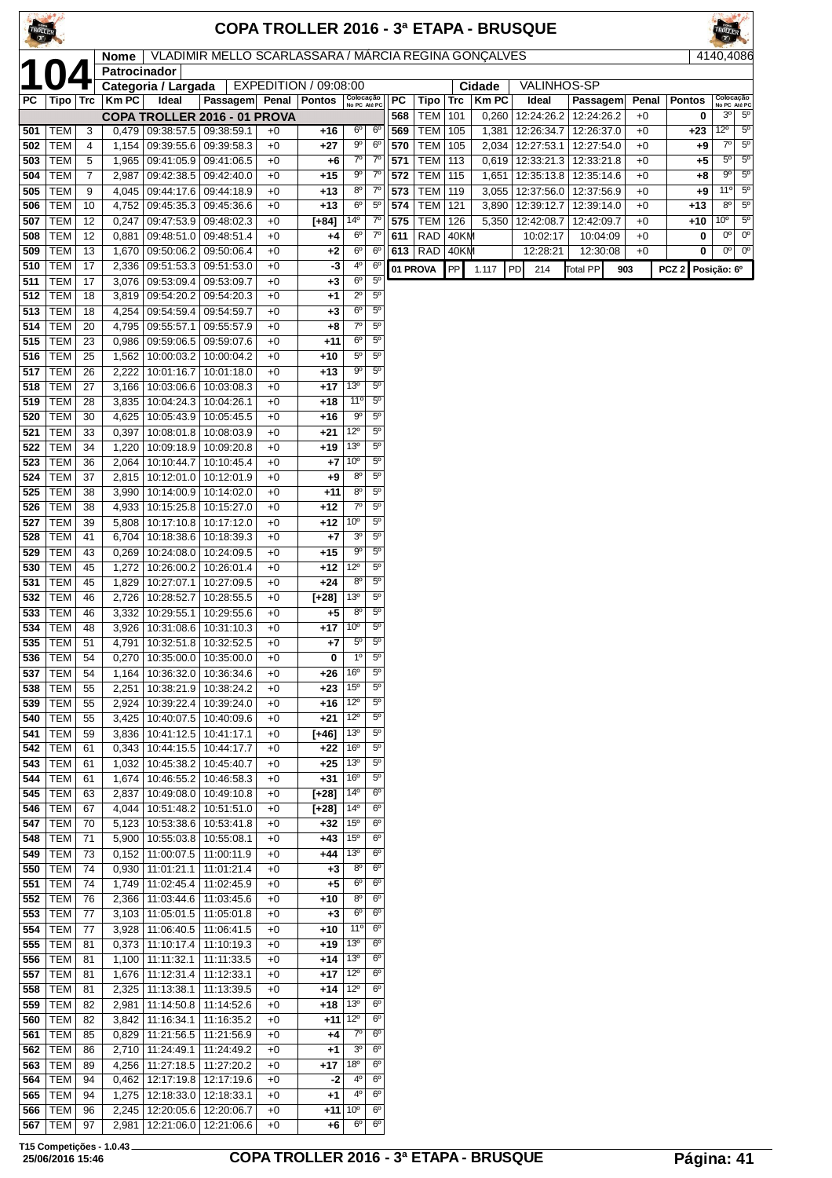# COPA TROLLER 2016 - 3ª ETAPA - BRUSQUE

**104**

| Nome | VLADIMIR MELLO SCARLASSARA / MÁRCIA REGINA GONÇALVES | 4140,4086 |
|---|---|---|
| Patrocinador | | |
| Categoria / Largada | EXPEDITION / 09:08:00 | Cidade: VALINHOS-SP |

**COPA TROLLER 2016 - 01 PROVA**

| PC | Tipo | Trc | Km PC | Ideal | Passagem | Penal | Pontos | Colocação No PC | Colocação Até PC |
|---|---|---|---|---|---|---|---|---|---|
| 501 | TEM | 3 | 0,479 | 09:38:57.5 | 09:38:59.1 | +0 | +16 | 6º | 6º |
| 502 | TEM | 4 | 1,154 | 09:39:55.6 | 09:39:58.3 | +0 | +27 | 9º | 6º |
| 503 | TEM | 5 | 1,965 | 09:41:05.9 | 09:41:06.5 | +0 | +6 | 7º | 7º |
| 504 | TEM | 7 | 2,987 | 09:42:38.5 | 09:42:40.0 | +0 | +15 | 9º | 7º |
| 505 | TEM | 9 | 4,045 | 09:44:17.6 | 09:44:18.9 | +0 | +13 | 8º | 7º |
| 506 | TEM | 10 | 4,752 | 09:45:35.3 | 09:45:36.6 | +0 | +13 | 6º | 5º |
| 507 | TEM | 12 | 0,247 | 09:47:53.9 | 09:48:02.3 | +0 | [+84] | 14º | 7º |
| 508 | TEM | 12 | 0,881 | 09:48:51.0 | 09:48:51.4 | +0 | +4 | 6º | 7º |
| 509 | TEM | 13 | 1,670 | 09:50:06.2 | 09:50:06.4 | +0 | +2 | 6º | 6º |
| 510 | TEM | 17 | 2,336 | 09:51:53.3 | 09:51:53.0 | +0 | -3 | 4º | 6º |
| 511 | TEM | 17 | 3,076 | 09:53:09.4 | 09:53:09.7 | +0 | +3 | 6º | 5º |
| 512 | TEM | 18 | 3,819 | 09:54:20.2 | 09:54:20.3 | +0 | +1 | 2º | 5º |
| 513 | TEM | 18 | 4,254 | 09:54:59.4 | 09:54:59.7 | +0 | +3 | 6º | 5º |
| 514 | TEM | 20 | 4,795 | 09:55:57.1 | 09:55:57.9 | +0 | +8 | 7º | 5º |
| 515 | TEM | 23 | 0,986 | 09:59:06.5 | 09:59:07.6 | +0 | +11 | 6º | 5º |
| 516 | TEM | 25 | 1,562 | 10:00:03.2 | 10:00:04.2 | +0 | +10 | 5º | 5º |
| 517 | TEM | 26 | 2,222 | 10:01:16.7 | 10:01:18.0 | +0 | +13 | 9º | 5º |
| 518 | TEM | 27 | 3,166 | 10:03:06.6 | 10:03:08.3 | +0 | +17 | 13º | 5º |
| 519 | TEM | 28 | 3,835 | 10:04:24.3 | 10:04:26.1 | +0 | +18 | 11º | 5º |
| 520 | TEM | 30 | 4,625 | 10:05:43.9 | 10:05:45.5 | +0 | +16 | 9º | 5º |
| 521 | TEM | 33 | 0,397 | 10:08:01.8 | 10:08:03.9 | +0 | +21 | 12º | 5º |
| 522 | TEM | 34 | 1,220 | 10:09:18.9 | 10:09:20.8 | +0 | +19 | 13º | 5º |
| 523 | TEM | 36 | 2,064 | 10:10:44.7 | 10:10:45.4 | +0 | +7 | 10º | 5º |
| 524 | TEM | 37 | 2,815 | 10:12:01.0 | 10:12:01.9 | +0 | +9 | 8º | 5º |
| 525 | TEM | 38 | 3,990 | 10:14:00.9 | 10:14:02.0 | +0 | +11 | 8º | 5º |
| 526 | TEM | 38 | 4,933 | 10:15:25.8 | 10:15:27.0 | +0 | +12 | 7º | 5º |
| 527 | TEM | 39 | 5,808 | 10:17:10.8 | 10:17:12.0 | +0 | +12 | 10º | 5º |
| 528 | TEM | 41 | 6,704 | 10:18:38.6 | 10:18:39.3 | +0 | +7 | 3º | 5º |
| 529 | TEM | 43 | 0,269 | 10:24:08.0 | 10:24:09.5 | +0 | +15 | 9º | 5º |
| 530 | TEM | 45 | 1,272 | 10:26:00.2 | 10:26:01.4 | +0 | +12 | 12º | 5º |
| 531 | TEM | 45 | 1,829 | 10:27:07.1 | 10:27:09.5 | +0 | +24 | 8º | 5º |
| 532 | TEM | 46 | 2,726 | 10:28:52.7 | 10:28:55.5 | +0 | [+28] | 13º | 5º |
| 533 | TEM | 46 | 3,332 | 10:29:55.1 | 10:29:55.6 | +0 | +5 | 8º | 5º |
| 534 | TEM | 48 | 3,926 | 10:31:08.6 | 10:31:10.3 | +0 | +17 | 10º | 5º |
| 535 | TEM | 51 | 4,791 | 10:32:51.8 | 10:32:52.5 | +0 | +7 | 5º | 5º |
| 536 | TEM | 54 | 0,270 | 10:35:00.0 | 10:35:00.0 | +0 | 0 | 1º | 5º |
| 537 | TEM | 54 | 1,164 | 10:36:32.0 | 10:36:34.6 | +0 | +26 | 16º | 5º |
| 538 | TEM | 55 | 2,251 | 10:38:21.9 | 10:38:24.2 | +0 | +23 | 15º | 5º |
| 539 | TEM | 55 | 2,924 | 10:39:22.4 | 10:39:24.0 | +0 | +16 | 12º | 5º |
| 540 | TEM | 55 | 3,425 | 10:40:07.5 | 10:40:09.6 | +0 | +21 | 12º | 5º |
| 541 | TEM | 59 | 3,836 | 10:41:12.5 | 10:41:17.1 | +0 | [+46] | 13º | 5º |
| 542 | TEM | 61 | 0,343 | 10:44:15.5 | 10:44:17.7 | +0 | +22 | 16º | 5º |
| 543 | TEM | 61 | 1,032 | 10:45:38.2 | 10:45:40.7 | +0 | +25 | 13º | 5º |
| 544 | TEM | 61 | 1,674 | 10:46:55.2 | 10:46:58.3 | +0 | +31 | 16º | 5º |
| 545 | TEM | 63 | 2,837 | 10:49:08.0 | 10:49:10.8 | +0 | [+28] | 14º | 6º |
| 546 | TEM | 67 | 4,044 | 10:51:48.2 | 10:51:51.0 | +0 | [+28] | 14º | 6º |
| 547 | TEM | 70 | 5,123 | 10:53:38.6 | 10:53:41.8 | +0 | +32 | 15º | 6º |
| 548 | TEM | 71 | 5,900 | 10:55:03.8 | 10:55:08.1 | +0 | +43 | 15º | 6º |
| 549 | TEM | 73 | 0,152 | 11:00:07.5 | 11:00:11.9 | +0 | +44 | 13º | 6º |
| 550 | TEM | 74 | 0,930 | 11:01:21.1 | 11:01:21.4 | +0 | +3 | 8º | 6º |
| 551 | TEM | 74 | 1,749 | 11:02:45.4 | 11:02:45.9 | +0 | +5 | 6º | 6º |
| 552 | TEM | 76 | 2,366 | 11:03:44.6 | 11:03:45.6 | +0 | +10 | 8º | 6º |
| 553 | TEM | 77 | 3,103 | 11:05:01.5 | 11:05:01.8 | +0 | +3 | 6º | 6º |
| 554 | TEM | 77 | 3,928 | 11:06:40.5 | 11:06:41.5 | +0 | +10 | 11º | 6º |
| 555 | TEM | 81 | 0,373 | 11:10:17.4 | 11:10:19.3 | +0 | +19 | 13º | 6º |
| 556 | TEM | 81 | 1,100 | 11:11:32.1 | 11:11:33.5 | +0 | +14 | 13º | 6º |
| 557 | TEM | 81 | 1,676 | 11:12:31.4 | 11:12:33.1 | +0 | +17 | 12º | 6º |
| 558 | TEM | 81 | 2,325 | 11:13:38.1 | 11:13:39.5 | +0 | +14 | 12º | 6º |
| 559 | TEM | 82 | 2,981 | 11:14:50.8 | 11:14:52.6 | +0 | +18 | 13º | 6º |
| 560 | TEM | 82 | 3,842 | 11:16:34.1 | 11:16:35.2 | +0 | +11 | 12º | 6º |
| 561 | TEM | 85 | 0,829 | 11:21:56.5 | 11:21:56.9 | +0 | +4 | 7º | 6º |
| 562 | TEM | 86 | 2,710 | 11:24:49.1 | 11:24:49.2 | +0 | +1 | 3º | 6º |
| 563 | TEM | 89 | 4,256 | 11:27:18.5 | 11:27:20.2 | +0 | +17 | 18º | 6º |
| 564 | TEM | 94 | 0,462 | 12:17:19.8 | 12:17:19.6 | +0 | -2 | 4º | 6º |
| 565 | TEM | 94 | 1,275 | 12:18:33.0 | 12:18:33.1 | +0 | +1 | 4º | 6º |
| 566 | TEM | 96 | 2,245 | 12:20:05.6 | 12:20:06.7 | +0 | +11 | 10º | 6º |
| 567 | TEM | 97 | 2,981 | 12:21:06.0 | 12:21:06.6 | +0 | +6 | 6º | 6º |
| 568 | TEM | 101 | 0,260 | 12:24:26.2 | 12:24:26.2 | +0 | 0 | 3º | 5º |
| 569 | TEM | 105 | 1,381 | 12:26:34.7 | 12:26:37.0 | +0 | +23 | 12º | 5º |
| 570 | TEM | 105 | 2,034 | 12:27:53.1 | 12:27:54.0 | +0 | +9 | 7º | 5º |
| 571 | TEM | 113 | 0,619 | 12:33:21.3 | 12:33:21.8 | +0 | +5 | 5º | 5º |
| 572 | TEM | 115 | 1,651 | 12:35:13.8 | 12:35:14.6 | +0 | +8 | 9º | 5º |
| 573 | TEM | 119 | 3,055 | 12:37:56.0 | 12:37:56.9 | +0 | +9 | 11º | 5º |
| 574 | TEM | 121 | 3,890 | 12:39:12.7 | 12:39:14.0 | +0 | +13 | 8º | 5º |
| 575 | TEM | 126 | 5,350 | 12:42:08.7 | 12:42:09.7 | +0 | +10 | 10º | 5º |
| 611 | RAD | 40KM | | 10:02:17 | 10:04:09 | +0 | 0 | 0º | 0º |
| 613 | RAD | 40KM | | 12:28:21 | 12:30:08 | +0 | 0 | 0º | 0º |

| 01 PROVA | PP | 1.117 | PD | 214 | Total PP | 903 | PCZ 2 | Posição: 6º |
|---|---|---|---|---|---|---|---|---|

T15 Competições - 1.0.43
25/06/2016 15:46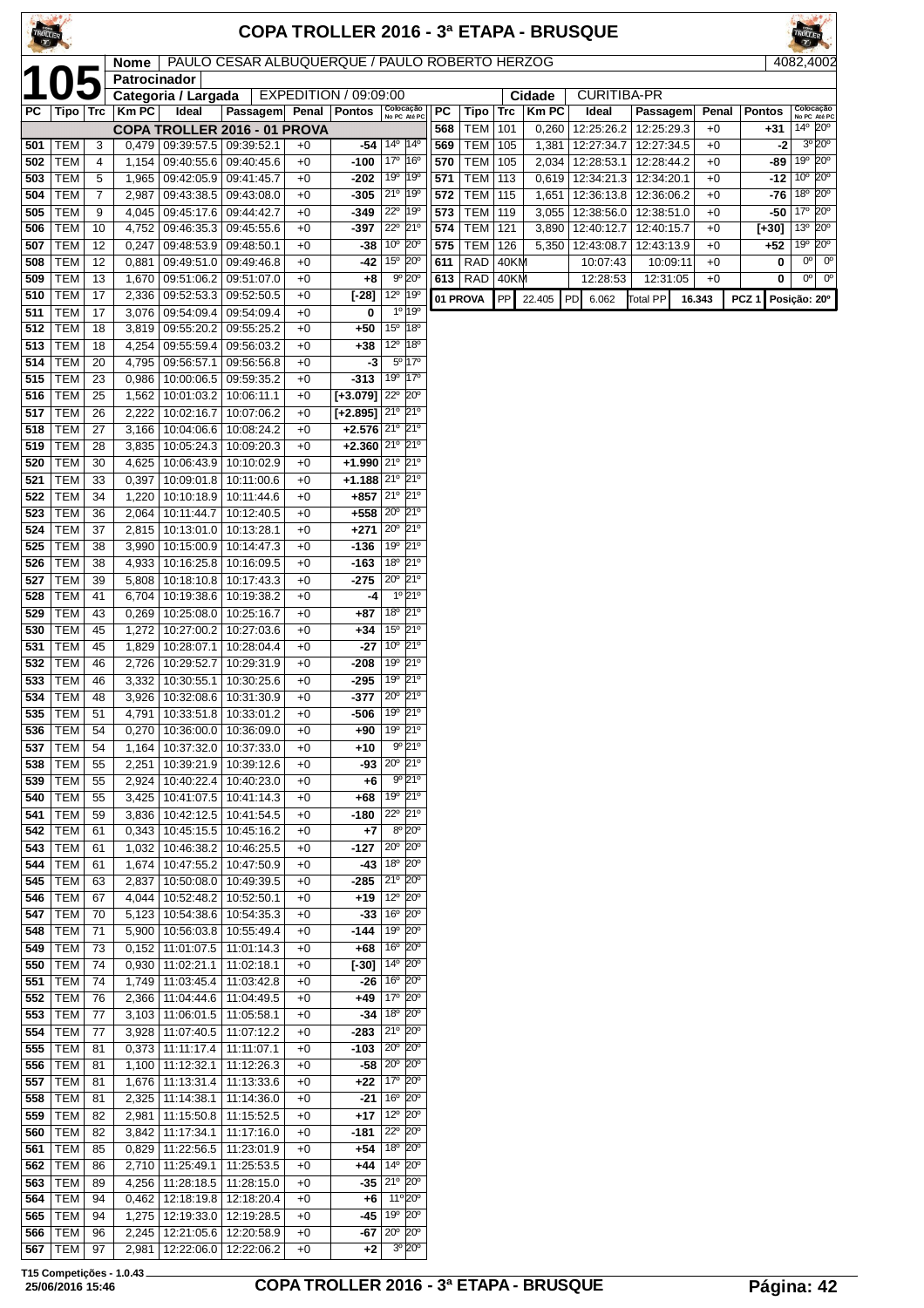# COPA TROLLER 2016 - 3ª ETAPA - BRUSQUE

**105**

| Nome | PAULO CESAR ALBUQUERQUE / PAULO ROBERTO HERZOG | 4082,4002 |
|---|---|---|
| Patrocinador | | |
| Categoria / Largada | EXPEDITION / 09:09:00 | Cidade: CURITIBA-PR |

**COPA TROLLER 2016 - 01 PROVA**

| PC | Tipo | Trc | Km PC | Ideal | Passagem | Penal | Pontos | Colocação No PC | Colocação Até PC |
|---|---|---|---|---|---|---|---|---|---|
| 501 | TEM | 3 | 0,479 | 09:39:57.5 | 09:39:52.1 | +0 | -54 | 14º | 14º |
| 502 | TEM | 4 | 1,154 | 09:40:55.6 | 09:40:45.6 | +0 | -100 | 17º | 16º |
| 503 | TEM | 5 | 1,965 | 09:42:05.9 | 09:41:45.7 | +0 | -202 | 19º | 19º |
| 504 | TEM | 7 | 2,987 | 09:43:38.5 | 09:43:08.0 | +0 | -305 | 21º | 19º |
| 505 | TEM | 9 | 4,045 | 09:45:17.6 | 09:44:42.7 | +0 | -349 | 22º | 19º |
| 506 | TEM | 10 | 4,752 | 09:46:35.3 | 09:45:55.6 | +0 | -397 | 22º | 21º |
| 507 | TEM | 12 | 0,247 | 09:48:53.9 | 09:48:50.1 | +0 | -38 | 10º | 20º |
| 508 | TEM | 12 | 0,881 | 09:49:51.0 | 09:49:46.8 | +0 | -42 | 15º | 20º |
| 509 | TEM | 13 | 1,670 | 09:51:06.2 | 09:51:07.0 | +0 | +8 | 9º | 20º |
| 510 | TEM | 17 | 2,336 | 09:52:53.3 | 09:52:50.5 | +0 | [-28] | 12º | 19º |
| 511 | TEM | 17 | 3,076 | 09:54:09.4 | 09:54:09.4 | +0 | 0 | 1º | 19º |
| 512 | TEM | 18 | 3,819 | 09:55:20.2 | 09:55:25.2 | +0 | +50 | 15º | 18º |
| 513 | TEM | 18 | 4,254 | 09:55:59.4 | 09:56:03.2 | +0 | +38 | 12º | 18º |
| 514 | TEM | 20 | 4,795 | 09:56:57.1 | 09:56:56.8 | +0 | -3 | 5º | 17º |
| 515 | TEM | 23 | 0,986 | 10:00:06.5 | 09:59:35.2 | +0 | -313 | 19º | 17º |
| 516 | TEM | 25 | 1,562 | 10:01:03.2 | 10:06:11.1 | +0 | [+3.079] | 22º | 20º |
| 517 | TEM | 26 | 2,222 | 10:02:16.7 | 10:07:06.2 | +0 | [+2.895] | 21º | 21º |
| 518 | TEM | 27 | 3,166 | 10:04:06.6 | 10:08:24.2 | +0 | +2.576 | 21º | 21º |
| 519 | TEM | 28 | 3,835 | 10:05:24.3 | 10:09:20.3 | +0 | +2.360 | 21º | 21º |
| 520 | TEM | 30 | 4,625 | 10:06:43.9 | 10:10:02.9 | +0 | +1.990 | 21º | 21º |
| 521 | TEM | 33 | 0,397 | 10:09:01.8 | 10:11:00.6 | +0 | +1.188 | 21º | 21º |
| 522 | TEM | 34 | 1,220 | 10:10:18.9 | 10:11:44.6 | +0 | +857 | 21º | 21º |
| 523 | TEM | 36 | 2,064 | 10:11:44.7 | 10:12:40.5 | +0 | +558 | 20º | 21º |
| 524 | TEM | 37 | 2,815 | 10:13:01.0 | 10:13:28.1 | +0 | +271 | 20º | 21º |
| 525 | TEM | 38 | 3,990 | 10:15:00.9 | 10:14:47.3 | +0 | -136 | 19º | 21º |
| 526 | TEM | 38 | 4,933 | 10:16:25.8 | 10:16:09.5 | +0 | -163 | 18º | 21º |
| 527 | TEM | 39 | 5,808 | 10:18:10.8 | 10:17:43.3 | +0 | -275 | 20º | 21º |
| 528 | TEM | 41 | 6,704 | 10:19:38.6 | 10:19:38.2 | +0 | -4 | 1º | 21º |
| 529 | TEM | 43 | 0,269 | 10:25:08.0 | 10:25:16.7 | +0 | +87 | 18º | 21º |
| 530 | TEM | 45 | 1,272 | 10:27:00.2 | 10:27:03.6 | +0 | +34 | 15º | 21º |
| 531 | TEM | 45 | 1,829 | 10:28:07.1 | 10:28:04.4 | +0 | -27 | 10º | 21º |
| 532 | TEM | 46 | 2,726 | 10:29:52.7 | 10:29:31.9 | +0 | -208 | 19º | 21º |
| 533 | TEM | 46 | 3,332 | 10:30:55.1 | 10:30:25.6 | +0 | -295 | 19º | 21º |
| 534 | TEM | 48 | 3,926 | 10:32:08.6 | 10:31:30.9 | +0 | -377 | 20º | 21º |
| 535 | TEM | 51 | 4,791 | 10:33:51.8 | 10:33:01.2 | +0 | -506 | 19º | 21º |
| 536 | TEM | 54 | 0,270 | 10:36:00.0 | 10:36:09.0 | +0 | +90 | 19º | 21º |
| 537 | TEM | 54 | 1,164 | 10:37:32.0 | 10:37:33.0 | +0 | +10 | 9º | 21º |
| 538 | TEM | 55 | 2,251 | 10:39:21.9 | 10:39:12.6 | +0 | -93 | 20º | 21º |
| 539 | TEM | 55 | 2,924 | 10:40:22.4 | 10:40:23.0 | +0 | +6 | 9º | 21º |
| 540 | TEM | 55 | 3,425 | 10:41:07.5 | 10:41:14.3 | +0 | +68 | 19º | 21º |
| 541 | TEM | 59 | 3,836 | 10:42:12.5 | 10:41:54.5 | +0 | -180 | 22º | 21º |
| 542 | TEM | 61 | 0,343 | 10:45:15.5 | 10:45:16.2 | +0 | +7 | 8º | 20º |
| 543 | TEM | 61 | 1,032 | 10:46:38.2 | 10:46:25.5 | +0 | -127 | 20º | 20º |
| 544 | TEM | 61 | 1,674 | 10:47:55.2 | 10:47:50.9 | +0 | -43 | 18º | 20º |
| 545 | TEM | 63 | 2,837 | 10:50:08.0 | 10:49:39.5 | +0 | -285 | 21º | 20º |
| 546 | TEM | 67 | 4,044 | 10:52:48.2 | 10:52:50.1 | +0 | +19 | 12º | 20º |
| 547 | TEM | 70 | 5,123 | 10:54:38.6 | 10:54:35.3 | +0 | -33 | 16º | 20º |
| 548 | TEM | 71 | 5,900 | 10:56:03.8 | 10:55:49.4 | +0 | -144 | 19º | 20º |
| 549 | TEM | 73 | 0,152 | 11:01:07.5 | 11:01:14.3 | +0 | +68 | 16º | 20º |
| 550 | TEM | 74 | 0,930 | 11:02:21.1 | 11:02:18.1 | +0 | [-30] | 14º | 20º |
| 551 | TEM | 74 | 1,749 | 11:03:45.4 | 11:03:42.8 | +0 | -26 | 16º | 20º |
| 552 | TEM | 76 | 2,366 | 11:04:44.6 | 11:04:49.5 | +0 | +49 | 17º | 20º |
| 553 | TEM | 77 | 3,103 | 11:06:01.5 | 11:05:58.1 | +0 | -34 | 18º | 20º |
| 554 | TEM | 77 | 3,928 | 11:07:40.5 | 11:07:12.2 | +0 | -283 | 21º | 20º |
| 555 | TEM | 81 | 0,373 | 11:11:17.4 | 11:11:07.1 | +0 | -103 | 20º | 20º |
| 556 | TEM | 81 | 1,100 | 11:12:32.1 | 11:12:26.3 | +0 | -58 | 20º | 20º |
| 557 | TEM | 81 | 1,676 | 11:13:31.4 | 11:13:33.6 | +0 | +22 | 17º | 20º |
| 558 | TEM | 81 | 2,325 | 11:14:38.1 | 11:14:36.0 | +0 | -21 | 16º | 20º |
| 559 | TEM | 82 | 2,981 | 11:15:50.8 | 11:15:52.5 | +0 | +17 | 12º | 20º |
| 560 | TEM | 82 | 3,842 | 11:17:34.1 | 11:17:16.0 | +0 | -181 | 22º | 20º |
| 561 | TEM | 85 | 0,829 | 11:22:56.5 | 11:23:01.9 | +0 | +54 | 18º | 20º |
| 562 | TEM | 86 | 2,710 | 11:25:49.1 | 11:25:53.5 | +0 | +44 | 14º | 20º |
| 563 | TEM | 89 | 4,256 | 11:28:18.5 | 11:28:15.0 | +0 | -35 | 21º | 20º |
| 564 | TEM | 94 | 0,462 | 12:18:19.8 | 12:18:20.4 | +0 | +6 | 11º | 20º |
| 565 | TEM | 94 | 1,275 | 12:19:33.0 | 12:19:28.5 | +0 | -45 | 19º | 20º |
| 566 | TEM | 96 | 2,245 | 12:21:05.6 | 12:20:58.9 | +0 | -67 | 20º | 20º |
| 567 | TEM | 97 | 2,981 | 12:22:06.0 | 12:22:06.2 | +0 | +2 | 3º | 20º |
| 568 | TEM | 101 | 0,260 | 12:25:26.2 | 12:25:29.3 | +0 | +31 | 14º | 20º |
| 569 | TEM | 105 | 1,381 | 12:27:34.7 | 12:27:34.5 | +0 | -2 | 3º | 20º |
| 570 | TEM | 105 | 2,034 | 12:28:53.1 | 12:28:44.2 | +0 | -89 | 19º | 20º |
| 571 | TEM | 113 | 0,619 | 12:34:21.3 | 12:34:20.1 | +0 | -12 | 10º | 20º |
| 572 | TEM | 115 | 1,651 | 12:36:13.8 | 12:36:06.2 | +0 | -76 | 18º | 20º |
| 573 | TEM | 119 | 3,055 | 12:38:56.0 | 12:38:51.0 | +0 | -50 | 17º | 20º |
| 574 | TEM | 121 | 3,890 | 12:40:12.7 | 12:40:15.7 | +0 | [+30] | 13º | 20º |
| 575 | TEM | 126 | 5,350 | 12:43:08.7 | 12:43:13.9 | +0 | +52 | 19º | 20º |
| 611 | RAD | 40KM | | 10:07:43 | 10:09:11 | +0 | 0 | 0º | 0º |
| 613 | RAD | 40KM | | 12:28:53 | 12:31:05 | +0 | 0 | 0º | 0º |

| 01 PROVA | PP | 22.405 | PD | 6.062 | Total PP | 16.343 | PCZ 1 | Posição: 20º |
|---|---|---|---|---|---|---|---|---|

T15 Competições - 1.0.43
25/06/2016 15:46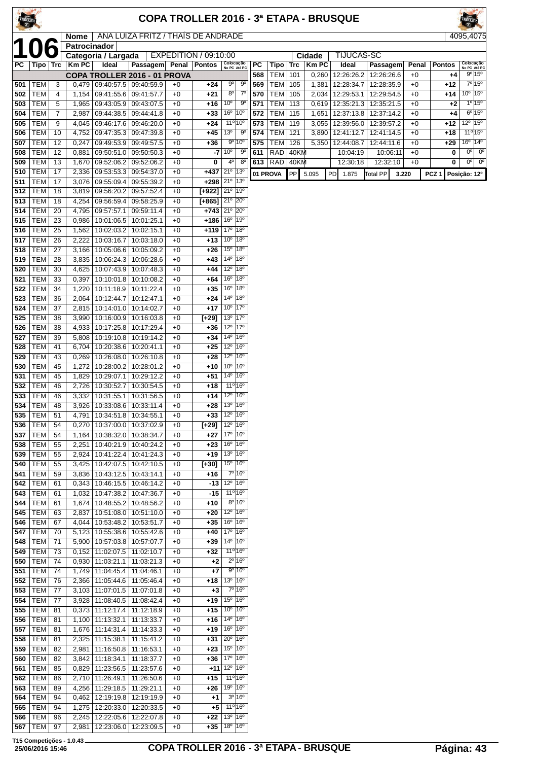# COPA TROLLER 2016 - 3ª ETAPA - BRUSQUE

**106**

| Nome | ANA LUIZA FRITZ / THAIS DE ANDRADE | 4095,4075 |
|---|---|---|
| Patrocinador | | |
| Categoria / Largada | EXPEDITION / 09:10:00 | Cidade: TIJUCAS-SC |

**COPA TROLLER 2016 - 01 PROVA**

| PC | Tipo | Trc | Km PC | Ideal | Passagem | Penal | Pontos | Colocação No PC | Colocação Até PC |
|---|---|---|---|---|---|---|---|---|---|
| 501 | TEM | 3 | 0,479 | 09:40:57.5 | 09:40:59.9 | +0 | +24 | 9º | 9º |
| 502 | TEM | 4 | 1,154 | 09:41:55.6 | 09:41:57.7 | +0 | +21 | 8º | 7º |
| 503 | TEM | 5 | 1,965 | 09:43:05.9 | 09:43:07.5 | +0 | +16 | 10º | 9º |
| 504 | TEM | 7 | 2,987 | 09:44:38.5 | 09:44:41.8 | +0 | +33 | 16º | 10º |
| 505 | TEM | 9 | 4,045 | 09:46:17.6 | 09:46:20.0 | +0 | +24 | 11º | 10º |
| 506 | TEM | 10 | 4,752 | 09:47:35.3 | 09:47:39.8 | +0 | +45 | 13º | 9º |
| 507 | TEM | 12 | 0,247 | 09:49:53.9 | 09:49:57.5 | +0 | +36 | 9º | 10º |
| 508 | TEM | 12 | 0,881 | 09:50:51.0 | 09:50:50.3 | +0 | -7 | 10º | 9º |
| 509 | TEM | 13 | 1,670 | 09:52:06.2 | 09:52:06.2 | +0 | 0 | 4º | 8º |
| 510 | TEM | 17 | 2,336 | 09:53:53.3 | 09:54:37.0 | +0 | +437 | 21º | 13º |
| 511 | TEM | 17 | 3,076 | 09:55:09.4 | 09:55:39.2 | +0 | +298 | 21º | 13º |
| 512 | TEM | 18 | 3,819 | 09:56:20.2 | 09:57:52.4 | +0 | [+922] | 21º | 19º |
| 513 | TEM | 18 | 4,254 | 09:56:59.4 | 09:58:25.9 | +0 | [+865] | 21º | 20º |
| 514 | TEM | 20 | 4,795 | 09:57:57.1 | 09:59:11.4 | +0 | +743 | 21º | 20º |
| 515 | TEM | 23 | 0,986 | 10:01:06.5 | 10:01:25.1 | +0 | +186 | 16º | 19º |
| 516 | TEM | 25 | 1,562 | 10:02:03.2 | 10:02:15.1 | +0 | +119 | 17º | 18º |
| 517 | TEM | 26 | 2,222 | 10:03:16.7 | 10:03:18.0 | +0 | +13 | 10º | 18º |
| 518 | TEM | 27 | 3,166 | 10:05:06.6 | 10:05:09.2 | +0 | +26 | 15º | 18º |
| 519 | TEM | 28 | 3,835 | 10:06:24.3 | 10:06:28.6 | +0 | +43 | 14º | 18º |
| 520 | TEM | 30 | 4,625 | 10:07:43.9 | 10:07:48.3 | +0 | +44 | 12º | 18º |
| 521 | TEM | 33 | 0,397 | 10:10:01.8 | 10:10:08.2 | +0 | +64 | 16º | 18º |
| 522 | TEM | 34 | 1,220 | 10:11:18.9 | 10:11:22.4 | +0 | +35 | 16º | 18º |
| 523 | TEM | 36 | 2,064 | 10:12:44.7 | 10:12:47.1 | +0 | +24 | 14º | 18º |
| 524 | TEM | 37 | 2,815 | 10:14:01.0 | 10:14:02.7 | +0 | +17 | 10º | 17º |
| 525 | TEM | 38 | 3,990 | 10:16:00.9 | 10:16:03.8 | +0 | [+29] | 13º | 17º |
| 526 | TEM | 38 | 4,933 | 10:17:25.8 | 10:17:29.4 | +0 | +36 | 12º | 17º |
| 527 | TEM | 39 | 5,808 | 10:19:10.8 | 10:19:14.2 | +0 | +34 | 14º | 16º |
| 528 | TEM | 41 | 6,704 | 10:20:38.6 | 10:20:41.1 | +0 | +25 | 12º | 16º |
| 529 | TEM | 43 | 0,269 | 10:26:08.0 | 10:26:10.8 | +0 | +28 | 12º | 16º |
| 530 | TEM | 45 | 1,272 | 10:28:00.2 | 10:28:01.2 | +0 | +10 | 10º | 16º |
| 531 | TEM | 45 | 1,829 | 10:29:07.1 | 10:29:12.2 | +0 | +51 | 14º | 16º |
| 532 | TEM | 46 | 2,726 | 10:30:52.7 | 10:30:54.5 | +0 | +18 | 11º | 16º |
| 533 | TEM | 46 | 3,332 | 10:31:55.1 | 10:31:56.5 | +0 | +14 | 12º | 16º |
| 534 | TEM | 48 | 3,926 | 10:33:08.6 | 10:33:11.4 | +0 | +28 | 13º | 16º |
| 535 | TEM | 51 | 4,791 | 10:34:51.8 | 10:34:55.1 | +0 | +33 | 12º | 16º |
| 536 | TEM | 54 | 0,270 | 10:37:00.0 | 10:37:02.9 | +0 | [+29] | 12º | 16º |
| 537 | TEM | 54 | 1,164 | 10:38:32.0 | 10:38:34.7 | +0 | +27 | 17º | 16º |
| 538 | TEM | 55 | 2,251 | 10:40:21.9 | 10:40:24.2 | +0 | +23 | 16º | 16º |
| 539 | TEM | 55 | 2,924 | 10:41:22.4 | 10:41:24.3 | +0 | +19 | 13º | 16º |
| 540 | TEM | 55 | 3,425 | 10:42:07.5 | 10:42:10.5 | +0 | [+30] | 15º | 16º |
| 541 | TEM | 59 | 3,836 | 10:43:12.5 | 10:43:14.1 | +0 | +16 | 7º | 16º |
| 542 | TEM | 61 | 0,343 | 10:46:15.5 | 10:46:14.2 | +0 | -13 | 12º | 16º |
| 543 | TEM | 61 | 1,032 | 10:47:38.2 | 10:47:36.7 | +0 | -15 | 11º | 16º |
| 544 | TEM | 61 | 1,674 | 10:48:55.2 | 10:48:56.2 | +0 | +10 | 8º | 16º |
| 545 | TEM | 63 | 2,837 | 10:51:08.0 | 10:51:10.0 | +0 | +20 | 12º | 16º |
| 546 | TEM | 67 | 4,044 | 10:53:48.2 | 10:53:51.7 | +0 | +35 | 16º | 16º |
| 547 | TEM | 70 | 5,123 | 10:55:38.6 | 10:55:42.6 | +0 | +40 | 17º | 16º |
| 548 | TEM | 71 | 5,900 | 10:57:03.8 | 10:57:07.7 | +0 | +39 | 14º | 16º |
| 549 | TEM | 73 | 0,152 | 11:02:07.5 | 11:02:10.7 | +0 | +32 | 11º | 16º |
| 550 | TEM | 74 | 0,930 | 11:03:21.1 | 11:03:21.3 | +0 | +2 | 2º | 16º |
| 551 | TEM | 74 | 1,749 | 11:04:45.4 | 11:04:46.1 | +0 | +7 | 9º | 16º |
| 552 | TEM | 76 | 2,366 | 11:05:44.6 | 11:05:46.4 | +0 | +18 | 13º | 16º |
| 553 | TEM | 77 | 3,103 | 11:07:01.5 | 11:07:01.8 | +0 | +3 | 7º | 16º |
| 554 | TEM | 77 | 3,928 | 11:08:40.5 | 11:08:42.4 | +0 | +19 | 15º | 16º |
| 555 | TEM | 81 | 0,373 | 11:12:17.4 | 11:12:18.9 | +0 | +15 | 10º | 16º |
| 556 | TEM | 81 | 1,100 | 11:13:32.1 | 11:13:33.7 | +0 | +16 | 14º | 16º |
| 557 | TEM | 81 | 1,676 | 11:14:31.4 | 11:14:33.3 | +0 | +19 | 16º | 16º |
| 558 | TEM | 81 | 2,325 | 11:15:38.1 | 11:15:41.2 | +0 | +31 | 20º | 16º |
| 559 | TEM | 82 | 2,981 | 11:16:50.8 | 11:16:53.1 | +0 | +23 | 15º | 16º |
| 560 | TEM | 82 | 3,842 | 11:18:34.1 | 11:18:37.7 | +0 | +36 | 17º | 16º |
| 561 | TEM | 85 | 0,829 | 11:23:56.5 | 11:23:57.6 | +0 | +11 | 12º | 16º |
| 562 | TEM | 86 | 2,710 | 11:26:49.1 | 11:26:50.6 | +0 | +15 | 11º | 16º |
| 563 | TEM | 89 | 4,256 | 11:29:18.5 | 11:29:21.1 | +0 | +26 | 19º | 16º |
| 564 | TEM | 94 | 0,462 | 12:19:19.8 | 12:19:19.9 | +0 | +1 | 3º | 16º |
| 565 | TEM | 94 | 1,275 | 12:20:33.0 | 12:20:33.5 | +0 | +5 | 11º | 16º |
| 566 | TEM | 96 | 2,245 | 12:22:05.6 | 12:22:07.8 | +0 | +22 | 13º | 16º |
| 567 | TEM | 97 | 2,981 | 12:23:06.0 | 12:23:09.5 | +0 | +35 | 18º | 16º |
| 568 | TEM | 101 | 0,260 | 12:26:26.2 | 12:26:26.6 | +0 | +4 | 9º | 15º |
| 569 | TEM | 105 | 1,381 | 12:28:34.7 | 12:28:35.9 | +0 | +12 | 7º | 15º |
| 570 | TEM | 105 | 2,034 | 12:29:53.1 | 12:29:54.5 | +0 | +14 | 10º | 15º |
| 571 | TEM | 113 | 0,619 | 12:35:21.3 | 12:35:21.5 | +0 | +2 | 1º | 15º |
| 572 | TEM | 115 | 1,651 | 12:37:13.8 | 12:37:14.2 | +0 | +4 | 6º | 15º |
| 573 | TEM | 119 | 3,055 | 12:39:56.0 | 12:39:57.2 | +0 | +12 | 12º | 15º |
| 574 | TEM | 121 | 3,890 | 12:41:12.7 | 12:41:14.5 | +0 | +18 | 11º | 15º |
| 575 | TEM | 126 | 5,350 | 12:44:08.7 | 12:44:11.6 | +0 | +29 | 16º | 14º |
| 611 | RAD | 40KM | | 10:04:19 | 10:06:11 | +0 | 0 | 0º | 0º |
| 613 | RAD | 40KM | | 12:30:18 | 12:32:10 | +0 | 0 | 0º | 0º |

| 01 PROVA | PP | 5.095 | PD | 1.875 | Total PP | 3.220 | PCZ 1 | Posição: 12º |
|---|---|---|---|---|---|---|---|---|

T15 Competições - 1.0.43
25/06/2016 15:46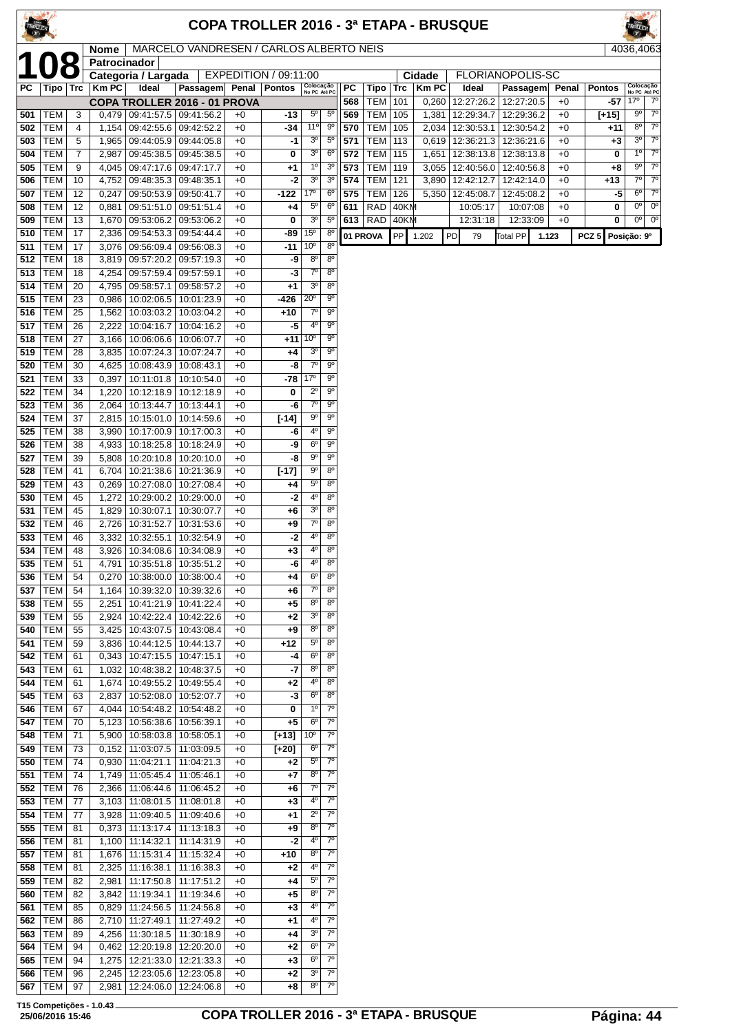# COPA TROLLER 2016 - 3ª ETAPA - BRUSQUE

**108**

| | |
|---|---|
| Nome | MARCELO VANDRESEN / CARLOS ALBERTO NEIS | 4036,4063 |
| Patrocinador | |
| Categoria / Largada | EXPEDITION / 09:11:00 |
| Cidade | FLORIANOPOLIS-SC |

**COPA TROLLER 2016 - 01 PROVA**

| PC | Tipo | Trc | Km PC | Ideal | Passagem | Penal | Pontos | Colocação No PC | Colocação Até PC |
|---|---|---|---|---|---|---|---|---|---|
| 501 | TEM | 3 | 0,479 | 09:41:57.5 | 09:41:56.2 | +0 | -13 | 5º | 5º |
| 502 | TEM | 4 | 1,154 | 09:42:55.6 | 09:42:52.2 | +0 | -34 | 11º | 9º |
| 503 | TEM | 5 | 1,965 | 09:44:05.9 | 09:44:05.8 | +0 | -1 | 3º | 5º |
| 504 | TEM | 7 | 2,987 | 09:45:38.5 | 09:45:38.5 | +0 | 0 | 3º | 6º |
| 505 | TEM | 9 | 4,045 | 09:47:17.6 | 09:47:17.7 | +0 | +1 | 1º | 3º |
| 506 | TEM | 10 | 4,752 | 09:48:35.3 | 09:48:35.1 | +0 | -2 | 3º | 3º |
| 507 | TEM | 12 | 0,247 | 09:50:53.9 | 09:50:41.7 | +0 | -122 | 17º | 6º |
| 508 | TEM | 12 | 0,881 | 09:51:51.0 | 09:51:51.4 | +0 | +4 | 5º | 6º |
| 509 | TEM | 13 | 1,670 | 09:53:06.2 | 09:53:06.2 | +0 | 0 | 3º | 5º |
| 510 | TEM | 17 | 2,336 | 09:54:53.3 | 09:54:44.4 | +0 | -89 | 15º | 8º |
| 511 | TEM | 17 | 3,076 | 09:56:09.4 | 09:56:08.3 | +0 | -11 | 10º | 8º |
| 512 | TEM | 18 | 3,819 | 09:57:20.2 | 09:57:19.3 | +0 | -9 | 8º | 8º |
| 513 | TEM | 18 | 4,254 | 09:57:59.4 | 09:57:59.1 | +0 | -3 | 7º | 8º |
| 514 | TEM | 20 | 4,795 | 09:58:57.1 | 09:58:57.2 | +0 | +1 | 3º | 8º |
| 515 | TEM | 23 | 0,986 | 10:02:06.5 | 10:01:23.9 | +0 | -426 | 20º | 9º |
| 516 | TEM | 25 | 1,562 | 10:03:03.2 | 10:03:04.2 | +0 | +10 | 7º | 9º |
| 517 | TEM | 26 | 2,222 | 10:04:16.7 | 10:04:16.2 | +0 | -5 | 4º | 9º |
| 518 | TEM | 27 | 3,166 | 10:06:06.6 | 10:06:07.7 | +0 | +11 | 10º | 9º |
| 519 | TEM | 28 | 3,835 | 10:07:24.3 | 10:07:24.7 | +0 | +4 | 3º | 9º |
| 520 | TEM | 30 | 4,625 | 10:08:43.9 | 10:08:43.1 | +0 | -8 | 7º | 9º |
| 521 | TEM | 33 | 0,397 | 10:11:01.8 | 10:10:54.0 | +0 | -78 | 17º | 9º |
| 522 | TEM | 34 | 1,220 | 10:12:18.9 | 10:12:18.9 | +0 | 0 | 2º | 9º |
| 523 | TEM | 36 | 2,064 | 10:13:44.7 | 10:13:44.1 | +0 | -6 | 7º | 9º |
| 524 | TEM | 37 | 2,815 | 10:15:01.0 | 10:14:59.6 | +0 | [-14] | 9º | 9º |
| 525 | TEM | 38 | 3,990 | 10:17:00.9 | 10:17:00.3 | +0 | -6 | 4º | 9º |
| 526 | TEM | 38 | 4,933 | 10:18:25.8 | 10:18:24.9 | +0 | -9 | 6º | 9º |
| 527 | TEM | 39 | 5,808 | 10:20:10.8 | 10:20:10.0 | +0 | -8 | 9º | 9º |
| 528 | TEM | 41 | 6,704 | 10:21:38.6 | 10:21:36.9 | +0 | [-17] | 9º | 8º |
| 529 | TEM | 43 | 0,269 | 10:27:08.0 | 10:27:08.4 | +0 | +4 | 5º | 8º |
| 530 | TEM | 45 | 1,272 | 10:29:00.2 | 10:29:00.0 | +0 | -2 | 4º | 8º |
| 531 | TEM | 45 | 1,829 | 10:30:07.1 | 10:30:07.7 | +0 | +6 | 3º | 8º |
| 532 | TEM | 46 | 2,726 | 10:31:52.7 | 10:31:53.6 | +0 | +9 | 7º | 8º |
| 533 | TEM | 46 | 3,332 | 10:32:55.1 | 10:32:54.9 | +0 | -2 | 4º | 8º |
| 534 | TEM | 48 | 3,926 | 10:34:08.6 | 10:34:08.9 | +0 | +3 | 4º | 8º |
| 535 | TEM | 51 | 4,791 | 10:35:51.8 | 10:35:51.2 | +0 | -6 | 4º | 8º |
| 536 | TEM | 54 | 0,270 | 10:38:00.0 | 10:38:00.4 | +0 | +4 | 6º | 8º |
| 537 | TEM | 54 | 1,164 | 10:39:32.0 | 10:39:32.6 | +0 | +6 | 7º | 8º |
| 538 | TEM | 55 | 2,251 | 10:41:21.9 | 10:41:22.4 | +0 | +5 | 8º | 8º |
| 539 | TEM | 55 | 2,924 | 10:42:22.4 | 10:42:22.6 | +0 | +2 | 3º | 8º |
| 540 | TEM | 55 | 3,425 | 10:43:07.5 | 10:43:08.4 | +0 | +9 | 8º | 8º |
| 541 | TEM | 59 | 3,836 | 10:44:12.5 | 10:44:13.7 | +0 | +12 | 5º | 8º |
| 542 | TEM | 61 | 0,343 | 10:47:15.5 | 10:47:15.1 | +0 | -4 | 6º | 8º |
| 543 | TEM | 61 | 1,032 | 10:48:38.2 | 10:48:37.5 | +0 | -7 | 8º | 8º |
| 544 | TEM | 61 | 1,674 | 10:49:55.2 | 10:49:55.4 | +0 | +2 | 4º | 8º |
| 545 | TEM | 63 | 2,837 | 10:52:08.0 | 10:52:07.7 | +0 | -3 | 6º | 8º |
| 546 | TEM | 67 | 4,044 | 10:54:48.2 | 10:54:48.2 | +0 | 0 | 1º | 7º |
| 547 | TEM | 70 | 5,123 | 10:56:38.6 | 10:56:39.1 | +0 | +5 | 6º | 7º |
| 548 | TEM | 71 | 5,900 | 10:58:03.8 | 10:58:05.1 | +0 | [+13] | 10º | 7º |
| 549 | TEM | 73 | 0,152 | 11:03:07.5 | 11:03:09.5 | +0 | [+20] | 6º | 7º |
| 550 | TEM | 74 | 0,930 | 11:04:21.1 | 11:04:21.3 | +0 | +2 | 5º | 7º |
| 551 | TEM | 74 | 1,749 | 11:05:45.4 | 11:05:46.1 | +0 | +7 | 8º | 7º |
| 552 | TEM | 76 | 2,366 | 11:06:44.6 | 11:06:45.2 | +0 | +6 | 7º | 7º |
| 553 | TEM | 77 | 3,103 | 11:08:01.5 | 11:08:01.8 | +0 | +3 | 4º | 7º |
| 554 | TEM | 77 | 3,928 | 11:09:40.5 | 11:09:40.6 | +0 | +1 | 2º | 7º |
| 555 | TEM | 81 | 0,373 | 11:13:17.4 | 11:13:18.3 | +0 | +9 | 8º | 7º |
| 556 | TEM | 81 | 1,100 | 11:14:32.1 | 11:14:31.9 | +0 | -2 | 4º | 7º |
| 557 | TEM | 81 | 1,676 | 11:15:31.4 | 11:15:32.4 | +0 | +10 | 8º | 7º |
| 558 | TEM | 81 | 2,325 | 11:16:38.1 | 11:16:38.3 | +0 | +2 | 4º | 7º |
| 559 | TEM | 82 | 2,981 | 11:17:50.8 | 11:17:51.2 | +0 | +4 | 5º | 7º |
| 560 | TEM | 82 | 3,842 | 11:19:34.1 | 11:19:34.6 | +0 | +5 | 8º | 7º |
| 561 | TEM | 85 | 0,829 | 11:24:56.5 | 11:24:56.8 | +0 | +3 | 4º | 7º |
| 562 | TEM | 86 | 2,710 | 11:27:49.1 | 11:27:49.2 | +0 | +1 | 4º | 7º |
| 563 | TEM | 89 | 4,256 | 11:30:18.5 | 11:30:18.9 | +0 | +4 | 3º | 7º |
| 564 | TEM | 94 | 0,462 | 12:20:19.8 | 12:20:20.0 | +0 | +2 | 6º | 7º |
| 565 | TEM | 94 | 1,275 | 12:21:33.0 | 12:21:33.3 | +0 | +3 | 6º | 7º |
| 566 | TEM | 96 | 2,245 | 12:23:05.6 | 12:23:05.8 | +0 | +2 | 3º | 7º |
| 567 | TEM | 97 | 2,981 | 12:24:06.0 | 12:24:06.8 | +0 | +8 | 8º | 7º |
| 568 | TEM | 101 | 0,260 | 12:27:26.2 | 12:27:20.5 | +0 | -57 | 17º | 7º |
| 569 | TEM | 105 | 1,381 | 12:29:34.7 | 12:29:36.2 | +0 | [+15] | 9º | 7º |
| 570 | TEM | 105 | 2,034 | 12:30:53.1 | 12:30:54.2 | +0 | +11 | 8º | 7º |
| 571 | TEM | 113 | 0,619 | 12:36:21.3 | 12:36:21.6 | +0 | +3 | 3º | 7º |
| 572 | TEM | 115 | 1,651 | 12:38:13.8 | 12:38:13.8 | +0 | 0 | 1º | 7º |
| 573 | TEM | 119 | 3,055 | 12:40:56.0 | 12:40:56.8 | +0 | +8 | 9º | 7º |
| 574 | TEM | 121 | 3,890 | 12:42:12.7 | 12:42:14.0 | +0 | +13 | 7º | 7º |
| 575 | TEM | 126 | 5,350 | 12:45:08.7 | 12:45:08.2 | +0 | -5 | 6º | 7º |
| 611 | RAD | 40KM | | 10:05:17 | 10:07:08 | +0 | 0 | 0º | 0º |
| 613 | RAD | 40KM | | 12:31:18 | 12:33:09 | +0 | 0 | 0º | 0º |

| 01 PROVA | PP | 1.202 | PD | 79 | Total PP | 1.123 | PCZ 5 | Posição: 9º |
|---|---|---|---|---|---|---|---|---|

T15 Competições - 1.0.43
25/06/2016 15:46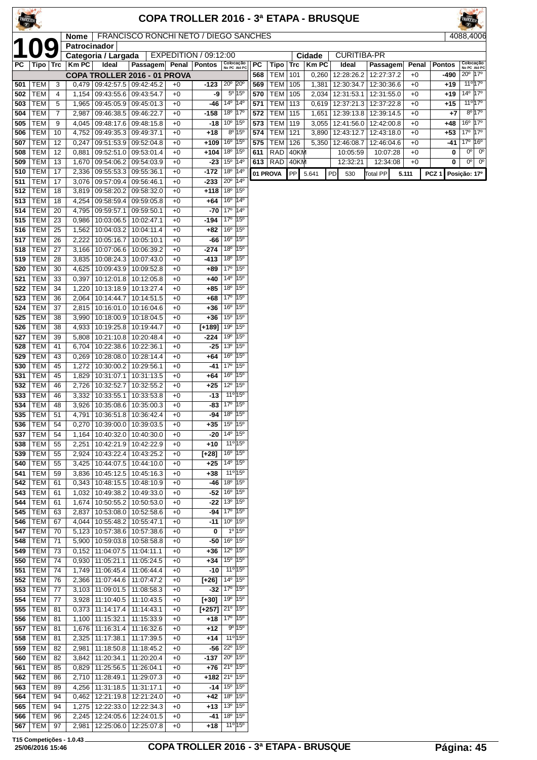# COPA TROLLER 2016 - 3ª ETAPA - BRUSQUE

**109**

| Nome | FRANCISCO RONCHI NETO / DIEGO SANCHES | 4088,4006 |
|---|---|---|
| Patrocinador | | |
| Categoria / Largada | EXPEDITION / 09:12:00 | Cidade: CURITIBA-PR |

| PC | Tipo | Trc | Km PC | Ideal | Passagem | Penal | Pontos | Colocação No PC | Colocação Até PC |
|---|---|---|---|---|---|---|---|---|---|
| | | | | COPA TROLLER 2016 - 01 PROVA | | | | | |
| 501 | TEM | 3 | 0,479 | 09:42:57.5 | 09:42:45.2 | +0 | -123 | 20º | 20º |
| 502 | TEM | 4 | 1,154 | 09:43:55.6 | 09:43:54.7 | +0 | -9 | 5º | 15º |
| 503 | TEM | 5 | 1,965 | 09:45:05.9 | 09:45:01.3 | +0 | -46 | 14º | 14º |
| 504 | TEM | 7 | 2,987 | 09:46:38.5 | 09:46:22.7 | +0 | -158 | 18º | 17º |
| 505 | TEM | 9 | 4,045 | 09:48:17.6 | 09:48:15.8 | +0 | -18 | 10º | 15º |
| 506 | TEM | 10 | 4,752 | 09:49:35.3 | 09:49:37.1 | +0 | +18 | 8º | 15º |
| 507 | TEM | 12 | 0,247 | 09:51:53.9 | 09:52:04.8 | +0 | +109 | 16º | 15º |
| 508 | TEM | 12 | 0,881 | 09:52:51.0 | 09:53:01.4 | +0 | +104 | 18º | 15º |
| 509 | TEM | 13 | 1,670 | 09:54:06.2 | 09:54:03.9 | +0 | -23 | 15º | 14º |
| 510 | TEM | 17 | 2,336 | 09:55:53.3 | 09:55:36.1 | +0 | -172 | 18º | 14º |
| 511 | TEM | 17 | 3,076 | 09:57:09.4 | 09:56:46.1 | +0 | -233 | 20º | 14º |
| 512 | TEM | 18 | 3,819 | 09:58:20.2 | 09:58:32.0 | +0 | +118 | 18º | 15º |
| 513 | TEM | 18 | 4,254 | 09:58:59.4 | 09:59:05.8 | +0 | +64 | 16º | 14º |
| 514 | TEM | 20 | 4,795 | 09:59:57.1 | 09:59:50.1 | +0 | -70 | 17º | 14º |
| 515 | TEM | 23 | 0,986 | 10:03:06.5 | 10:02:47.1 | +0 | -194 | 17º | 15º |
| 516 | TEM | 25 | 1,562 | 10:04:03.2 | 10:04:11.4 | +0 | +82 | 16º | 15º |
| 517 | TEM | 26 | 2,222 | 10:05:16.7 | 10:05:10.1 | +0 | -66 | 16º | 15º |
| 518 | TEM | 27 | 3,166 | 10:07:06.6 | 10:06:39.2 | +0 | -274 | 18º | 15º |
| 519 | TEM | 28 | 3,835 | 10:08:24.3 | 10:07:43.0 | +0 | -413 | 18º | 15º |
| 520 | TEM | 30 | 4,625 | 10:09:43.9 | 10:09:52.8 | +0 | +89 | 17º | 15º |
| 521 | TEM | 33 | 0,397 | 10:12:01.8 | 10:12:05.8 | +0 | +40 | 14º | 15º |
| 522 | TEM | 34 | 1,220 | 10:13:18.9 | 10:13:27.4 | +0 | +85 | 18º | 15º |
| 523 | TEM | 36 | 2,064 | 10:14:44.7 | 10:14:51.5 | +0 | +68 | 17º | 15º |
| 524 | TEM | 37 | 2,815 | 10:16:01.0 | 10:16:04.6 | +0 | +36 | 16º | 15º |
| 525 | TEM | 38 | 3,990 | 10:18:00.9 | 10:18:04.5 | +0 | +36 | 15º | 15º |
| 526 | TEM | 38 | 4,933 | 10:19:25.8 | 10:19:44.7 | +0 | [+189] | 19º | 15º |
| 527 | TEM | 39 | 5,808 | 10:21:10.8 | 10:20:48.4 | +0 | -224 | 19º | 15º |
| 528 | TEM | 41 | 6,704 | 10:22:38.6 | 10:22:36.1 | +0 | -25 | 13º | 15º |
| 529 | TEM | 43 | 0,269 | 10:28:08.0 | 10:28:14.4 | +0 | +64 | 16º | 15º |
| 530 | TEM | 45 | 1,272 | 10:30:00.2 | 10:29:56.1 | +0 | -41 | 17º | 15º |
| 531 | TEM | 45 | 1,829 | 10:31:07.1 | 10:31:13.5 | +0 | +64 | 16º | 15º |
| 532 | TEM | 46 | 2,726 | 10:32:52.7 | 10:32:55.2 | +0 | +25 | 12º | 15º |
| 533 | TEM | 46 | 3,332 | 10:33:55.1 | 10:33:53.8 | +0 | -13 | 11º | 15º |
| 534 | TEM | 48 | 3,926 | 10:35:08.6 | 10:35:00.3 | +0 | -83 | 17º | 15º |
| 535 | TEM | 51 | 4,791 | 10:36:51.8 | 10:36:42.4 | +0 | -94 | 18º | 15º |
| 536 | TEM | 54 | 0,270 | 10:39:00.0 | 10:39:03.5 | +0 | +35 | 15º | 15º |
| 537 | TEM | 54 | 1,164 | 10:40:32.0 | 10:40:30.0 | +0 | -20 | 14º | 15º |
| 538 | TEM | 55 | 2,251 | 10:42:21.9 | 10:42:22.9 | +0 | +10 | 11º | 15º |
| 539 | TEM | 55 | 2,924 | 10:43:22.4 | 10:43:25.2 | +0 | [+28] | 16º | 15º |
| 540 | TEM | 55 | 3,425 | 10:44:07.5 | 10:44:10.0 | +0 | +25 | 14º | 15º |
| 541 | TEM | 59 | 3,836 | 10:45:12.5 | 10:45:16.3 | +0 | +38 | 11º | 15º |
| 542 | TEM | 61 | 0,343 | 10:48:15.5 | 10:48:10.9 | +0 | -46 | 18º | 15º |
| 543 | TEM | 61 | 1,032 | 10:49:38.2 | 10:49:33.0 | +0 | -52 | 16º | 15º |
| 544 | TEM | 61 | 1,674 | 10:50:55.2 | 10:50:53.0 | +0 | -22 | 13º | 15º |
| 545 | TEM | 63 | 2,837 | 10:53:08.0 | 10:52:58.6 | +0 | -94 | 17º | 15º |
| 546 | TEM | 67 | 4,044 | 10:55:48.2 | 10:55:47.1 | +0 | -11 | 10º | 15º |
| 547 | TEM | 70 | 5,123 | 10:57:38.6 | 10:57:38.6 | +0 | 0 | 1º | 15º |
| 548 | TEM | 71 | 5,900 | 10:59:03.8 | 10:58:58.8 | +0 | -50 | 16º | 15º |
| 549 | TEM | 73 | 0,152 | 11:04:07.5 | 11:04:11.1 | +0 | +36 | 12º | 15º |
| 550 | TEM | 74 | 0,930 | 11:05:21.1 | 11:05:24.5 | +0 | +34 | 15º | 15º |
| 551 | TEM | 74 | 1,749 | 11:06:45.4 | 11:06:44.4 | +0 | -10 | 11º | 15º |
| 552 | TEM | 76 | 2,366 | 11:07:44.6 | 11:07:47.2 | +0 | [+26] | 14º | 15º |
| 553 | TEM | 77 | 3,103 | 11:09:01.5 | 11:08:58.3 | +0 | -32 | 17º | 15º |
| 554 | TEM | 77 | 3,928 | 11:10:40.5 | 11:10:43.5 | +0 | [+30] | 19º | 15º |
| 555 | TEM | 81 | 0,373 | 11:14:17.4 | 11:14:43.1 | +0 | [+257] | 21º | 15º |
| 556 | TEM | 81 | 1,100 | 11:15:32.1 | 11:15:33.9 | +0 | +18 | 17º | 15º |
| 557 | TEM | 81 | 1,676 | 11:16:31.4 | 11:16:32.6 | +0 | +12 | 9º | 15º |
| 558 | TEM | 81 | 2,325 | 11:17:38.1 | 11:17:39.5 | +0 | +14 | 11º | 15º |
| 559 | TEM | 82 | 2,981 | 11:18:50.8 | 11:18:45.2 | +0 | -56 | 22º | 15º |
| 560 | TEM | 82 | 3,842 | 11:20:34.1 | 11:20:20.4 | +0 | -137 | 20º | 15º |
| 561 | TEM | 85 | 0,829 | 11:25:56.5 | 11:26:04.1 | +0 | +76 | 21º | 15º |
| 562 | TEM | 86 | 2,710 | 11:28:49.1 | 11:29:07.3 | +0 | +182 | 21º | 15º |
| 563 | TEM | 89 | 4,256 | 11:31:18.5 | 11:31:17.1 | +0 | -14 | 15º | 15º |
| 564 | TEM | 94 | 0,462 | 12:21:19.8 | 12:21:24.0 | +0 | +42 | 18º | 15º |
| 565 | TEM | 94 | 1,275 | 12:22:33.0 | 12:22:34.3 | +0 | +13 | 13º | 15º |
| 566 | TEM | 96 | 2,245 | 12:24:05.6 | 12:24:01.5 | +0 | -41 | 18º | 15º |
| 567 | TEM | 97 | 2,981 | 12:25:06.0 | 12:25:07.8 | +0 | +18 | 11º | 15º |
| 568 | TEM | 101 | 0,260 | 12:28:26.2 | 12:27:37.2 | +0 | -490 | 20º | 17º |
| 569 | TEM | 105 | 1,381 | 12:30:34.7 | 12:30:36.6 | +0 | +19 | 11º | 17º |
| 570 | TEM | 105 | 2,034 | 12:31:53.1 | 12:31:55.0 | +0 | +19 | 14º | 17º |
| 571 | TEM | 113 | 0,619 | 12:37:21.3 | 12:37:22.8 | +0 | +15 | 11º | 17º |
| 572 | TEM | 115 | 1,651 | 12:39:13.8 | 12:39:14.5 | +0 | +7 | 8º | 17º |
| 573 | TEM | 119 | 3,055 | 12:41:56.0 | 12:42:00.8 | +0 | +48 | 16º | 17º |
| 574 | TEM | 121 | 3,890 | 12:43:12.7 | 12:43:18.0 | +0 | +53 | 17º | 17º |
| 575 | TEM | 126 | 5,350 | 12:46:08.7 | 12:46:04.6 | +0 | -41 | 17º | 16º |
| 611 | RAD | 40KM | | 10:05:59 | 10:07:28 | +0 | 0 | 0º | 0º |
| 613 | RAD | 40KM | | 12:32:21 | 12:34:08 | +0 | 0 | 0º | 0º |

| 01 PROVA | PP | 5.641 | PD | 530 | Total PP | 5.111 | PCZ 1 | Posição: 17º |
|---|---|---|---|---|---|---|---|---|

T15 Competições - 1.0.43
25/06/2016 15:46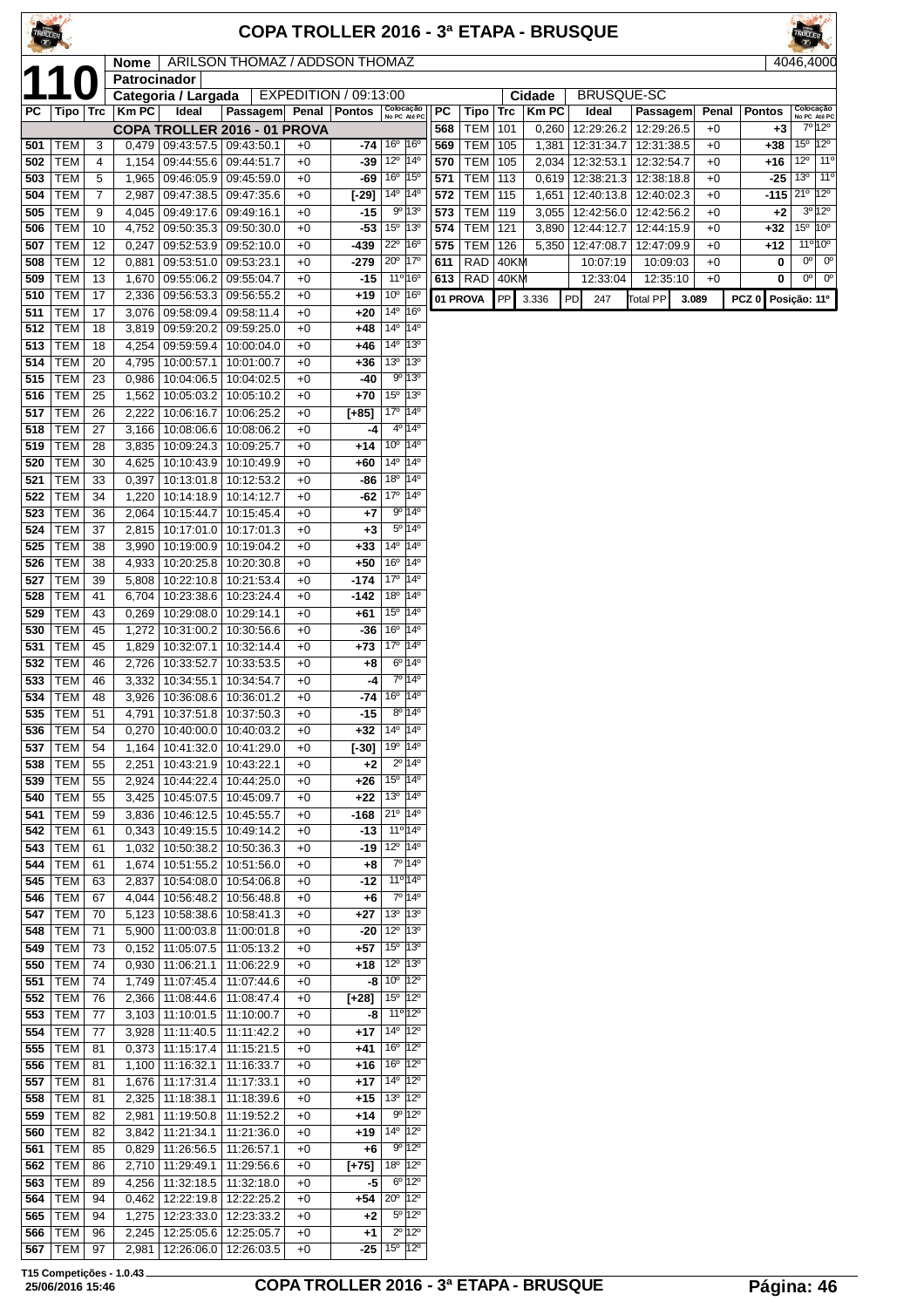# COPA TROLLER 2016 - 3ª ETAPA - BRUSQUE

**110**

| Nome | ARILSON THOMAZ / ADDSON THOMAZ | 4046,4000 |
|---|---|---|
| Patrocinador | | |
| Categoria / Largada | EXPEDITION / 09:13:00 | Cidade: BRUSQUE-SC |

| PC | Tipo | Trc | Km PC | Ideal | Passagem | Penal | Pontos | Colocação No PC | Colocação Até PC |
|---|---|---|---|---|---|---|---|---|---|
| | | | | COPA TROLLER 2016 - 01 PROVA | | | | | |
| 501 | TEM | 3 | 0,479 | 09:43:57.5 | 09:43:50.1 | +0 | -74 | 16º | 16º |
| 502 | TEM | 4 | 1,154 | 09:44:55.6 | 09:44:51.7 | +0 | -39 | 12º | 14º |
| 503 | TEM | 5 | 1,965 | 09:46:05.9 | 09:45:59.0 | +0 | -69 | 16º | 15º |
| 504 | TEM | 7 | 2,987 | 09:47:38.5 | 09:47:35.6 | +0 | [-29] | 14º | 14º |
| 505 | TEM | 9 | 4,045 | 09:49:17.6 | 09:49:16.1 | +0 | -15 | 9º | 13º |
| 506 | TEM | 10 | 4,752 | 09:50:35.3 | 09:50:30.0 | +0 | -53 | 15º | 13º |
| 507 | TEM | 12 | 0,247 | 09:52:53.9 | 09:52:10.0 | +0 | -439 | 22º | 16º |
| 508 | TEM | 12 | 0,881 | 09:53:51.0 | 09:53:23.1 | +0 | -279 | 20º | 17º |
| 509 | TEM | 13 | 1,670 | 09:55:06.2 | 09:55:04.7 | +0 | -15 | 11º | 16º |
| 510 | TEM | 17 | 2,336 | 09:56:53.3 | 09:56:55.2 | +0 | +19 | 10º | 16º |
| 511 | TEM | 17 | 3,076 | 09:58:09.4 | 09:58:11.4 | +0 | +20 | 14º | 16º |
| 512 | TEM | 18 | 3,819 | 09:59:20.2 | 09:59:25.0 | +0 | +48 | 14º | 14º |
| 513 | TEM | 18 | 4,254 | 09:59:59.4 | 10:00:04.0 | +0 | +46 | 14º | 13º |
| 514 | TEM | 20 | 4,795 | 10:00:57.1 | 10:01:00.7 | +0 | +36 | 13º | 13º |
| 515 | TEM | 23 | 0,986 | 10:04:06.5 | 10:04:02.5 | +0 | -40 | 9º | 13º |
| 516 | TEM | 25 | 1,562 | 10:05:03.2 | 10:05:10.2 | +0 | +70 | 15º | 13º |
| 517 | TEM | 26 | 2,222 | 10:06:16.7 | 10:06:25.2 | +0 | [+85] | 17º | 14º |
| 518 | TEM | 27 | 3,166 | 10:08:06.6 | 10:08:06.2 | +0 | -4 | 4º | 14º |
| 519 | TEM | 28 | 3,835 | 10:09:24.3 | 10:09:25.7 | +0 | +14 | 10º | 14º |
| 520 | TEM | 30 | 4,625 | 10:10:43.9 | 10:10:49.9 | +0 | +60 | 14º | 14º |
| 521 | TEM | 33 | 0,397 | 10:13:01.8 | 10:12:53.2 | +0 | -86 | 18º | 14º |
| 522 | TEM | 34 | 1,220 | 10:14:18.9 | 10:14:12.7 | +0 | -62 | 17º | 14º |
| 523 | TEM | 36 | 2,064 | 10:15:44.7 | 10:15:45.4 | +0 | +7 | 9º | 14º |
| 524 | TEM | 37 | 2,815 | 10:17:01.0 | 10:17:01.3 | +0 | +3 | 5º | 14º |
| 525 | TEM | 38 | 3,990 | 10:19:00.9 | 10:19:04.2 | +0 | +33 | 14º | 14º |
| 526 | TEM | 38 | 4,933 | 10:20:25.8 | 10:20:30.8 | +0 | +50 | 16º | 14º |
| 527 | TEM | 39 | 5,808 | 10:22:10.8 | 10:21:53.4 | +0 | -174 | 17º | 14º |
| 528 | TEM | 41 | 6,704 | 10:23:38.6 | 10:23:24.4 | +0 | -142 | 18º | 14º |
| 529 | TEM | 43 | 0,269 | 10:29:08.0 | 10:29:14.1 | +0 | +61 | 15º | 14º |
| 530 | TEM | 45 | 1,272 | 10:31:00.2 | 10:30:56.6 | +0 | -36 | 16º | 14º |
| 531 | TEM | 45 | 1,829 | 10:32:07.1 | 10:32:14.4 | +0 | +73 | 17º | 14º |
| 532 | TEM | 46 | 2,726 | 10:33:52.7 | 10:33:53.5 | +0 | +8 | 6º | 14º |
| 533 | TEM | 46 | 3,332 | 10:34:55.1 | 10:34:54.7 | +0 | -4 | 7º | 14º |
| 534 | TEM | 48 | 3,926 | 10:36:08.6 | 10:36:01.2 | +0 | -74 | 16º | 14º |
| 535 | TEM | 51 | 4,791 | 10:37:51.8 | 10:37:50.3 | +0 | -15 | 8º | 14º |
| 536 | TEM | 54 | 0,270 | 10:40:00.0 | 10:40:03.2 | +0 | +32 | 14º | 14º |
| 537 | TEM | 54 | 1,164 | 10:41:32.0 | 10:41:29.0 | +0 | [-30] | 19º | 14º |
| 538 | TEM | 55 | 2,251 | 10:43:21.9 | 10:43:22.1 | +0 | +2 | 2º | 14º |
| 539 | TEM | 55 | 2,924 | 10:44:22.4 | 10:44:25.0 | +0 | +26 | 15º | 14º |
| 540 | TEM | 55 | 3,425 | 10:45:07.5 | 10:45:09.7 | +0 | +22 | 13º | 14º |
| 541 | TEM | 59 | 3,836 | 10:46:12.5 | 10:45:55.7 | +0 | -168 | 21º | 14º |
| 542 | TEM | 61 | 0,343 | 10:49:15.5 | 10:49:14.2 | +0 | -13 | 11º | 14º |
| 543 | TEM | 61 | 1,032 | 10:50:38.2 | 10:50:36.3 | +0 | -19 | 12º | 14º |
| 544 | TEM | 61 | 1,674 | 10:51:55.2 | 10:51:56.0 | +0 | +8 | 7º | 14º |
| 545 | TEM | 63 | 2,837 | 10:54:08.0 | 10:54:06.8 | +0 | -12 | 11º | 14º |
| 546 | TEM | 67 | 4,044 | 10:56:48.2 | 10:56:48.8 | +0 | +6 | 7º | 14º |
| 547 | TEM | 70 | 5,123 | 10:58:38.6 | 10:58:41.3 | +0 | +27 | 13º | 13º |
| 548 | TEM | 71 | 5,900 | 11:00:03.8 | 11:00:01.8 | +0 | -20 | 12º | 13º |
| 549 | TEM | 73 | 0,152 | 11:05:07.5 | 11:05:13.2 | +0 | +57 | 15º | 13º |
| 550 | TEM | 74 | 0,930 | 11:06:21.1 | 11:06:22.9 | +0 | +18 | 12º | 13º |
| 551 | TEM | 74 | 1,749 | 11:07:45.4 | 11:07:44.6 | +0 | -8 | 10º | 12º |
| 552 | TEM | 76 | 2,366 | 11:08:44.6 | 11:08:47.4 | +0 | [+28] | 15º | 12º |
| 553 | TEM | 77 | 3,103 | 11:10:01.5 | 11:10:00.7 | +0 | -8 | 11º | 12º |
| 554 | TEM | 77 | 3,928 | 11:11:40.5 | 11:11:42.2 | +0 | +17 | 14º | 12º |
| 555 | TEM | 81 | 0,373 | 11:15:17.4 | 11:15:21.5 | +0 | +41 | 16º | 12º |
| 556 | TEM | 81 | 1,100 | 11:16:32.1 | 11:16:33.7 | +0 | +16 | 16º | 12º |
| 557 | TEM | 81 | 1,676 | 11:17:31.4 | 11:17:33.1 | +0 | +17 | 14º | 12º |
| 558 | TEM | 81 | 2,325 | 11:18:38.1 | 11:18:39.6 | +0 | +15 | 13º | 12º |
| 559 | TEM | 82 | 2,981 | 11:19:50.8 | 11:19:52.2 | +0 | +14 | 9º | 12º |
| 560 | TEM | 82 | 3,842 | 11:21:34.1 | 11:21:36.0 | +0 | +19 | 14º | 12º |
| 561 | TEM | 85 | 0,829 | 11:26:56.5 | 11:26:57.1 | +0 | +6 | 9º | 12º |
| 562 | TEM | 86 | 2,710 | 11:29:49.1 | 11:29:56.6 | +0 | [+75] | 18º | 12º |
| 563 | TEM | 89 | 4,256 | 11:32:18.5 | 11:32:18.0 | +0 | -5 | 6º | 12º |
| 564 | TEM | 94 | 0,462 | 12:22:19.8 | 12:22:25.2 | +0 | +54 | 20º | 12º |
| 565 | TEM | 94 | 1,275 | 12:23:33.0 | 12:23:33.2 | +0 | +2 | 5º | 12º |
| 566 | TEM | 96 | 2,245 | 12:25:05.6 | 12:25:05.7 | +0 | +1 | 2º | 12º |
| 567 | TEM | 97 | 2,981 | 12:26:06.0 | 12:26:03.5 | +0 | -25 | 15º | 12º |
| 568 | TEM | 101 | 0,260 | 12:29:26.2 | 12:29:26.5 | +0 | +3 | 7º | 12º |
| 569 | TEM | 105 | 1,381 | 12:31:34.7 | 12:31:38.5 | +0 | +38 | 15º | 12º |
| 570 | TEM | 105 | 2,034 | 12:32:53.1 | 12:32:54.7 | +0 | +16 | 12º | 11º |
| 571 | TEM | 113 | 0,619 | 12:38:21.3 | 12:38:18.8 | +0 | -25 | 13º | 11º |
| 572 | TEM | 115 | 1,651 | 12:40:13.8 | 12:40:02.3 | +0 | -115 | 21º | 12º |
| 573 | TEM | 119 | 3,055 | 12:42:56.0 | 12:42:56.2 | +0 | +2 | 3º | 12º |
| 574 | TEM | 121 | 3,890 | 12:44:12.7 | 12:44:15.9 | +0 | +32 | 15º | 10º |
| 575 | TEM | 126 | 5,350 | 12:47:08.7 | 12:47:09.9 | +0 | +12 | 11º | 10º |
| 611 | RAD | 40KM | | 10:07:19 | 10:09:03 | +0 | 0 | 0º | 0º |
| 613 | RAD | 40KM | | 12:33:04 | 12:35:10 | +0 | 0 | 0º | 0º |

| 01 PROVA | PP | 3.336 | PD | 247 | Total PP | 3.089 | PCZ 0 | Posição: 11º |
|---|---|---|---|---|---|---|---|---|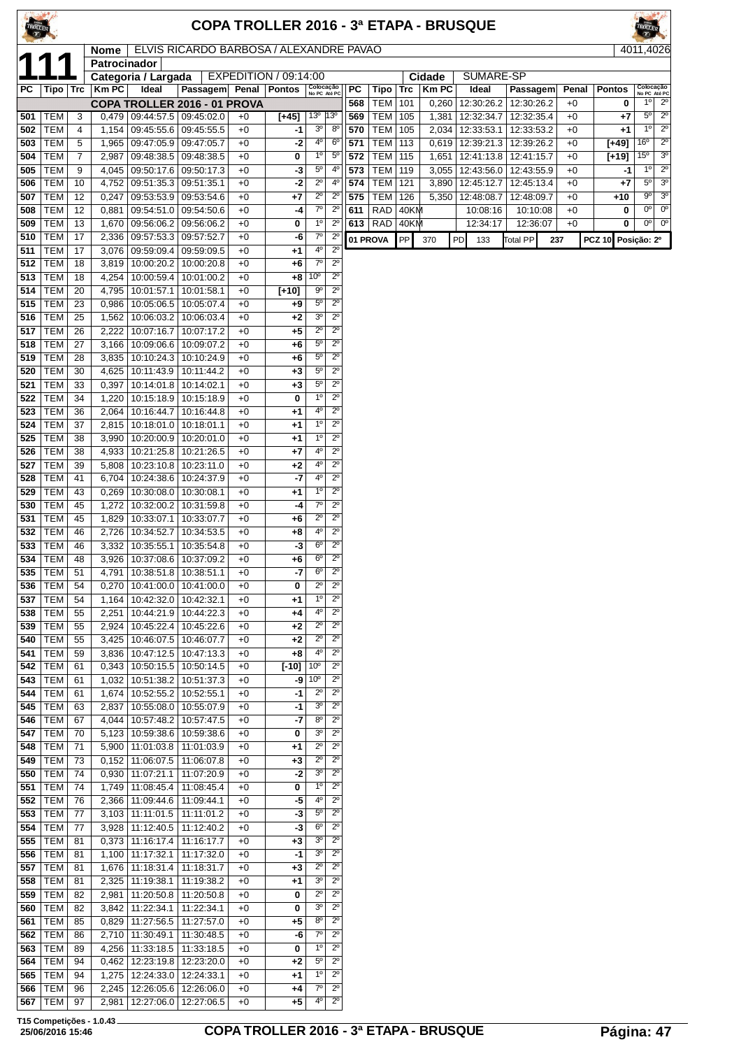# COPA TROLLER 2016 - 3ª ETAPA - BRUSQUE

**111**

| Nome | ELVIS RICARDO BARBOSA / ALEXANDRE PAVAO | 4011,4026 |
|---|---|---|
| Patrocinador | | |
| Categoria / Largada | EXPEDITION / 09:14:00 | Cidade: SUMARE-SP |

| PC | Tipo | Trc | Km PC | Ideal | Passagem | Penal | Pontos | Colocação No PC | Colocação Até PC |
|---|---|---|---|---|---|---|---|---|---|
| | | | | COPA TROLLER 2016 - 01 PROVA | | | | | |
| 501 | TEM | 3 | 0,479 | 09:44:57.5 | 09:45:02.0 | +0 | [+45] | 13º | 13º |
| 502 | TEM | 4 | 1,154 | 09:45:55.6 | 09:45:55.5 | +0 | -1 | 3º | 8º |
| 503 | TEM | 5 | 1,965 | 09:47:05.9 | 09:47:05.7 | +0 | -2 | 4º | 6º |
| 504 | TEM | 7 | 2,987 | 09:48:38.5 | 09:48:38.5 | +0 | 0 | 1º | 5º |
| 505 | TEM | 9 | 4,045 | 09:50:17.6 | 09:50:17.3 | +0 | -3 | 5º | 4º |
| 506 | TEM | 10 | 4,752 | 09:51:35.3 | 09:51:35.1 | +0 | -2 | 2º | 4º |
| 507 | TEM | 12 | 0,247 | 09:53:53.9 | 09:53:54.6 | +0 | +7 | 2º | 2º |
| 508 | TEM | 12 | 0,881 | 09:54:51.0 | 09:54:50.6 | +0 | -4 | 7º | 2º |
| 509 | TEM | 13 | 1,670 | 09:56:06.2 | 09:56:06.2 | +0 | 0 | 1º | 2º |
| 510 | TEM | 17 | 2,336 | 09:57:53.3 | 09:57:52.7 | +0 | -6 | 7º | 2º |
| 511 | TEM | 17 | 3,076 | 09:59:09.4 | 09:59:09.5 | +0 | +1 | 4º | 2º |
| 512 | TEM | 18 | 3,819 | 10:00:20.2 | 10:00:20.8 | +0 | +6 | 7º | 2º |
| 513 | TEM | 18 | 4,254 | 10:00:59.4 | 10:01:00.2 | +0 | +8 | 10º | 2º |
| 514 | TEM | 20 | 4,795 | 10:01:57.1 | 10:01:58.1 | +0 | [+10] | 9º | 2º |
| 515 | TEM | 23 | 0,986 | 10:05:06.5 | 10:05:07.4 | +0 | +9 | 5º | 2º |
| 516 | TEM | 25 | 1,562 | 10:06:03.2 | 10:06:03.4 | +0 | +2 | 3º | 2º |
| 517 | TEM | 26 | 2,222 | 10:07:16.7 | 10:07:17.2 | +0 | +5 | 2º | 2º |
| 518 | TEM | 27 | 3,166 | 10:09:06.6 | 10:09:07.2 | +0 | +6 | 5º | 2º |
| 519 | TEM | 28 | 3,835 | 10:10:24.3 | 10:10:24.9 | +0 | +6 | 5º | 2º |
| 520 | TEM | 30 | 4,625 | 10:11:43.9 | 10:11:44.2 | +0 | +3 | 5º | 2º |
| 521 | TEM | 33 | 0,397 | 10:14:01.8 | 10:14:02.1 | +0 | +3 | 5º | 2º |
| 522 | TEM | 34 | 1,220 | 10:15:18.9 | 10:15:18.9 | +0 | 0 | 1º | 2º |
| 523 | TEM | 36 | 2,064 | 10:16:44.7 | 10:16:44.8 | +0 | +1 | 4º | 2º |
| 524 | TEM | 37 | 2,815 | 10:18:01.0 | 10:18:01.1 | +0 | +1 | 1º | 2º |
| 525 | TEM | 38 | 3,990 | 10:20:00.9 | 10:20:01.0 | +0 | +1 | 1º | 2º |
| 526 | TEM | 38 | 4,933 | 10:21:25.8 | 10:21:26.5 | +0 | +7 | 4º | 2º |
| 527 | TEM | 39 | 5,808 | 10:23:10.8 | 10:23:11.0 | +0 | +2 | 4º | 2º |
| 528 | TEM | 41 | 6,704 | 10:24:38.6 | 10:24:37.9 | +0 | -7 | 4º | 2º |
| 529 | TEM | 43 | 0,269 | 10:30:08.0 | 10:30:08.1 | +0 | +1 | 1º | 2º |
| 530 | TEM | 45 | 1,272 | 10:32:00.2 | 10:31:59.8 | +0 | -4 | 7º | 2º |
| 531 | TEM | 45 | 1,829 | 10:33:07.1 | 10:33:07.7 | +0 | +6 | 2º | 2º |
| 532 | TEM | 46 | 2,726 | 10:34:52.7 | 10:34:53.5 | +0 | +8 | 4º | 2º |
| 533 | TEM | 46 | 3,332 | 10:35:55.1 | 10:35:54.8 | +0 | -3 | 6º | 2º |
| 534 | TEM | 48 | 3,926 | 10:37:08.6 | 10:37:09.2 | +0 | +6 | 6º | 2º |
| 535 | TEM | 51 | 4,791 | 10:38:51.8 | 10:38:51.1 | +0 | -7 | 6º | 2º |
| 536 | TEM | 54 | 0,270 | 10:41:00.0 | 10:41:00.0 | +0 | 0 | 2º | 2º |
| 537 | TEM | 54 | 1,164 | 10:42:32.0 | 10:42:32.1 | +0 | +1 | 1º | 2º |
| 538 | TEM | 55 | 2,251 | 10:44:21.9 | 10:44:22.3 | +0 | +4 | 4º | 2º |
| 539 | TEM | 55 | 2,924 | 10:45:22.4 | 10:45:22.6 | +0 | +2 | 2º | 2º |
| 540 | TEM | 55 | 3,425 | 10:46:07.5 | 10:46:07.7 | +0 | +2 | 2º | 2º |
| 541 | TEM | 59 | 3,836 | 10:47:12.5 | 10:47:13.3 | +0 | +8 | 4º | 2º |
| 542 | TEM | 61 | 0,343 | 10:50:15.5 | 10:50:14.5 | +0 | [-10] | 10º | 2º |
| 543 | TEM | 61 | 1,032 | 10:51:38.2 | 10:51:37.3 | +0 | -9 | 10º | 2º |
| 544 | TEM | 61 | 1,674 | 10:52:55.2 | 10:52:55.1 | +0 | -1 | 2º | 2º |
| 545 | TEM | 63 | 2,837 | 10:55:08.0 | 10:55:07.9 | +0 | -1 | 3º | 2º |
| 546 | TEM | 67 | 4,044 | 10:57:48.2 | 10:57:47.5 | +0 | -7 | 8º | 2º |
| 547 | TEM | 70 | 5,123 | 10:59:38.6 | 10:59:38.6 | +0 | 0 | 3º | 2º |
| 548 | TEM | 71 | 5,900 | 11:01:03.8 | 11:01:03.9 | +0 | +1 | 2º | 2º |
| 549 | TEM | 73 | 0,152 | 11:06:07.5 | 11:06:07.8 | +0 | +3 | 2º | 2º |
| 550 | TEM | 74 | 0,930 | 11:07:21.1 | 11:07:20.9 | +0 | -2 | 3º | 2º |
| 551 | TEM | 74 | 1,749 | 11:08:45.4 | 11:08:45.4 | +0 | 0 | 1º | 2º |
| 552 | TEM | 76 | 2,366 | 11:09:44.6 | 11:09:44.1 | +0 | -5 | 4º | 2º |
| 553 | TEM | 77 | 3,103 | 11:11:01.5 | 11:11:01.2 | +0 | -3 | 5º | 2º |
| 554 | TEM | 77 | 3,928 | 11:12:40.5 | 11:12:40.2 | +0 | -3 | 6º | 2º |
| 555 | TEM | 81 | 0,373 | 11:16:17.4 | 11:16:17.7 | +0 | +3 | 3º | 2º |
| 556 | TEM | 81 | 1,100 | 11:17:32.1 | 11:17:32.0 | +0 | -1 | 3º | 2º |
| 557 | TEM | 81 | 1,676 | 11:18:31.4 | 11:18:31.7 | +0 | +3 | 2º | 2º |
| 558 | TEM | 81 | 2,325 | 11:19:38.1 | 11:19:38.2 | +0 | +1 | 3º | 2º |
| 559 | TEM | 82 | 2,981 | 11:20:50.8 | 11:20:50.8 | +0 | 0 | 2º | 2º |
| 560 | TEM | 82 | 3,842 | 11:22:34.1 | 11:22:34.1 | +0 | 0 | 3º | 2º |
| 561 | TEM | 85 | 0,829 | 11:27:56.5 | 11:27:57.0 | +0 | +5 | 8º | 2º |
| 562 | TEM | 86 | 2,710 | 11:30:49.1 | 11:30:48.5 | +0 | -6 | 7º | 2º |
| 563 | TEM | 89 | 4,256 | 11:33:18.5 | 11:33:18.5 | +0 | 0 | 1º | 2º |
| 564 | TEM | 94 | 0,462 | 12:23:19.8 | 12:23:20.0 | +0 | +2 | 5º | 2º |
| 565 | TEM | 94 | 1,275 | 12:24:33.0 | 12:24:33.1 | +0 | +1 | 1º | 2º |
| 566 | TEM | 96 | 2,245 | 12:26:05.6 | 12:26:06.0 | +0 | +4 | 7º | 2º |
| 567 | TEM | 97 | 2,981 | 12:27:06.0 | 12:27:06.5 | +0 | +5 | 4º | 2º |
| 568 | TEM | 101 | 0,260 | 12:30:26.2 | 12:30:26.2 | +0 | 0 | 1º | 2º |
| 569 | TEM | 105 | 1,381 | 12:32:34.7 | 12:32:35.4 | +0 | +7 | 5º | 2º |
| 570 | TEM | 105 | 2,034 | 12:33:53.1 | 12:33:53.2 | +0 | +1 | 1º | 2º |
| 571 | TEM | 113 | 0,619 | 12:39:21.3 | 12:39:26.2 | +0 | [+49] | 16º | 2º |
| 572 | TEM | 115 | 1,651 | 12:41:13.8 | 12:41:15.7 | +0 | [+19] | 15º | 3º |
| 573 | TEM | 119 | 3,055 | 12:43:56.0 | 12:43:55.9 | +0 | -1 | 1º | 2º |
| 574 | TEM | 121 | 3,890 | 12:45:12.7 | 12:45:13.4 | +0 | +7 | 5º | 3º |
| 575 | TEM | 126 | 5,350 | 12:48:08.7 | 12:48:09.7 | +0 | +10 | 9º | 3º |
| 611 | RAD | 40KM | | 10:08:16 | 10:10:08 | +0 | 0 | 0º | 0º |
| 613 | RAD | 40KM | | 12:34:17 | 12:36:07 | +0 | 0 | 0º | 0º |

| 01 PROVA | PP | 370 | PD | 133 | Total PP | 237 | PCZ 10 | Posição: 2º |
|---|---|---|---|---|---|---|---|---|

T15 Competições - 1.0.43
25/06/2016 15:46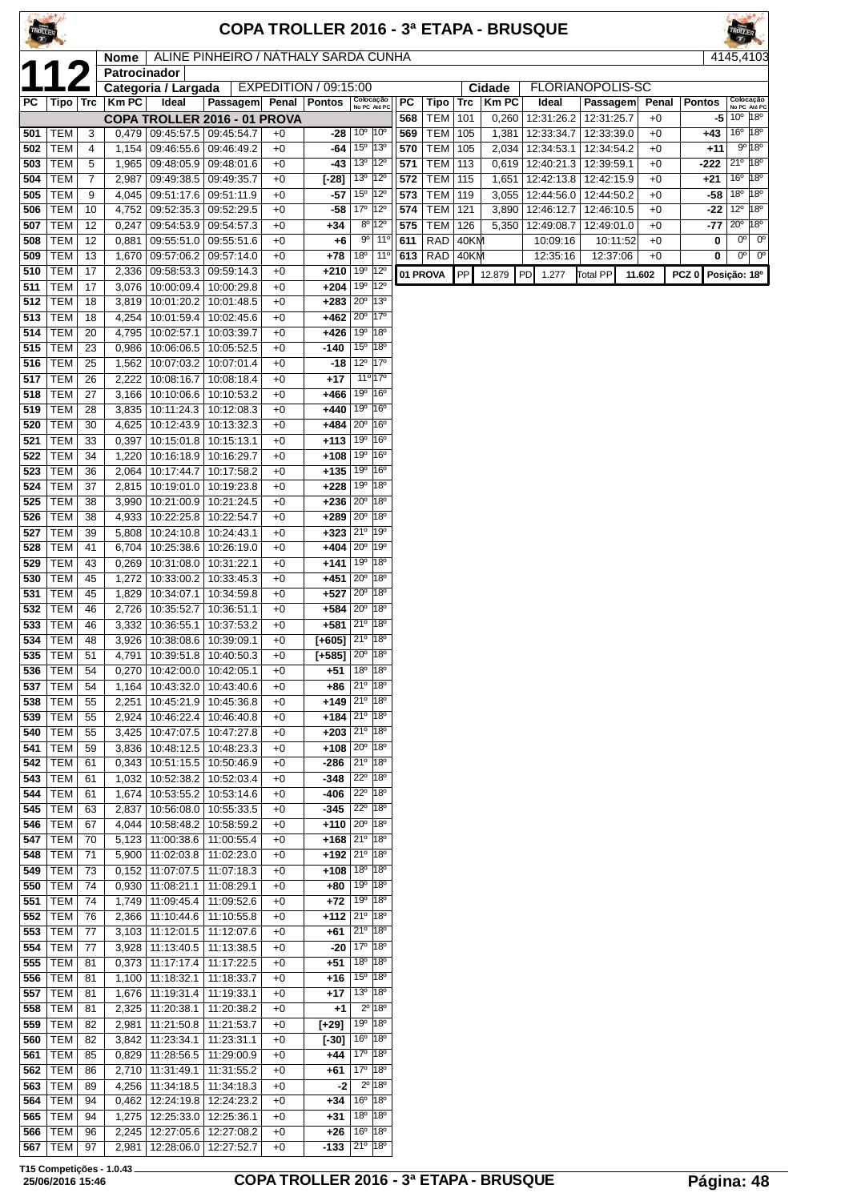# COPA TROLLER 2016 - 3ª ETAPA - BRUSQUE

**112**

| Nome | ALINE PINHEIRO / NÁTHALY SARDÁ CUNHA | 4145,4103 |
|---|---|---|
| Patrocinador | | |
| Categoria / Largada | EXPEDITION / 09:15:00 | Cidade: FLORIANOPOLIS-SC |

| PC | Tipo | Trc | Km PC | Ideal | Passagem | Penal | Pontos | Colocação No PC | Colocação Até PC |
|---|---|---|---|---|---|---|---|---|---|
| | | | | COPA TROLLER 2016 - 01 PROVA | | | | | |
| 501 | TEM | 3 | 0,479 | 09:45:57.5 | 09:45:54.7 | +0 | -28 | 10º | 10º |
| 502 | TEM | 4 | 1,154 | 09:46:55.6 | 09:46:49.2 | +0 | -64 | 15º | 13º |
| 503 | TEM | 5 | 1,965 | 09:48:05.9 | 09:48:01.6 | +0 | -43 | 13º | 12º |
| 504 | TEM | 7 | 2,987 | 09:49:38.5 | 09:49:35.7 | +0 | [-28] | 13º | 12º |
| 505 | TEM | 9 | 4,045 | 09:51:17.6 | 09:51:11.9 | +0 | -57 | 15º | 12º |
| 506 | TEM | 10 | 4,752 | 09:52:35.3 | 09:52:29.5 | +0 | -58 | 17º | 12º |
| 507 | TEM | 12 | 0,247 | 09:54:53.9 | 09:54:57.3 | +0 | +34 | 8º | 12º |
| 508 | TEM | 12 | 0,881 | 09:55:51.0 | 09:55:51.6 | +0 | +6 | 9º | 11º |
| 509 | TEM | 13 | 1,670 | 09:57:06.2 | 09:57:14.0 | +0 | +78 | 18º | 11º |
| 510 | TEM | 17 | 2,336 | 09:58:53.3 | 09:59:14.3 | +0 | +210 | 19º | 12º |
| 511 | TEM | 17 | 3,076 | 10:00:09.4 | 10:00:29.8 | +0 | +204 | 19º | 12º |
| 512 | TEM | 18 | 3,819 | 10:01:20.2 | 10:01:48.5 | +0 | +283 | 20º | 13º |
| 513 | TEM | 18 | 4,254 | 10:01:59.4 | 10:02:45.6 | +0 | +462 | 20º | 17º |
| 514 | TEM | 20 | 4,795 | 10:02:57.1 | 10:03:39.7 | +0 | +426 | 19º | 18º |
| 515 | TEM | 23 | 0,986 | 10:06:06.5 | 10:05:52.5 | +0 | -140 | 15º | 18º |
| 516 | TEM | 25 | 1,562 | 10:07:03.2 | 10:07:01.4 | +0 | -18 | 12º | 17º |
| 517 | TEM | 26 | 2,222 | 10:08:16.7 | 10:08:18.4 | +0 | +17 | 11º | 17º |
| 518 | TEM | 27 | 3,166 | 10:10:06.6 | 10:10:53.2 | +0 | +466 | 19º | 16º |
| 519 | TEM | 28 | 3,835 | 10:11:24.3 | 10:12:08.3 | +0 | +440 | 19º | 16º |
| 520 | TEM | 30 | 4,625 | 10:12:43.9 | 10:13:32.3 | +0 | +484 | 20º | 16º |
| 521 | TEM | 33 | 0,397 | 10:15:01.8 | 10:15:13.1 | +0 | +113 | 19º | 16º |
| 522 | TEM | 34 | 1,220 | 10:16:18.9 | 10:16:29.7 | +0 | +108 | 19º | 16º |
| 523 | TEM | 36 | 2,064 | 10:17:44.7 | 10:17:58.2 | +0 | +135 | 19º | 16º |
| 524 | TEM | 37 | 2,815 | 10:19:01.0 | 10:19:23.8 | +0 | +228 | 19º | 18º |
| 525 | TEM | 38 | 3,990 | 10:21:00.9 | 10:21:24.5 | +0 | +236 | 20º | 18º |
| 526 | TEM | 38 | 4,933 | 10:22:25.8 | 10:22:54.7 | +0 | +289 | 20º | 18º |
| 527 | TEM | 39 | 5,808 | 10:24:10.8 | 10:24:43.1 | +0 | +323 | 21º | 19º |
| 528 | TEM | 41 | 6,704 | 10:25:38.6 | 10:26:19.0 | +0 | +404 | 20º | 19º |
| 529 | TEM | 43 | 0,269 | 10:31:08.0 | 10:31:22.1 | +0 | +141 | 19º | 18º |
| 530 | TEM | 45 | 1,272 | 10:33:00.2 | 10:33:45.3 | +0 | +451 | 20º | 18º |
| 531 | TEM | 45 | 1,829 | 10:34:07.1 | 10:34:59.8 | +0 | +527 | 20º | 18º |
| 532 | TEM | 46 | 2,726 | 10:35:52.7 | 10:36:51.1 | +0 | +584 | 20º | 18º |
| 533 | TEM | 46 | 3,332 | 10:36:55.1 | 10:37:53.2 | +0 | +581 | 21º | 18º |
| 534 | TEM | 48 | 3,926 | 10:38:08.6 | 10:39:09.1 | +0 | [+605] | 21º | 18º |
| 535 | TEM | 51 | 4,791 | 10:39:51.8 | 10:40:50.3 | +0 | [+585] | 20º | 18º |
| 536 | TEM | 54 | 0,270 | 10:42:00.0 | 10:42:05.1 | +0 | +51 | 18º | 18º |
| 537 | TEM | 54 | 1,164 | 10:43:32.0 | 10:43:40.6 | +0 | +86 | 21º | 18º |
| 538 | TEM | 55 | 2,251 | 10:45:21.9 | 10:45:36.8 | +0 | +149 | 21º | 18º |
| 539 | TEM | 55 | 2,924 | 10:46:22.4 | 10:46:40.8 | +0 | +184 | 21º | 18º |
| 540 | TEM | 55 | 3,425 | 10:47:07.5 | 10:47:27.8 | +0 | +203 | 21º | 18º |
| 541 | TEM | 59 | 3,836 | 10:48:12.5 | 10:48:23.3 | +0 | +108 | 20º | 18º |
| 542 | TEM | 61 | 0,343 | 10:51:15.5 | 10:50:46.9 | +0 | -286 | 21º | 18º |
| 543 | TEM | 61 | 1,032 | 10:52:38.2 | 10:52:03.4 | +0 | -348 | 22º | 18º |
| 544 | TEM | 61 | 1,674 | 10:53:55.2 | 10:53:14.6 | +0 | -406 | 22º | 18º |
| 545 | TEM | 63 | 2,837 | 10:56:08.0 | 10:55:33.5 | +0 | -345 | 22º | 18º |
| 546 | TEM | 67 | 4,044 | 10:58:48.2 | 10:58:59.2 | +0 | +110 | 20º | 18º |
| 547 | TEM | 70 | 5,123 | 11:00:38.6 | 11:00:55.4 | +0 | +168 | 21º | 18º |
| 548 | TEM | 71 | 5,900 | 11:02:03.8 | 11:02:23.0 | +0 | +192 | 21º | 18º |
| 549 | TEM | 73 | 0,152 | 11:07:07.5 | 11:07:18.3 | +0 | +108 | 18º | 18º |
| 550 | TEM | 74 | 0,930 | 11:08:21.1 | 11:08:29.1 | +0 | +80 | 19º | 18º |
| 551 | TEM | 74 | 1,749 | 11:09:45.4 | 11:09:52.6 | +0 | +72 | 19º | 18º |
| 552 | TEM | 76 | 2,366 | 11:10:44.6 | 11:10:55.8 | +0 | +112 | 21º | 18º |
| 553 | TEM | 77 | 3,103 | 11:12:01.5 | 11:12:07.6 | +0 | +61 | 21º | 18º |
| 554 | TEM | 77 | 3,928 | 11:13:40.5 | 11:13:38.5 | +0 | -20 | 17º | 18º |
| 555 | TEM | 81 | 0,373 | 11:17:17.4 | 11:17:22.5 | +0 | +51 | 18º | 18º |
| 556 | TEM | 81 | 1,100 | 11:18:32.1 | 11:18:33.7 | +0 | +16 | 15º | 18º |
| 557 | TEM | 81 | 1,676 | 11:19:31.4 | 11:19:33.1 | +0 | +17 | 13º | 18º |
| 558 | TEM | 81 | 2,325 | 11:20:38.1 | 11:20:38.2 | +0 | +1 | 2º | 18º |
| 559 | TEM | 82 | 2,981 | 11:21:50.8 | 11:21:53.7 | +0 | [+29] | 19º | 18º |
| 560 | TEM | 82 | 3,842 | 11:23:34.1 | 11:23:31.1 | +0 | [-30] | 16º | 18º |
| 561 | TEM | 85 | 0,829 | 11:28:56.5 | 11:29:00.9 | +0 | +44 | 17º | 18º |
| 562 | TEM | 86 | 2,710 | 11:31:49.1 | 11:31:55.2 | +0 | +61 | 17º | 18º |
| 563 | TEM | 89 | 4,256 | 11:34:18.5 | 11:34:18.3 | +0 | -2 | 2º | 18º |
| 564 | TEM | 94 | 0,462 | 12:24:19.8 | 12:24:23.2 | +0 | +34 | 16º | 18º |
| 565 | TEM | 94 | 1,275 | 12:25:33.0 | 12:25:36.1 | +0 | +31 | 18º | 18º |
| 566 | TEM | 96 | 2,245 | 12:27:05.6 | 12:27:08.2 | +0 | +26 | 16º | 18º |
| 567 | TEM | 97 | 2,981 | 12:28:06.0 | 12:27:52.7 | +0 | -133 | 21º | 18º |
| 568 | TEM | 101 | 0,260 | 12:31:26.2 | 12:31:25.7 | +0 | -5 | 10º | 18º |
| 569 | TEM | 105 | 1,381 | 12:33:34.7 | 12:33:39.0 | +0 | +43 | 16º | 18º |
| 570 | TEM | 105 | 2,034 | 12:34:53.1 | 12:34:54.2 | +0 | +11 | 9º | 18º |
| 571 | TEM | 113 | 0,619 | 12:40:21.3 | 12:39:59.1 | +0 | -222 | 21º | 18º |
| 572 | TEM | 115 | 1,651 | 12:42:13.8 | 12:42:15.9 | +0 | +21 | 16º | 18º |
| 573 | TEM | 119 | 3,055 | 12:44:56.0 | 12:44:50.2 | +0 | -58 | 18º | 18º |
| 574 | TEM | 121 | 3,890 | 12:46:12.7 | 12:46:10.5 | +0 | -22 | 12º | 18º |
| 575 | TEM | 126 | 5,350 | 12:49:08.7 | 12:49:01.0 | +0 | -77 | 20º | 18º |
| 611 | RAD | 40KM | | 10:09:16 | 10:11:52 | +0 | 0 | 0º | 0º |
| 613 | RAD | 40KM | | 12:35:16 | 12:37:06 | +0 | 0 | 0º | 0º |

| 01 PROVA | PP | 12.879 | PD | 1.277 | Total PP | 11.602 | PCZ 0 | Posição: 18º |
|---|---|---|---|---|---|---|---|---|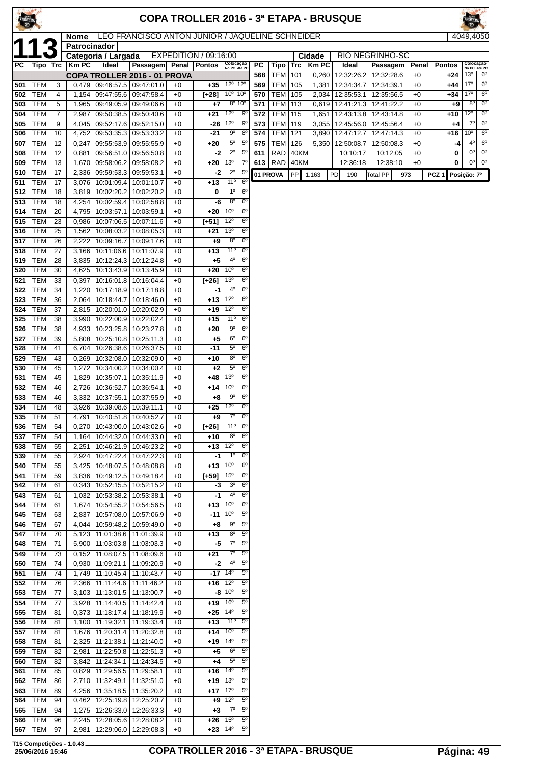# COPA TROLLER 2016 - 3ª ETAPA - BRUSQUE

**113**

| Nome | LEO FRANCISCO ANTON JUNIOR / JAQUELINE SCHNEIDER | 4049,4050 |
|---|---|---|
| Patrocinador | | |
| Categoria / Largada | EXPEDITION / 09:16:00 | Cidade: RIO NEGRINHO-SC |

**COPA TROLLER 2016 - 01 PROVA**

| PC | Tipo | Trc | Km PC | Ideal | Passagem | Penal | Pontos | Colocação No PC | Colocação Até PC |
|---|---|---|---|---|---|---|---|---|---|
| 501 | TEM | 3 | 0,479 | 09:46:57.5 | 09:47:01.0 | +0 | +35 | 12º | 12º |
| 502 | TEM | 4 | 1,154 | 09:47:55.6 | 09:47:58.4 | +0 | [+28] | 10º | 10º |
| 503 | TEM | 5 | 1,965 | 09:49:05.9 | 09:49:06.6 | +0 | +7 | 8º | 10º |
| 504 | TEM | 7 | 2,987 | 09:50:38.5 | 09:50:40.6 | +0 | +21 | 12º | 9º |
| 505 | TEM | 9 | 4,045 | 09:52:17.6 | 09:52:15.0 | +0 | -26 | 12º | 9º |
| 506 | TEM | 10 | 4,752 | 09:53:35.3 | 09:53:33.2 | +0 | -21 | 9º | 8º |
| 507 | TEM | 12 | 0,247 | 09:55:53.9 | 09:55:55.9 | +0 | +20 | 5º | 5º |
| 508 | TEM | 12 | 0,881 | 09:56:51.0 | 09:56:50.8 | +0 | -2 | 2º | 5º |
| 509 | TEM | 13 | 1,670 | 09:58:06.2 | 09:58:08.2 | +0 | +20 | 13º | 7º |
| 510 | TEM | 17 | 2,336 | 09:59:53.3 | 09:59:53.1 | +0 | -2 | 2º | 5º |
| 511 | TEM | 17 | 3,076 | 10:01:09.4 | 10:01:10.7 | +0 | +13 | 11º | 6º |
| 512 | TEM | 18 | 3,819 | 10:02:20.2 | 10:02:20.2 | +0 | 0 | 1º | 6º |
| 513 | TEM | 18 | 4,254 | 10:02:59.4 | 10:02:58.8 | +0 | -6 | 8º | 6º |
| 514 | TEM | 20 | 4,795 | 10:03:57.1 | 10:03:59.1 | +0 | +20 | 10º | 6º |
| 515 | TEM | 23 | 0,986 | 10:07:06.5 | 10:07:11.6 | +0 | [+51] | 12º | 6º |
| 516 | TEM | 25 | 1,562 | 10:08:03.2 | 10:08:05.3 | +0 | +21 | 13º | 6º |
| 517 | TEM | 26 | 2,222 | 10:09:16.7 | 10:09:17.6 | +0 | +9 | 8º | 6º |
| 518 | TEM | 27 | 3,166 | 10:11:06.6 | 10:11:07.9 | +0 | +13 | 11º | 6º |
| 519 | TEM | 28 | 3,835 | 10:12:24.3 | 10:12:24.8 | +0 | +5 | 4º | 6º |
| 520 | TEM | 30 | 4,625 | 10:13:43.9 | 10:13:45.9 | +0 | +20 | 10º | 6º |
| 521 | TEM | 33 | 0,397 | 10:16:01.8 | 10:16:04.4 | +0 | [+26] | 13º | 6º |
| 522 | TEM | 34 | 1,220 | 10:17:18.9 | 10:17:18.8 | +0 | -1 | 4º | 6º |
| 523 | TEM | 36 | 2,064 | 10:18:44.7 | 10:18:46.0 | +0 | +13 | 12º | 6º |
| 524 | TEM | 37 | 2,815 | 10:20:01.0 | 10:20:02.9 | +0 | +19 | 12º | 6º |
| 525 | TEM | 38 | 3,990 | 10:22:00.9 | 10:22:02.4 | +0 | +15 | 11º | 6º |
| 526 | TEM | 38 | 4,933 | 10:23:25.8 | 10:23:27.8 | +0 | +20 | 9º | 6º |
| 527 | TEM | 39 | 5,808 | 10:25:10.8 | 10:25:11.3 | +0 | +5 | 6º | 6º |
| 528 | TEM | 41 | 6,704 | 10:26:38.6 | 10:26:37.5 | +0 | -11 | 5º | 6º |
| 529 | TEM | 43 | 0,269 | 10:32:08.0 | 10:32:09.0 | +0 | +10 | 8º | 6º |
| 530 | TEM | 45 | 1,272 | 10:34:00.2 | 10:34:00.4 | +0 | +2 | 5º | 6º |
| 531 | TEM | 45 | 1,829 | 10:35:07.1 | 10:35:11.9 | +0 | +48 | 13º | 6º |
| 532 | TEM | 46 | 2,726 | 10:36:52.7 | 10:36:54.1 | +0 | +14 | 10º | 6º |
| 533 | TEM | 46 | 3,332 | 10:37:55.1 | 10:37:55.9 | +0 | +8 | 9º | 6º |
| 534 | TEM | 48 | 3,926 | 10:39:08.6 | 10:39:11.1 | +0 | +25 | 12º | 6º |
| 535 | TEM | 51 | 4,791 | 10:40:51.8 | 10:40:52.7 | +0 | +9 | 7º | 6º |
| 536 | TEM | 54 | 0,270 | 10:43:00.0 | 10:43:02.6 | +0 | [+26] | 11º | 6º |
| 537 | TEM | 54 | 1,164 | 10:44:32.0 | 10:44:33.0 | +0 | +10 | 8º | 6º |
| 538 | TEM | 55 | 2,251 | 10:46:21.9 | 10:46:23.2 | +0 | +13 | 12º | 6º |
| 539 | TEM | 55 | 2,924 | 10:47:22.4 | 10:47:22.3 | +0 | -1 | 1º | 6º |
| 540 | TEM | 55 | 3,425 | 10:48:07.5 | 10:48:08.8 | +0 | +13 | 10º | 6º |
| 541 | TEM | 59 | 3,836 | 10:49:12.5 | 10:49:18.4 | +0 | [+59] | 15º | 6º |
| 542 | TEM | 61 | 0,343 | 10:52:15.5 | 10:52:15.2 | +0 | -3 | 3º | 6º |
| 543 | TEM | 61 | 1,032 | 10:53:38.2 | 10:53:38.1 | +0 | -1 | 4º | 6º |
| 544 | TEM | 61 | 1,674 | 10:54:55.2 | 10:54:56.5 | +0 | +13 | 10º | 6º |
| 545 | TEM | 63 | 2,837 | 10:57:08.0 | 10:57:06.9 | +0 | -11 | 10º | 5º |
| 546 | TEM | 67 | 4,044 | 10:59:48.2 | 10:59:49.0 | +0 | +8 | 9º | 5º |
| 547 | TEM | 70 | 5,123 | 11:01:38.6 | 11:01:39.9 | +0 | +13 | 8º | 5º |
| 548 | TEM | 71 | 5,900 | 11:03:03.8 | 11:03:03.3 | +0 | -5 | 7º | 5º |
| 549 | TEM | 73 | 0,152 | 11:08:07.5 | 11:08:09.6 | +0 | +21 | 7º | 5º |
| 550 | TEM | 74 | 0,930 | 11:09:21.1 | 11:09:20.9 | +0 | -2 | 4º | 5º |
| 551 | TEM | 74 | 1,749 | 11:10:45.4 | 11:10:43.7 | +0 | -17 | 14º | 5º |
| 552 | TEM | 76 | 2,366 | 11:11:44.6 | 11:11:46.2 | +0 | +16 | 12º | 5º |
| 553 | TEM | 77 | 3,103 | 11:13:01.5 | 11:13:00.7 | +0 | -8 | 10º | 5º |
| 554 | TEM | 77 | 3,928 | 11:14:40.5 | 11:14:42.4 | +0 | +19 | 16º | 5º |
| 555 | TEM | 81 | 0,373 | 11:18:17.4 | 11:18:19.9 | +0 | +25 | 14º | 5º |
| 556 | TEM | 81 | 1,100 | 11:19:32.1 | 11:19:33.4 | +0 | +13 | 11º | 5º |
| 557 | TEM | 81 | 1,676 | 11:20:31.4 | 11:20:32.8 | +0 | +14 | 10º | 5º |
| 558 | TEM | 81 | 2,325 | 11:21:38.1 | 11:21:40.0 | +0 | +19 | 14º | 5º |
| 559 | TEM | 82 | 2,981 | 11:22:50.8 | 11:22:51.3 | +0 | +5 | 6º | 5º |
| 560 | TEM | 82 | 3,842 | 11:24:34.1 | 11:24:34.5 | +0 | +4 | 5º | 5º |
| 561 | TEM | 85 | 0,829 | 11:29:56.5 | 11:29:58.1 | +0 | +16 | 14º | 5º |
| 562 | TEM | 86 | 2,710 | 11:32:49.1 | 11:32:51.0 | +0 | +19 | 13º | 5º |
| 563 | TEM | 89 | 4,256 | 11:35:18.5 | 11:35:20.2 | +0 | +17 | 17º | 5º |
| 564 | TEM | 94 | 0,462 | 12:25:19.8 | 12:25:20.7 | +0 | +9 | 12º | 5º |
| 565 | TEM | 94 | 1,275 | 12:26:33.0 | 12:26:33.3 | +0 | +3 | 7º | 5º |
| 566 | TEM | 96 | 2,245 | 12:28:05.6 | 12:28:08.2 | +0 | +26 | 15º | 5º |
| 567 | TEM | 97 | 2,981 | 12:29:06.0 | 12:29:08.3 | +0 | +23 | 14º | 5º |
| 568 | TEM | 101 | 0,260 | 12:32:26.2 | 12:32:28.6 | +0 | +24 | 13º | 6º |
| 569 | TEM | 105 | 1,381 | 12:34:34.7 | 12:34:39.1 | +0 | +44 | 17º | 6º |
| 570 | TEM | 105 | 2,034 | 12:35:53.1 | 12:35:56.5 | +0 | +34 | 17º | 6º |
| 571 | TEM | 113 | 0,619 | 12:41:21.3 | 12:41:22.2 | +0 | +9 | 8º | 6º |
| 572 | TEM | 115 | 1,651 | 12:43:13.8 | 12:43:14.8 | +0 | +10 | 12º | 6º |
| 573 | TEM | 119 | 3,055 | 12:45:56.0 | 12:45:56.4 | +0 | +4 | 7º | 6º |
| 574 | TEM | 121 | 3,890 | 12:47:12.7 | 12:47:14.3 | +0 | +16 | 10º | 6º |
| 575 | TEM | 126 | 5,350 | 12:50:08.7 | 12:50:08.3 | +0 | -4 | 4º | 6º |
| 611 | RAD | 40KM | | 10:10:17 | 10:12:05 | +0 | 0 | 0º | 0º |
| 613 | RAD | 40KM | | 12:36:18 | 12:38:10 | +0 | 0 | 0º | 0º |

| 01 PROVA | PP | 1.163 | PD | 190 | Total PP | 973 | PCZ 1 | Posição: 7º |
|---|---|---|---|---|---|---|---|---|

T15 Competições - 1.0.43
25/06/2016 15:46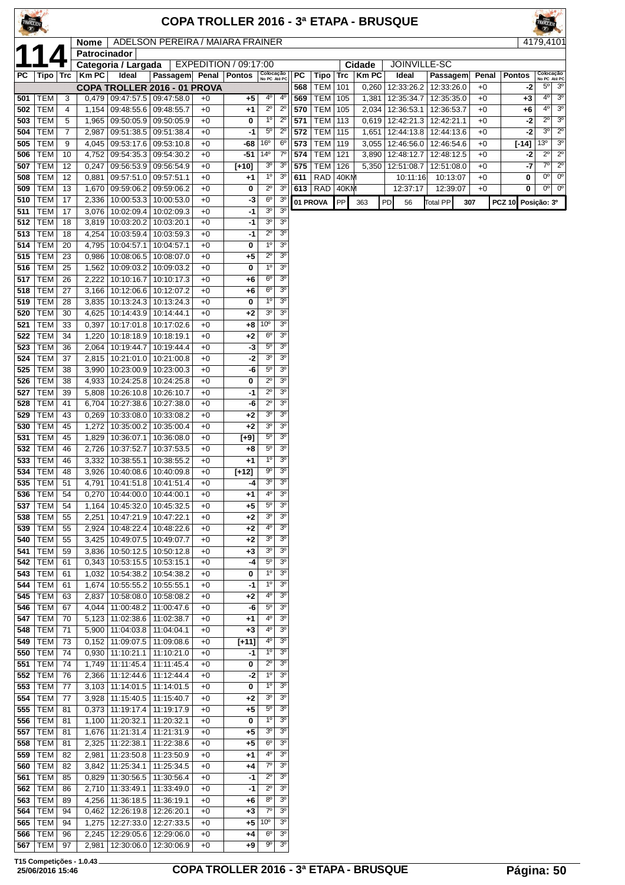# COPA TROLLER 2016 - 3ª ETAPA - BRUSQUE

**114**

| Nome | ADELSON PEREIRA / MAIARA FRAINER | 4179,4101 |
|---|---|---|
| Patrocinador | | |
| Categoria / Largada | EXPEDITION / 09:17:00 | Cidade: JOINVILLE-SC |

**COPA TROLLER 2016 - 01 PROVA**

| PC | Tipo | Trc | Km PC | Ideal | Passagem | Penal | Pontos | Colocação No PC | Colocação Até PC |
|---|---|---|---|---|---|---|---|---|---|
| 501 | TEM | 3 | 0,479 | 09:47:57.5 | 09:47:58.0 | +0 | +5 | 4º | 4º |
| 502 | TEM | 4 | 1,154 | 09:48:55.6 | 09:48:55.7 | +0 | +1 | 2º | 2º |
| 503 | TEM | 5 | 1,965 | 09:50:05.9 | 09:50:05.9 | +0 | 0 | 1º | 2º |
| 504 | TEM | 7 | 2,987 | 09:51:38.5 | 09:51:38.4 | +0 | -1 | 5º | 2º |
| 505 | TEM | 9 | 4,045 | 09:53:17.6 | 09:53:10.8 | +0 | -68 | 16º | 6º |
| 506 | TEM | 10 | 4,752 | 09:54:35.3 | 09:54:30.2 | +0 | -51 | 14º | 7º |
| 507 | TEM | 12 | 0,247 | 09:56:53.9 | 09:56:54.9 | +0 | [+10] | 3º | 3º |
| 508 | TEM | 12 | 0,881 | 09:57:51.0 | 09:57:51.1 | +0 | +1 | 1º | 3º |
| 509 | TEM | 13 | 1,670 | 09:59:06.2 | 09:59:06.2 | +0 | 0 | 2º | 3º |
| 510 | TEM | 17 | 2,336 | 10:00:53.3 | 10:00:53.0 | +0 | -3 | 6º | 3º |
| 511 | TEM | 17 | 3,076 | 10:02:09.4 | 10:02:09.3 | +0 | -1 | 3º | 3º |
| 512 | TEM | 18 | 3,819 | 10:03:20.2 | 10:03:20.1 | +0 | -1 | 3º | 3º |
| 513 | TEM | 18 | 4,254 | 10:03:59.4 | 10:03:59.3 | +0 | -1 | 2º | 3º |
| 514 | TEM | 20 | 4,795 | 10:04:57.1 | 10:04:57.1 | +0 | 0 | 1º | 3º |
| 515 | TEM | 23 | 0,986 | 10:08:06.5 | 10:08:07.0 | +0 | +5 | 2º | 3º |
| 516 | TEM | 25 | 1,562 | 10:09:03.2 | 10:09:03.2 | +0 | 0 | 1º | 3º |
| 517 | TEM | 26 | 2,222 | 10:10:16.7 | 10:10:17.3 | +0 | +6 | 6º | 3º |
| 518 | TEM | 27 | 3,166 | 10:12:06.6 | 10:12:07.2 | +0 | +6 | 6º | 3º |
| 519 | TEM | 28 | 3,835 | 10:13:24.3 | 10:13:24.3 | +0 | 0 | 1º | 3º |
| 520 | TEM | 30 | 4,625 | 10:14:43.9 | 10:14:44.1 | +0 | +2 | 3º | 3º |
| 521 | TEM | 33 | 0,397 | 10:17:01.8 | 10:17:02.6 | +0 | +8 | 10º | 3º |
| 522 | TEM | 34 | 1,220 | 10:18:18.9 | 10:18:19.1 | +0 | +2 | 6º | 3º |
| 523 | TEM | 36 | 2,064 | 10:19:44.7 | 10:19:44.4 | +0 | -3 | 5º | 3º |
| 524 | TEM | 37 | 2,815 | 10:21:01.0 | 10:21:00.8 | +0 | -2 | 3º | 3º |
| 525 | TEM | 38 | 3,990 | 10:23:00.9 | 10:23:00.3 | +0 | -6 | 5º | 3º |
| 526 | TEM | 38 | 4,933 | 10:24:25.8 | 10:24:25.8 | +0 | 0 | 2º | 3º |
| 527 | TEM | 39 | 5,808 | 10:26:10.8 | 10:26:10.7 | +0 | -1 | 2º | 3º |
| 528 | TEM | 41 | 6,704 | 10:27:38.6 | 10:27:38.0 | +0 | -6 | 2º | 3º |
| 529 | TEM | 43 | 0,269 | 10:33:08.0 | 10:33:08.2 | +0 | +2 | 3º | 3º |
| 530 | TEM | 45 | 1,272 | 10:35:00.2 | 10:35:00.4 | +0 | +2 | 3º | 3º |
| 531 | TEM | 45 | 1,829 | 10:36:07.1 | 10:36:08.0 | +0 | [+9] | 5º | 3º |
| 532 | TEM | 46 | 2,726 | 10:37:52.7 | 10:37:53.5 | +0 | +8 | 5º | 3º |
| 533 | TEM | 46 | 3,332 | 10:38:55.1 | 10:38:55.2 | +0 | +1 | 1º | 3º |
| 534 | TEM | 48 | 3,926 | 10:40:08.6 | 10:40:09.8 | +0 | [+12] | 9º | 3º |
| 535 | TEM | 51 | 4,791 | 10:41:51.8 | 10:41:51.4 | +0 | -4 | 3º | 3º |
| 536 | TEM | 54 | 0,270 | 10:44:00.0 | 10:44:00.1 | +0 | +1 | 4º | 3º |
| 537 | TEM | 54 | 1,164 | 10:45:32.0 | 10:45:32.5 | +0 | +5 | 5º | 3º |
| 538 | TEM | 55 | 2,251 | 10:47:21.9 | 10:47:22.1 | +0 | +2 | 3º | 3º |
| 539 | TEM | 55 | 2,924 | 10:48:22.4 | 10:48:22.6 | +0 | +2 | 4º | 3º |
| 540 | TEM | 55 | 3,425 | 10:49:07.5 | 10:49:07.7 | +0 | +2 | 3º | 3º |
| 541 | TEM | 59 | 3,836 | 10:50:12.5 | 10:50:12.8 | +0 | +3 | 3º | 3º |
| 542 | TEM | 61 | 0,343 | 10:53:15.5 | 10:53:15.1 | +0 | -4 | 5º | 3º |
| 543 | TEM | 61 | 1,032 | 10:54:38.2 | 10:54:38.2 | +0 | 0 | 1º | 3º |
| 544 | TEM | 61 | 1,674 | 10:55:55.2 | 10:55:55.1 | +0 | -1 | 1º | 3º |
| 545 | TEM | 63 | 2,837 | 10:58:08.0 | 10:58:08.2 | +0 | +2 | 4º | 3º |
| 546 | TEM | 67 | 4,044 | 11:00:48.2 | 11:00:47.6 | +0 | -6 | 5º | 3º |
| 547 | TEM | 70 | 5,123 | 11:02:38.6 | 11:02:38.7 | +0 | +1 | 4º | 3º |
| 548 | TEM | 71 | 5,900 | 11:04:03.8 | 11:04:04.1 | +0 | +3 | 4º | 3º |
| 549 | TEM | 73 | 0,152 | 11:09:07.5 | 11:09:08.6 | +0 | [+11] | 4º | 3º |
| 550 | TEM | 74 | 0,930 | 11:10:21.1 | 11:10:21.0 | +0 | -1 | 1º | 3º |
| 551 | TEM | 74 | 1,749 | 11:11:45.4 | 11:11:45.4 | +0 | 0 | 2º | 3º |
| 552 | TEM | 76 | 2,366 | 11:12:44.6 | 11:12:44.4 | +0 | -2 | 1º | 3º |
| 553 | TEM | 77 | 3,103 | 11:14:01.5 | 11:14:01.5 | +0 | 0 | 1º | 3º |
| 554 | TEM | 77 | 3,928 | 11:15:40.5 | 11:15:40.7 | +0 | +2 | 3º | 3º |
| 555 | TEM | 81 | 0,373 | 11:19:17.4 | 11:19:17.9 | +0 | +5 | 5º | 3º |
| 556 | TEM | 81 | 1,100 | 11:20:32.1 | 11:20:32.1 | +0 | 0 | 1º | 3º |
| 557 | TEM | 81 | 1,676 | 11:21:31.4 | 11:21:31.9 | +0 | +5 | 3º | 3º |
| 558 | TEM | 81 | 2,325 | 11:22:38.1 | 11:22:38.6 | +0 | +5 | 6º | 3º |
| 559 | TEM | 82 | 2,981 | 11:23:50.8 | 11:23:50.9 | +0 | +1 | 4º | 3º |
| 560 | TEM | 82 | 3,842 | 11:25:34.1 | 11:25:34.5 | +0 | +4 | 7º | 3º |
| 561 | TEM | 85 | 0,829 | 11:30:56.5 | 11:30:56.4 | +0 | -1 | 2º | 3º |
| 562 | TEM | 86 | 2,710 | 11:33:49.1 | 11:33:49.0 | +0 | -1 | 2º | 3º |
| 563 | TEM | 89 | 4,256 | 11:36:18.5 | 11:36:19.1 | +0 | +6 | 8º | 3º |
| 564 | TEM | 94 | 0,462 | 12:26:19.8 | 12:26:20.1 | +0 | +3 | 7º | 3º |
| 565 | TEM | 94 | 1,275 | 12:27:33.0 | 12:27:33.5 | +0 | +5 | 10º | 3º |
| 566 | TEM | 96 | 2,245 | 12:29:05.6 | 12:29:06.0 | +0 | +4 | 6º | 3º |
| 567 | TEM | 97 | 2,981 | 12:30:06.0 | 12:30:06.9 | +0 | +9 | 9º | 3º |
| 568 | TEM | 101 | 0,260 | 12:33:26.2 | 12:33:26.0 | +0 | -2 | 5º | 3º |
| 569 | TEM | 105 | 1,381 | 12:35:34.7 | 12:35:35.0 | +0 | +3 | 4º | 3º |
| 570 | TEM | 105 | 2,034 | 12:36:53.1 | 12:36:53.7 | +0 | +6 | 4º | 3º |
| 571 | TEM | 113 | 0,619 | 12:42:21.3 | 12:42:21.1 | +0 | -2 | 2º | 3º |
| 572 | TEM | 115 | 1,651 | 12:44:13.8 | 12:44:13.6 | +0 | -2 | 3º | 2º |
| 573 | TEM | 119 | 3,055 | 12:46:56.0 | 12:46:54.6 | +0 | [-14] | 13º | 3º |
| 574 | TEM | 121 | 3,890 | 12:48:12.7 | 12:48:12.5 | +0 | -2 | 2º | 2º |
| 575 | TEM | 126 | 5,350 | 12:51:08.7 | 12:51:08.0 | +0 | -7 | 7º | 2º |
| 611 | RAD | 40KM | | 10:11:16 | 10:13:07 | +0 | 0 | 0º | 0º |
| 613 | RAD | 40KM | | 12:37:17 | 12:39:07 | +0 | 0 | 0º | 0º |

| 01 PROVA | PP | 363 | PD | 56 | Total PP | 307 | PCZ 10 | Posição: 3º |
|---|---|---|---|---|---|---|---|---|

T15 Competições - 1.0.43
25/06/2016 15:46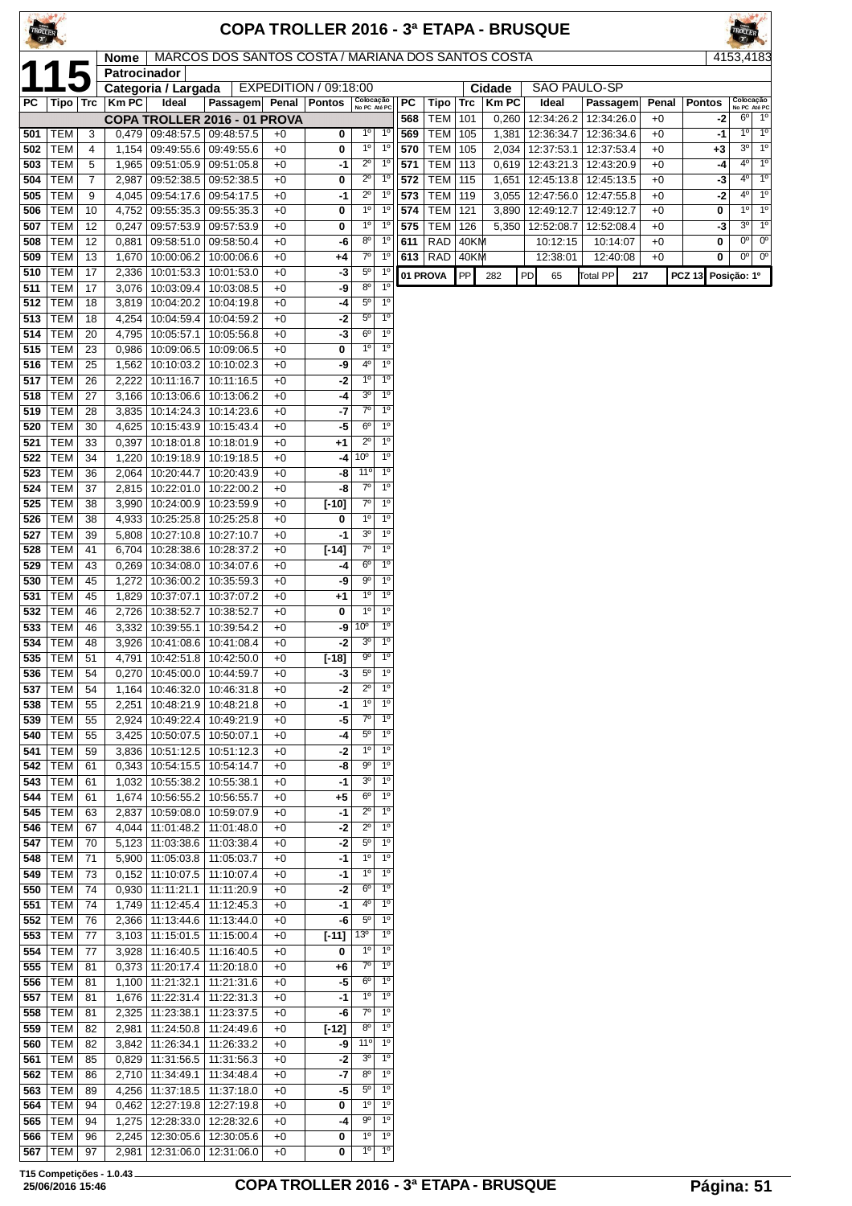# COPA TROLLER 2016 - 3ª ETAPA - BRUSQUE

**115** | **Nome** | MARCOS DOS SANTOS COSTA / MARIANA DOS SANTOS COSTA | 4153,4183

**Patrocinador**

**Categoria / Largada** | EXPEDITION / 09:18:00 | **Cidade** | SAO PAULO-SP

| PC | Tipo | Trc | Km PC | Ideal | Passagem | Penal | Pontos | Colocação No PC | Colocação Até PC |
|---|---|---|---|---|---|---|---|---|---|
| | | | | **COPA TROLLER 2016 - 01 PROVA** | | | | | |
| 501 | TEM | 3 | 0,479 | 09:48:57.5 | 09:48:57.5 | +0 | 0 | 1º | 1º |
| 502 | TEM | 4 | 1,154 | 09:49:55.6 | 09:49:55.6 | +0 | 0 | 1º | 1º |
| 503 | TEM | 5 | 1,965 | 09:51:05.9 | 09:51:05.8 | +0 | -1 | 2º | 1º |
| 504 | TEM | 7 | 2,987 | 09:52:38.5 | 09:52:38.5 | +0 | 0 | 2º | 1º |
| 505 | TEM | 9 | 4,045 | 09:54:17.6 | 09:54:17.5 | +0 | -1 | 2º | 1º |
| 506 | TEM | 10 | 4,752 | 09:55:35.3 | 09:55:35.3 | +0 | 0 | 1º | 1º |
| 507 | TEM | 12 | 0,247 | 09:57:53.9 | 09:57:53.9 | +0 | 0 | 1º | 1º |
| 508 | TEM | 12 | 0,881 | 09:58:51.0 | 09:58:50.4 | +0 | -6 | 8º | 1º |
| 509 | TEM | 13 | 1,670 | 10:00:06.2 | 10:00:06.6 | +0 | +4 | 7º | 1º |
| 510 | TEM | 17 | 2,336 | 10:01:53.3 | 10:01:53.0 | +0 | -3 | 5º | 1º |
| 511 | TEM | 17 | 3,076 | 10:03:09.4 | 10:03:08.5 | +0 | -9 | 8º | 1º |
| 512 | TEM | 18 | 3,819 | 10:04:20.2 | 10:04:19.8 | +0 | -4 | 5º | 1º |
| 513 | TEM | 18 | 4,254 | 10:04:59.4 | 10:04:59.2 | +0 | -2 | 5º | 1º |
| 514 | TEM | 20 | 4,795 | 10:05:57.1 | 10:05:56.8 | +0 | -3 | 6º | 1º |
| 515 | TEM | 23 | 0,986 | 10:09:06.5 | 10:09:06.5 | +0 | 0 | 1º | 1º |
| 516 | TEM | 25 | 1,562 | 10:10:03.2 | 10:10:02.3 | +0 | -9 | 4º | 1º |
| 517 | TEM | 26 | 2,222 | 10:11:16.7 | 10:11:16.5 | +0 | -2 | 1º | 1º |
| 518 | TEM | 27 | 3,166 | 10:13:06.6 | 10:13:06.2 | +0 | -4 | 3º | 1º |
| 519 | TEM | 28 | 3,835 | 10:14:24.3 | 10:14:23.6 | +0 | -7 | 7º | 1º |
| 520 | TEM | 30 | 4,625 | 10:15:43.9 | 10:15:43.4 | +0 | -5 | 6º | 1º |
| 521 | TEM | 33 | 0,397 | 10:18:01.8 | 10:18:01.9 | +0 | +1 | 2º | 1º |
| 522 | TEM | 34 | 1,220 | 10:19:18.9 | 10:19:18.5 | +0 | -4 | 10º | 1º |
| 523 | TEM | 36 | 2,064 | 10:20:44.7 | 10:20:43.9 | +0 | -8 | 11º | 1º |
| 524 | TEM | 37 | 2,815 | 10:22:01.0 | 10:22:00.2 | +0 | -8 | 7º | 1º |
| 525 | TEM | 38 | 3,990 | 10:24:00.9 | 10:23:59.9 | +0 | [-10] | 7º | 1º |
| 526 | TEM | 38 | 4,933 | 10:25:25.8 | 10:25:25.8 | +0 | 0 | 1º | 1º |
| 527 | TEM | 39 | 5,808 | 10:27:10.8 | 10:27:10.7 | +0 | -1 | 3º | 1º |
| 528 | TEM | 41 | 6,704 | 10:28:38.6 | 10:28:37.2 | +0 | [-14] | 7º | 1º |
| 529 | TEM | 43 | 0,269 | 10:34:08.0 | 10:34:07.6 | +0 | -4 | 6º | 1º |
| 530 | TEM | 45 | 1,272 | 10:36:00.2 | 10:35:59.3 | +0 | -9 | 9º | 1º |
| 531 | TEM | 45 | 1,829 | 10:37:07.1 | 10:37:07.2 | +0 | +1 | 1º | 1º |
| 532 | TEM | 46 | 2,726 | 10:38:52.7 | 10:38:52.7 | +0 | 0 | 1º | 1º |
| 533 | TEM | 46 | 3,332 | 10:39:55.1 | 10:39:54.2 | +0 | -9 | 10º | 1º |
| 534 | TEM | 48 | 3,926 | 10:41:08.6 | 10:41:08.4 | +0 | -2 | 3º | 1º |
| 535 | TEM | 51 | 4,791 | 10:42:51.8 | 10:42:50.0 | +0 | [-18] | 9º | 1º |
| 536 | TEM | 54 | 0,270 | 10:45:00.0 | 10:44:59.7 | +0 | -3 | 5º | 1º |
| 537 | TEM | 54 | 1,164 | 10:46:32.0 | 10:46:31.8 | +0 | -2 | 2º | 1º |
| 538 | TEM | 55 | 2,251 | 10:48:21.9 | 10:48:21.8 | +0 | -1 | 1º | 1º |
| 539 | TEM | 55 | 2,924 | 10:49:22.4 | 10:49:21.9 | +0 | -5 | 7º | 1º |
| 540 | TEM | 55 | 3,425 | 10:50:07.5 | 10:50:07.1 | +0 | -4 | 5º | 1º |
| 541 | TEM | 59 | 3,836 | 10:51:12.5 | 10:51:12.3 | +0 | -2 | 1º | 1º |
| 542 | TEM | 61 | 0,343 | 10:54:15.5 | 10:54:14.7 | +0 | -8 | 9º | 1º |
| 543 | TEM | 61 | 1,032 | 10:55:38.2 | 10:55:38.1 | +0 | -1 | 3º | 1º |
| 544 | TEM | 61 | 1,674 | 10:56:55.2 | 10:56:55.7 | +0 | +5 | 6º | 1º |
| 545 | TEM | 63 | 2,837 | 10:59:08.0 | 10:59:07.9 | +0 | -1 | 2º | 1º |
| 546 | TEM | 67 | 4,044 | 11:01:48.2 | 11:01:48.0 | +0 | -2 | 2º | 1º |
| 547 | TEM | 70 | 5,123 | 11:03:38.6 | 11:03:38.4 | +0 | -2 | 5º | 1º |
| 548 | TEM | 71 | 5,900 | 11:05:03.8 | 11:05:03.7 | +0 | -1 | 1º | 1º |
| 549 | TEM | 73 | 0,152 | 11:10:07.5 | 11:10:07.4 | +0 | -1 | 1º | 1º |
| 550 | TEM | 74 | 0,930 | 11:11:21.1 | 11:11:20.9 | +0 | -2 | 6º | 1º |
| 551 | TEM | 74 | 1,749 | 11:12:45.4 | 11:12:45.3 | +0 | -1 | 4º | 1º |
| 552 | TEM | 76 | 2,366 | 11:13:44.6 | 11:13:44.0 | +0 | -6 | 5º | 1º |
| 553 | TEM | 77 | 3,103 | 11:15:01.5 | 11:15:00.4 | +0 | [-11] | 13º | 1º |
| 554 | TEM | 77 | 3,928 | 11:16:40.5 | 11:16:40.5 | +0 | 0 | 1º | 1º |
| 555 | TEM | 81 | 0,373 | 11:20:17.4 | 11:20:18.0 | +0 | +6 | 7º | 1º |
| 556 | TEM | 81 | 1,100 | 11:21:32.1 | 11:21:31.6 | +0 | -5 | 6º | 1º |
| 557 | TEM | 81 | 1,676 | 11:22:31.4 | 11:22:31.3 | +0 | -1 | 1º | 1º |
| 558 | TEM | 81 | 2,325 | 11:23:38.1 | 11:23:37.5 | +0 | -6 | 7º | 1º |
| 559 | TEM | 82 | 2,981 | 11:24:50.8 | 11:24:49.6 | +0 | [-12] | 8º | 1º |
| 560 | TEM | 82 | 3,842 | 11:26:34.1 | 11:26:33.2 | +0 | -9 | 11º | 1º |
| 561 | TEM | 85 | 0,829 | 11:31:56.5 | 11:31:56.3 | +0 | -2 | 3º | 1º |
| 562 | TEM | 86 | 2,710 | 11:34:49.1 | 11:34:48.4 | +0 | -7 | 8º | 1º |
| 563 | TEM | 89 | 4,256 | 11:37:18.5 | 11:37:18.0 | +0 | -5 | 5º | 1º |
| 564 | TEM | 94 | 0,462 | 12:27:19.8 | 12:27:19.8 | +0 | 0 | 1º | 1º |
| 565 | TEM | 94 | 1,275 | 12:28:33.0 | 12:28:32.6 | +0 | -4 | 9º | 1º |
| 566 | TEM | 96 | 2,245 | 12:30:05.6 | 12:30:05.6 | +0 | 0 | 1º | 1º |
| 567 | TEM | 97 | 2,981 | 12:31:06.0 | 12:31:06.0 | +0 | 0 | 1º | 1º |
| 568 | TEM | 101 | 0,260 | 12:34:26.2 | 12:34:26.0 | +0 | -2 | 6º | 1º |
| 569 | TEM | 105 | 1,381 | 12:36:34.7 | 12:36:34.6 | +0 | -1 | 1º | 1º |
| 570 | TEM | 105 | 2,034 | 12:37:53.1 | 12:37:53.4 | +0 | +3 | 3º | 1º |
| 571 | TEM | 113 | 0,619 | 12:43:21.3 | 12:43:20.9 | +0 | -4 | 4º | 1º |
| 572 | TEM | 115 | 1,651 | 12:45:13.8 | 12:45:13.5 | +0 | -3 | 4º | 1º |
| 573 | TEM | 119 | 3,055 | 12:47:56.0 | 12:47:55.8 | +0 | -2 | 4º | 1º |
| 574 | TEM | 121 | 3,890 | 12:49:12.7 | 12:49:12.7 | +0 | 0 | 1º | 1º |
| 575 | TEM | 126 | 5,350 | 12:52:08.7 | 12:52:08.4 | +0 | -3 | 3º | 1º |
| 611 | RAD | 40KM | | 10:12:15 | 10:14:07 | +0 | 0 | 0º | 0º |
| 613 | RAD | 40KM | | 12:38:01 | 12:40:08 | +0 | 0 | 0º | 0º |

**01 PROVA** | PP 282 | PD 65 | Total PP 217 | PCZ 13 | Posição: 1º

T15 Competições - 1.0.43
25/06/2016 15:46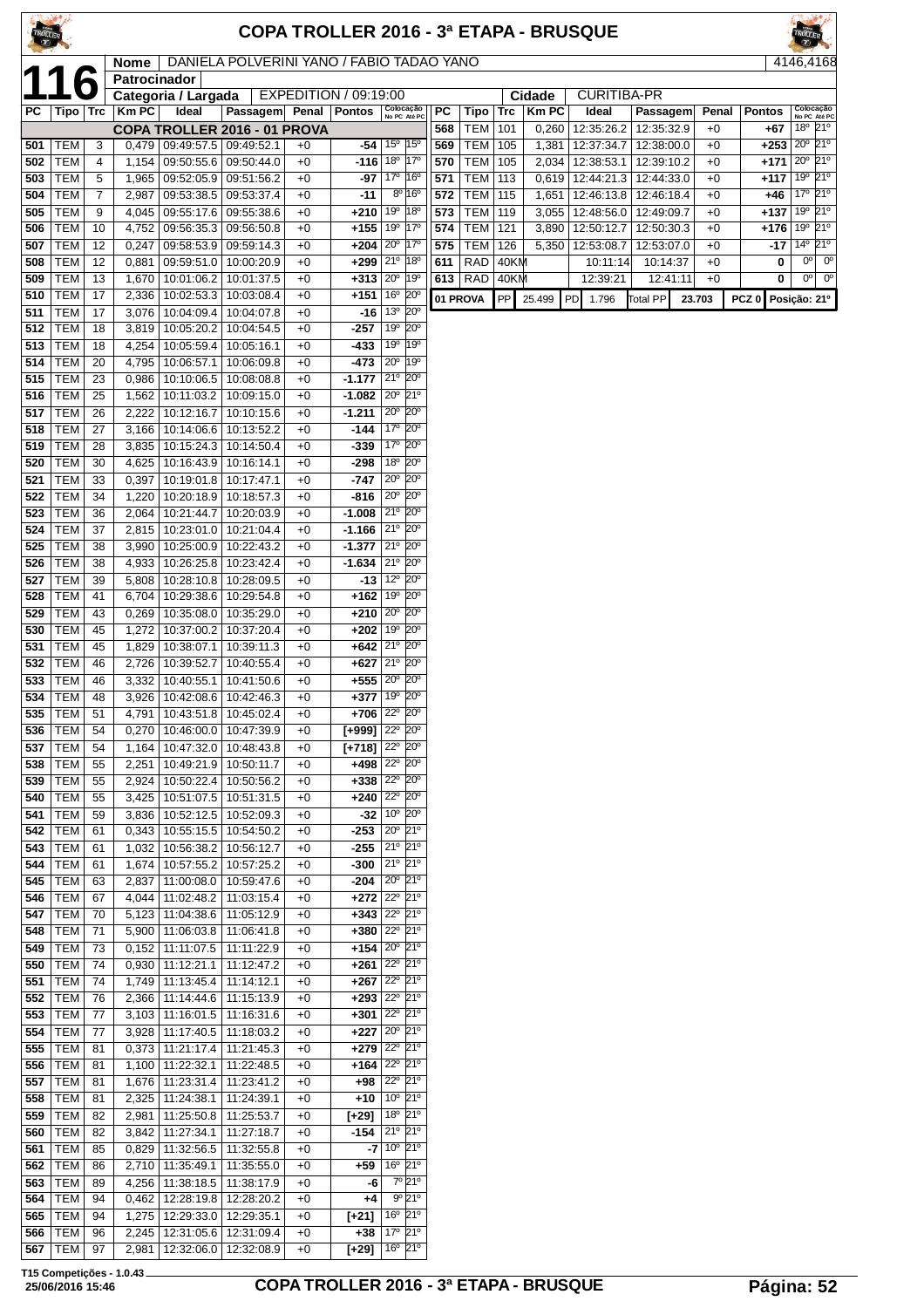# COPA TROLLER 2016 - 3ª ETAPA - BRUSQUE

**116** | Nome: DANIELA POLVERINI YANO / FABIO TADAO YANO | 4146,4168

Patrocinador:

Categoria / Largada: EXPEDITION / 09:19:00 | Cidade: CURITIBA-PR

| PC | Tipo | Trc | Km PC | Ideal | Passagem | Penal | Pontos | Colocação No PC | Colocação Até PC |
|---|---|---|---|---|---|---|---|---|---|
| **COPA TROLLER 2016 - 01 PROVA** | | | | | | | | | |
| 501 | TEM | 3 | 0,479 | 09:49:57.5 | 09:49:52.1 | +0 | **-54** | 15º | 15º |
| 502 | TEM | 4 | 1,154 | 09:50:55.6 | 09:50:44.0 | +0 | **-116** | 18º | 17º |
| 503 | TEM | 5 | 1,965 | 09:52:05.9 | 09:51:56.2 | +0 | **-97** | 17º | 16º |
| 504 | TEM | 7 | 2,987 | 09:53:38.5 | 09:53:37.4 | +0 | **-11** | 8º | 16º |
| 505 | TEM | 9 | 4,045 | 09:55:17.6 | 09:55:38.6 | +0 | **+210** | 19º | 18º |
| 506 | TEM | 10 | 4,752 | 09:56:35.3 | 09:56:50.8 | +0 | **+155** | 19º | 17º |
| 507 | TEM | 12 | 0,247 | 09:58:53.9 | 09:59:14.3 | +0 | **+204** | 20º | 17º |
| 508 | TEM | 12 | 0,881 | 09:59:51.0 | 10:00:20.9 | +0 | **+299** | 21º | 18º |
| 509 | TEM | 13 | 1,670 | 10:01:06.2 | 10:01:37.5 | +0 | **+313** | 20º | 19º |
| 510 | TEM | 17 | 2,336 | 10:02:53.3 | 10:03:08.4 | +0 | **+151** | 16º | 20º |
| 511 | TEM | 17 | 3,076 | 10:04:09.4 | 10:04:07.8 | +0 | **-16** | 13º | 20º |
| 512 | TEM | 18 | 3,819 | 10:05:20.2 | 10:04:54.5 | +0 | **-257** | 19º | 20º |
| 513 | TEM | 18 | 4,254 | 10:05:59.4 | 10:05:16.1 | +0 | **-433** | 19º | 19º |
| 514 | TEM | 20 | 4,795 | 10:06:57.1 | 10:06:09.8 | +0 | **-473** | 20º | 19º |
| 515 | TEM | 23 | 0,986 | 10:10:06.5 | 10:08:08.8 | +0 | **-1.177** | 21º | 20º |
| 516 | TEM | 25 | 1,562 | 10:11:03.2 | 10:09:15.0 | +0 | **-1.082** | 20º | 21º |
| 517 | TEM | 26 | 2,222 | 10:12:16.7 | 10:10:15.6 | +0 | **-1.211** | 20º | 20º |
| 518 | TEM | 27 | 3,166 | 10:14:06.6 | 10:13:52.2 | +0 | **-144** | 17º | 20º |
| 519 | TEM | 28 | 3,835 | 10:15:24.3 | 10:14:50.4 | +0 | **-339** | 17º | 20º |
| 520 | TEM | 30 | 4,625 | 10:16:43.9 | 10:16:14.1 | +0 | **-298** | 18º | 20º |
| 521 | TEM | 33 | 0,397 | 10:19:01.8 | 10:17:47.1 | +0 | **-747** | 20º | 20º |
| 522 | TEM | 34 | 1,220 | 10:20:18.9 | 10:18:57.3 | +0 | **-816** | 20º | 20º |
| 523 | TEM | 36 | 2,064 | 10:21:44.7 | 10:20:03.9 | +0 | **-1.008** | 21º | 20º |
| 524 | TEM | 37 | 2,815 | 10:23:01.0 | 10:21:04.4 | +0 | **-1.166** | 21º | 20º |
| 525 | TEM | 38 | 3,990 | 10:25:00.9 | 10:22:43.2 | +0 | **-1.377** | 21º | 20º |
| 526 | TEM | 38 | 4,933 | 10:26:25.8 | 10:23:42.4 | +0 | **-1.634** | 21º | 20º |
| 527 | TEM | 39 | 5,808 | 10:28:10.8 | 10:28:09.5 | +0 | **-13** | 12º | 20º |
| 528 | TEM | 41 | 6,704 | 10:29:38.6 | 10:29:54.8 | +0 | **+162** | 19º | 20º |
| 529 | TEM | 43 | 0,269 | 10:35:08.0 | 10:35:29.0 | +0 | **+210** | 20º | 20º |
| 530 | TEM | 45 | 1,272 | 10:37:00.2 | 10:37:20.4 | +0 | **+202** | 19º | 20º |
| 531 | TEM | 45 | 1,829 | 10:38:07.1 | 10:39:11.3 | +0 | **+642** | 21º | 20º |
| 532 | TEM | 46 | 2,726 | 10:39:52.7 | 10:40:55.4 | +0 | **+627** | 21º | 20º |
| 533 | TEM | 46 | 3,332 | 10:40:55.1 | 10:41:50.6 | +0 | **+555** | 20º | 20º |
| 534 | TEM | 48 | 3,926 | 10:42:08.6 | 10:42:46.3 | +0 | **+377** | 19º | 20º |
| 535 | TEM | 51 | 4,791 | 10:43:51.8 | 10:45:02.4 | +0 | **+706** | 22º | 20º |
| 536 | TEM | 54 | 0,270 | 10:46:00.0 | 10:47:39.9 | +0 | **[+999]** | 22º | 20º |
| 537 | TEM | 54 | 1,164 | 10:47:32.0 | 10:48:43.8 | +0 | **[+718]** | 22º | 20º |
| 538 | TEM | 55 | 2,251 | 10:49:21.9 | 10:50:11.7 | +0 | **+498** | 22º | 20º |
| 539 | TEM | 55 | 2,924 | 10:50:22.4 | 10:50:56.2 | +0 | **+338** | 22º | 20º |
| 540 | TEM | 55 | 3,425 | 10:51:07.5 | 10:51:31.5 | +0 | **+240** | 22º | 20º |
| 541 | TEM | 59 | 3,836 | 10:52:12.5 | 10:52:09.3 | +0 | **-32** | 10º | 20º |
| 542 | TEM | 61 | 0,343 | 10:55:15.5 | 10:54:50.2 | +0 | **-253** | 20º | 21º |
| 543 | TEM | 61 | 1,032 | 10:56:38.2 | 10:56:12.7 | +0 | **-255** | 21º | 21º |
| 544 | TEM | 61 | 1,674 | 10:57:55.2 | 10:57:25.2 | +0 | **-300** | 21º | 21º |
| 545 | TEM | 63 | 2,837 | 11:00:08.0 | 10:59:47.6 | +0 | **-204** | 20º | 21º |
| 546 | TEM | 67 | 4,044 | 11:02:48.2 | 11:03:15.4 | +0 | **+272** | 22º | 21º |
| 547 | TEM | 70 | 5,123 | 11:04:38.6 | 11:05:12.9 | +0 | **+343** | 22º | 21º |
| 548 | TEM | 71 | 5,900 | 11:06:03.8 | 11:06:41.8 | +0 | **+380** | 22º | 21º |
| 549 | TEM | 73 | 0,152 | 11:11:07.5 | 11:11:22.9 | +0 | **+154** | 20º | 21º |
| 550 | TEM | 74 | 0,930 | 11:12:21.1 | 11:12:47.2 | +0 | **+261** | 22º | 21º |
| 551 | TEM | 74 | 1,749 | 11:13:45.4 | 11:14:12.1 | +0 | **+267** | 22º | 21º |
| 552 | TEM | 76 | 2,366 | 11:14:44.6 | 11:15:13.9 | +0 | **+293** | 22º | 21º |
| 553 | TEM | 77 | 3,103 | 11:16:01.5 | 11:16:31.6 | +0 | **+301** | 22º | 21º |
| 554 | TEM | 77 | 3,928 | 11:17:40.5 | 11:18:03.2 | +0 | **+227** | 20º | 21º |
| 555 | TEM | 81 | 0,373 | 11:21:17.4 | 11:21:45.3 | +0 | **+279** | 22º | 21º |
| 556 | TEM | 81 | 1,100 | 11:22:32.1 | 11:22:48.5 | +0 | **+164** | 22º | 21º |
| 557 | TEM | 81 | 1,676 | 11:23:31.4 | 11:23:41.2 | +0 | **+98** | 22º | 21º |
| 558 | TEM | 81 | 2,325 | 11:24:38.1 | 11:24:39.1 | +0 | **+10** | 10º | 21º |
| 559 | TEM | 82 | 2,981 | 11:25:50.8 | 11:25:53.7 | +0 | **[+29]** | 18º | 21º |
| 560 | TEM | 82 | 3,842 | 11:27:34.1 | 11:27:18.7 | +0 | **-154** | 21º | 21º |
| 561 | TEM | 85 | 0,829 | 11:32:56.5 | 11:32:55.8 | +0 | **-7** | 10º | 21º |
| 562 | TEM | 86 | 2,710 | 11:35:49.1 | 11:35:55.0 | +0 | **+59** | 16º | 21º |
| 563 | TEM | 89 | 4,256 | 11:38:18.5 | 11:38:17.9 | +0 | **-6** | 7º | 21º |
| 564 | TEM | 94 | 0,462 | 12:28:19.8 | 12:28:20.2 | +0 | **+4** | 9º | 21º |
| 565 | TEM | 94 | 1,275 | 12:29:33.0 | 12:29:35.1 | +0 | **[+21]** | 16º | 21º |
| 566 | TEM | 96 | 2,245 | 12:31:05.6 | 12:31:09.4 | +0 | **+38** | 17º | 21º |
| 567 | TEM | 97 | 2,981 | 12:32:06.0 | 12:32:08.9 | +0 | **[+29]** | 16º | 21º |
| 568 | TEM | 101 | 0,260 | 12:35:26.2 | 12:35:32.9 | +0 | **+67** | 18º | 21º |
| 569 | TEM | 105 | 1,381 | 12:37:34.7 | 12:38:00.0 | +0 | **+253** | 20º | 21º |
| 570 | TEM | 105 | 2,034 | 12:38:53.1 | 12:39:10.2 | +0 | **+171** | 20º | 21º |
| 571 | TEM | 113 | 0,619 | 12:44:21.3 | 12:44:33.0 | +0 | **+117** | 19º | 21º |
| 572 | TEM | 115 | 1,651 | 12:46:13.8 | 12:46:18.4 | +0 | **+46** | 17º | 21º |
| 573 | TEM | 119 | 3,055 | 12:48:56.0 | 12:49:09.7 | +0 | **+137** | 19º | 21º |
| 574 | TEM | 121 | 3,890 | 12:50:12.7 | 12:50:30.3 | +0 | **+176** | 19º | 21º |
| 575 | TEM | 126 | 5,350 | 12:53:08.7 | 12:53:07.0 | +0 | **-17** | 14º | 21º |
| 611 | RAD | 40KM | | 10:11:14 | 10:14:37 | +0 | **0** | 0º | 0º |
| 613 | RAD | 40KM | | 12:39:21 | 12:41:11 | +0 | **0** | 0º | 0º |

**01 PROVA** | PP 25.499 | PD 1.796 | Total PP **23.703** | PCZ 0 | **Posição: 21º**

T15 Competições - 1.0.43
25/06/2016 15:46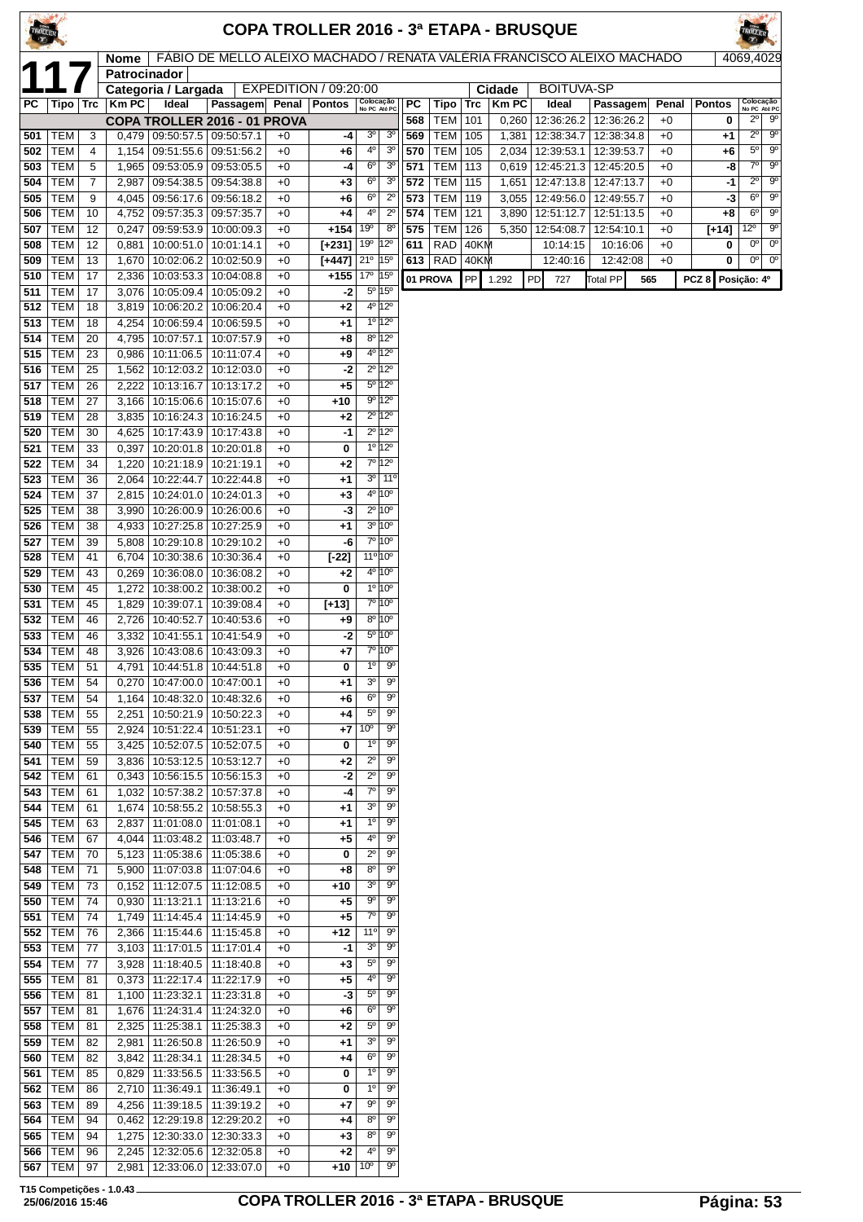# COPA TROLLER 2016 - 3ª ETAPA - BRUSQUE

**117**

| Nome | FÁBIO DE MELLO ALEIXO MACHADO / RENATA VALÉRIA FRANCISCO ALEIXO MACHADO | 4069,4029 |
|---|---|---|
| Patrocinador | | |
| Categoria / Largada | EXPEDITION / 09:20:00 | Cidade: BOITUVA-SP |

| PC | Tipo | Trc | Km PC | Ideal | Passagem | Penal | Pontos | Colocação No PC | Colocação Até PC |
|---|---|---|---|---|---|---|---|---|---|
| | | | | COPA TROLLER 2016 - 01 PROVA | | | | | |
| 501 | TEM | 3 | 0,479 | 09:50:57.5 | 09:50:57.1 | +0 | -4 | 3º | 3º |
| 502 | TEM | 4 | 1,154 | 09:51:55.6 | 09:51:56.2 | +0 | +6 | 4º | 3º |
| 503 | TEM | 5 | 1,965 | 09:53:05.9 | 09:53:05.5 | +0 | -4 | 6º | 3º |
| 504 | TEM | 7 | 2,987 | 09:54:38.5 | 09:54:38.8 | +0 | +3 | 6º | 3º |
| 505 | TEM | 9 | 4,045 | 09:56:17.6 | 09:56:18.2 | +0 | +6 | 6º | 2º |
| 506 | TEM | 10 | 4,752 | 09:57:35.3 | 09:57:35.7 | +0 | +4 | 4º | 2º |
| 507 | TEM | 12 | 0,247 | 09:59:53.9 | 10:00:09.3 | +0 | +154 | 19º | 8º |
| 508 | TEM | 12 | 0,881 | 10:00:51.0 | 10:01:14.1 | +0 | [+231] | 19º | 12º |
| 509 | TEM | 13 | 1,670 | 10:02:06.2 | 10:02:50.9 | +0 | [+447] | 21º | 15º |
| 510 | TEM | 17 | 2,336 | 10:03:53.3 | 10:04:08.8 | +0 | +155 | 17º | 15º |
| 511 | TEM | 17 | 3,076 | 10:05:09.4 | 10:05:09.2 | +0 | -2 | 5º | 15º |
| 512 | TEM | 18 | 3,819 | 10:06:20.2 | 10:06:20.4 | +0 | +2 | 4º | 12º |
| 513 | TEM | 18 | 4,254 | 10:06:59.4 | 10:06:59.5 | +0 | +1 | 1º | 12º |
| 514 | TEM | 20 | 4,795 | 10:07:57.1 | 10:07:57.9 | +0 | +8 | 8º | 12º |
| 515 | TEM | 23 | 0,986 | 10:11:06.5 | 10:11:07.4 | +0 | +9 | 4º | 12º |
| 516 | TEM | 25 | 1,562 | 10:12:03.2 | 10:12:03.0 | +0 | -2 | 2º | 12º |
| 517 | TEM | 26 | 2,222 | 10:13:16.7 | 10:13:17.2 | +0 | +5 | 5º | 12º |
| 518 | TEM | 27 | 3,166 | 10:15:06.6 | 10:15:07.6 | +0 | +10 | 9º | 12º |
| 519 | TEM | 28 | 3,835 | 10:16:24.3 | 10:16:24.5 | +0 | +2 | 2º | 12º |
| 520 | TEM | 30 | 4,625 | 10:17:43.9 | 10:17:43.8 | +0 | -1 | 2º | 12º |
| 521 | TEM | 33 | 0,397 | 10:20:01.8 | 10:20:01.8 | +0 | 0 | 1º | 12º |
| 522 | TEM | 34 | 1,220 | 10:21:18.9 | 10:21:19.1 | +0 | +2 | 7º | 12º |
| 523 | TEM | 36 | 2,064 | 10:22:44.7 | 10:22:44.8 | +0 | +1 | 3º | 11º |
| 524 | TEM | 37 | 2,815 | 10:24:01.0 | 10:24:01.3 | +0 | +3 | 4º | 10º |
| 525 | TEM | 38 | 3,990 | 10:26:00.9 | 10:26:00.6 | +0 | -3 | 2º | 10º |
| 526 | TEM | 38 | 4,933 | 10:27:25.8 | 10:27:25.9 | +0 | +1 | 3º | 10º |
| 527 | TEM | 39 | 5,808 | 10:29:10.8 | 10:29:10.2 | +0 | -6 | 7º | 10º |
| 528 | TEM | 41 | 6,704 | 10:30:38.6 | 10:30:36.4 | +0 | [-22] | 11º | 10º |
| 529 | TEM | 43 | 0,269 | 10:36:08.0 | 10:36:08.2 | +0 | +2 | 4º | 10º |
| 530 | TEM | 45 | 1,272 | 10:38:00.2 | 10:38:00.2 | +0 | 0 | 1º | 10º |
| 531 | TEM | 45 | 1,829 | 10:39:07.1 | 10:39:08.4 | +0 | [+13] | 7º | 10º |
| 532 | TEM | 46 | 2,726 | 10:40:52.7 | 10:40:53.6 | +0 | +9 | 8º | 10º |
| 533 | TEM | 46 | 3,332 | 10:41:55.1 | 10:41:54.9 | +0 | -2 | 5º | 10º |
| 534 | TEM | 48 | 3,926 | 10:43:08.6 | 10:43:09.3 | +0 | +7 | 7º | 10º |
| 535 | TEM | 51 | 4,791 | 10:44:51.8 | 10:44:51.8 | +0 | 0 | 1º | 9º |
| 536 | TEM | 54 | 0,270 | 10:47:00.0 | 10:47:00.1 | +0 | +1 | 3º | 9º |
| 537 | TEM | 54 | 1,164 | 10:48:32.0 | 10:48:32.6 | +0 | +6 | 6º | 9º |
| 538 | TEM | 55 | 2,251 | 10:50:21.9 | 10:50:22.3 | +0 | +4 | 5º | 9º |
| 539 | TEM | 55 | 2,924 | 10:51:22.4 | 10:51:23.1 | +0 | +7 | 10º | 9º |
| 540 | TEM | 55 | 3,425 | 10:52:07.5 | 10:52:07.5 | +0 | 0 | 1º | 9º |
| 541 | TEM | 59 | 3,836 | 10:53:12.5 | 10:53:12.7 | +0 | +2 | 2º | 9º |
| 542 | TEM | 61 | 0,343 | 10:56:15.5 | 10:56:15.3 | +0 | -2 | 2º | 9º |
| 543 | TEM | 61 | 1,032 | 10:57:38.2 | 10:57:37.8 | +0 | -4 | 7º | 9º |
| 544 | TEM | 61 | 1,674 | 10:58:55.2 | 10:58:55.3 | +0 | +1 | 3º | 9º |
| 545 | TEM | 63 | 2,837 | 11:01:08.0 | 11:01:08.1 | +0 | +1 | 1º | 9º |
| 546 | TEM | 67 | 4,044 | 11:03:48.2 | 11:03:48.7 | +0 | +5 | 4º | 9º |
| 547 | TEM | 70 | 5,123 | 11:05:38.6 | 11:05:38.6 | +0 | 0 | 2º | 9º |
| 548 | TEM | 71 | 5,900 | 11:07:03.8 | 11:07:04.6 | +0 | +8 | 8º | 9º |
| 549 | TEM | 73 | 0,152 | 11:12:07.5 | 11:12:08.5 | +0 | +10 | 3º | 9º |
| 550 | TEM | 74 | 0,930 | 11:13:21.1 | 11:13:21.6 | +0 | +5 | 9º | 9º |
| 551 | TEM | 74 | 1,749 | 11:14:45.4 | 11:14:45.9 | +0 | +5 | 7º | 9º |
| 552 | TEM | 76 | 2,366 | 11:15:44.6 | 11:15:45.8 | +0 | +12 | 11º | 9º |
| 553 | TEM | 77 | 3,103 | 11:17:01.5 | 11:17:01.4 | +0 | -1 | 3º | 9º |
| 554 | TEM | 77 | 3,928 | 11:18:40.5 | 11:18:40.8 | +0 | +3 | 5º | 9º |
| 555 | TEM | 81 | 0,373 | 11:22:17.4 | 11:22:17.9 | +0 | +5 | 4º | 9º |
| 556 | TEM | 81 | 1,100 | 11:23:32.1 | 11:23:31.8 | +0 | -3 | 5º | 9º |
| 557 | TEM | 81 | 1,676 | 11:24:31.4 | 11:24:32.0 | +0 | +6 | 6º | 9º |
| 558 | TEM | 81 | 2,325 | 11:25:38.1 | 11:25:38.3 | +0 | +2 | 5º | 9º |
| 559 | TEM | 82 | 2,981 | 11:26:50.8 | 11:26:50.9 | +0 | +1 | 3º | 9º |
| 560 | TEM | 82 | 3,842 | 11:28:34.1 | 11:28:34.5 | +0 | +4 | 6º | 9º |
| 561 | TEM | 85 | 0,829 | 11:33:56.5 | 11:33:56.5 | +0 | 0 | 1º | 9º |
| 562 | TEM | 86 | 2,710 | 11:36:49.1 | 11:36:49.1 | +0 | 0 | 1º | 9º |
| 563 | TEM | 89 | 4,256 | 11:39:18.5 | 11:39:19.2 | +0 | +7 | 9º | 9º |
| 564 | TEM | 94 | 0,462 | 12:29:19.8 | 12:29:20.2 | +0 | +4 | 8º | 9º |
| 565 | TEM | 94 | 1,275 | 12:30:33.0 | 12:30:33.3 | +0 | +3 | 8º | 9º |
| 566 | TEM | 96 | 2,245 | 12:32:05.6 | 12:32:05.8 | +0 | +2 | 4º | 9º |
| 567 | TEM | 97 | 2,981 | 12:33:06.0 | 12:33:07.0 | +0 | +10 | 10º | 9º |
| 568 | TEM | 101 | 0,260 | 12:36:26.2 | 12:36:26.2 | +0 | 0 | 2º | 9º |
| 569 | TEM | 105 | 1,381 | 12:38:34.7 | 12:38:34.8 | +0 | +1 | 2º | 9º |
| 570 | TEM | 105 | 2,034 | 12:39:53.1 | 12:39:53.7 | +0 | +6 | 5º | 9º |
| 571 | TEM | 113 | 0,619 | 12:45:21.3 | 12:45:20.5 | +0 | -8 | 7º | 9º |
| 572 | TEM | 115 | 1,651 | 12:47:13.8 | 12:47:13.7 | +0 | -1 | 2º | 9º |
| 573 | TEM | 119 | 3,055 | 12:49:56.0 | 12:49:55.7 | +0 | -3 | 6º | 9º |
| 574 | TEM | 121 | 3,890 | 12:51:12.7 | 12:51:13.5 | +0 | +8 | 6º | 9º |
| 575 | TEM | 126 | 5,350 | 12:54:08.7 | 12:54:10.1 | +0 | [+14] | 12º | 9º |
| 611 | RAD | 40KM | | 10:14:15 | 10:16:06 | +0 | 0 | 0º | 0º |
| 613 | RAD | 40KM | | 12:40:16 | 12:42:08 | +0 | 0 | 0º | 0º |

| 01 PROVA | PP | 1.292 | PD | 727 | Total PP | 565 | PCZ 8 | Posição: 4º |
|---|---|---|---|---|---|---|---|---|

T15 Competições - 1.0.43
25/06/2016 15:46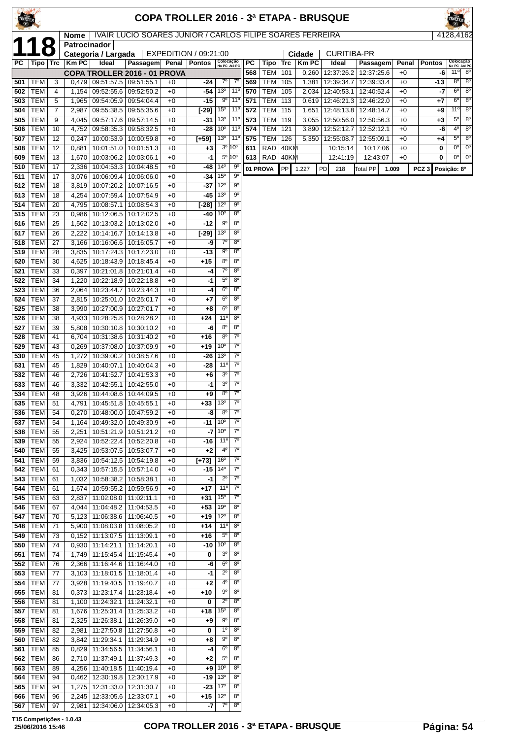# COPA TROLLER 2016 - 3ª ETAPA - BRUSQUE

**118**

| Nome | IVAIR LUCIO SOARES JUNIOR / CARLOS FILIPE SOARES FERREIRA | 4128,4162 |
|---|---|---|
| Patrocinador | | |
| Categoria / Largada | EXPEDITION / 09:21:00 | Cidade: CURITIBA-PR |

| PC | Tipo | Trc | Km PC | Ideal | Passagem | Penal | Pontos | Colocação No PC | Colocação Até PC |
|---|---|---|---|---|---|---|---|---|---|
| | | | | COPA TROLLER 2016 - 01 PROVA | | | | | |
| 501 | TEM | 3 | 0,479 | 09:51:57.5 | 09:51:55.1 | +0 | -24 | 7º | 7º |
| 502 | TEM | 4 | 1,154 | 09:52:55.6 | 09:52:50.2 | +0 | -54 | 13º | 11º |
| 503 | TEM | 5 | 1,965 | 09:54:05.9 | 09:54:04.4 | +0 | -15 | 9º | 11º |
| 504 | TEM | 7 | 2,987 | 09:55:38.5 | 09:55:35.6 | +0 | [-29] | 15º | 11º |
| 505 | TEM | 9 | 4,045 | 09:57:17.6 | 09:57:14.5 | +0 | -31 | 13º | 11º |
| 506 | TEM | 10 | 4,752 | 09:58:35.3 | 09:58:32.5 | +0 | -28 | 10º | 11º |
| 507 | TEM | 12 | 0,247 | 10:00:53.9 | 10:00:59.8 | +0 | [+59] | 13º | 11º |
| 508 | TEM | 12 | 0,881 | 10:01:51.0 | 10:01:51.3 | +0 | +3 | 3º | 10º |
| 509 | TEM | 13 | 1,670 | 10:03:06.2 | 10:03:06.1 | +0 | -1 | 5º | 10º |
| 510 | TEM | 17 | 2,336 | 10:04:53.3 | 10:04:48.5 | +0 | -48 | 14º | 9º |
| 511 | TEM | 17 | 3,076 | 10:06:09.4 | 10:06:06.0 | +0 | -34 | 15º | 9º |
| 512 | TEM | 18 | 3,819 | 10:07:20.2 | 10:07:16.5 | +0 | -37 | 12º | 9º |
| 513 | TEM | 18 | 4,254 | 10:07:59.4 | 10:07:54.9 | +0 | -45 | 13º | 9º |
| 514 | TEM | 20 | 4,795 | 10:08:57.1 | 10:08:54.3 | +0 | [-28] | 12º | 9º |
| 515 | TEM | 23 | 0,986 | 10:12:06.5 | 10:12:02.5 | +0 | -40 | 10º | 8º |
| 516 | TEM | 25 | 1,562 | 10:13:03.2 | 10:13:02.0 | +0 | -12 | 9º | 8º |
| 517 | TEM | 26 | 2,222 | 10:14:16.7 | 10:14:13.8 | +0 | [-29] | 13º | 8º |
| 518 | TEM | 27 | 3,166 | 10:16:06.6 | 10:16:05.7 | +0 | -9 | 7º | 8º |
| 519 | TEM | 28 | 3,835 | 10:17:24.3 | 10:17:23.0 | +0 | -13 | 9º | 8º |
| 520 | TEM | 30 | 4,625 | 10:18:43.9 | 10:18:45.4 | +0 | +15 | 8º | 8º |
| 521 | TEM | 33 | 0,397 | 10:21:01.8 | 10:21:01.4 | +0 | -4 | 7º | 8º |
| 522 | TEM | 34 | 1,220 | 10:22:18.9 | 10:22:18.8 | +0 | -1 | 5º | 8º |
| 523 | TEM | 36 | 2,064 | 10:23:44.7 | 10:23:44.3 | +0 | -4 | 6º | 8º |
| 524 | TEM | 37 | 2,815 | 10:25:01.0 | 10:25:01.7 | +0 | +7 | 6º | 8º |
| 525 | TEM | 38 | 3,990 | 10:27:00.9 | 10:27:01.7 | +0 | +8 | 6º | 8º |
| 526 | TEM | 38 | 4,933 | 10:28:25.8 | 10:28:28.2 | +0 | +24 | 11º | 8º |
| 527 | TEM | 39 | 5,808 | 10:30:10.8 | 10:30:10.2 | +0 | -6 | 8º | 8º |
| 528 | TEM | 41 | 6,704 | 10:31:38.6 | 10:31:40.2 | +0 | +16 | 8º | 7º |
| 529 | TEM | 43 | 0,269 | 10:37:08.0 | 10:37:09.9 | +0 | +19 | 10º | 7º |
| 530 | TEM | 45 | 1,272 | 10:39:00.2 | 10:38:57.6 | +0 | -26 | 13º | 7º |
| 531 | TEM | 45 | 1,829 | 10:40:07.1 | 10:40:04.3 | +0 | -28 | 11º | 7º |
| 532 | TEM | 46 | 2,726 | 10:41:52.7 | 10:41:53.3 | +0 | +6 | 3º | 7º |
| 533 | TEM | 46 | 3,332 | 10:42:55.1 | 10:42:55.0 | +0 | -1 | 3º | 7º |
| 534 | TEM | 48 | 3,926 | 10:44:08.6 | 10:44:09.5 | +0 | +9 | 8º | 7º |
| 535 | TEM | 51 | 4,791 | 10:45:51.8 | 10:45:55.1 | +0 | +33 | 13º | 7º |
| 536 | TEM | 54 | 0,270 | 10:48:00.0 | 10:47:59.2 | +0 | -8 | 8º | 7º |
| 537 | TEM | 54 | 1,164 | 10:49:32.0 | 10:49:30.9 | +0 | -11 | 10º | 7º |
| 538 | TEM | 55 | 2,251 | 10:51:21.9 | 10:51:21.2 | +0 | -7 | 10º | 7º |
| 539 | TEM | 55 | 2,924 | 10:52:22.4 | 10:52:20.8 | +0 | -16 | 11º | 7º |
| 540 | TEM | 55 | 3,425 | 10:53:07.5 | 10:53:07.7 | +0 | +2 | 4º | 7º |
| 541 | TEM | 59 | 3,836 | 10:54:12.5 | 10:54:19.8 | +0 | [+73] | 16º | 7º |
| 542 | TEM | 61 | 0,343 | 10:57:15.5 | 10:57:14.0 | +0 | -15 | 14º | 7º |
| 543 | TEM | 61 | 1,032 | 10:58:38.2 | 10:58:38.1 | +0 | -1 | 2º | 7º |
| 544 | TEM | 61 | 1,674 | 10:59:55.2 | 10:59:56.9 | +0 | +17 | 11º | 7º |
| 545 | TEM | 63 | 2,837 | 11:02:08.0 | 11:02:11.1 | +0 | +31 | 15º | 7º |
| 546 | TEM | 67 | 4,044 | 11:04:48.2 | 11:04:53.5 | +0 | +53 | 19º | 8º |
| 547 | TEM | 70 | 5,123 | 11:06:38.6 | 11:06:40.5 | +0 | +19 | 12º | 8º |
| 548 | TEM | 71 | 5,900 | 11:08:03.8 | 11:08:05.2 | +0 | +14 | 11º | 8º |
| 549 | TEM | 73 | 0,152 | 11:13:07.5 | 11:13:09.1 | +0 | +16 | 5º | 8º |
| 550 | TEM | 74 | 0,930 | 11:14:21.1 | 11:14:20.1 | +0 | -10 | 10º | 8º |
| 551 | TEM | 74 | 1,749 | 11:15:45.4 | 11:15:45.4 | +0 | 0 | 3º | 8º |
| 552 | TEM | 76 | 2,366 | 11:16:44.6 | 11:16:44.0 | +0 | -6 | 6º | 8º |
| 553 | TEM | 77 | 3,103 | 11:18:01.5 | 11:18:01.4 | +0 | -1 | 2º | 8º |
| 554 | TEM | 77 | 3,928 | 11:19:40.5 | 11:19:40.7 | +0 | +2 | 4º | 8º |
| 555 | TEM | 81 | 0,373 | 11:23:17.4 | 11:23:18.4 | +0 | +10 | 9º | 8º |
| 556 | TEM | 81 | 1,100 | 11:24:32.1 | 11:24:32.1 | +0 | 0 | 2º | 8º |
| 557 | TEM | 81 | 1,676 | 11:25:31.4 | 11:25:33.2 | +0 | +18 | 15º | 8º |
| 558 | TEM | 81 | 2,325 | 11:26:38.1 | 11:26:39.0 | +0 | +9 | 9º | 8º |
| 559 | TEM | 82 | 2,981 | 11:27:50.8 | 11:27:50.8 | +0 | 0 | 1º | 8º |
| 560 | TEM | 82 | 3,842 | 11:29:34.1 | 11:29:34.9 | +0 | +8 | 9º | 8º |
| 561 | TEM | 85 | 0,829 | 11:34:56.5 | 11:34:56.1 | +0 | -4 | 6º | 8º |
| 562 | TEM | 86 | 2,710 | 11:37:49.1 | 11:37:49.3 | +0 | +2 | 5º | 8º |
| 563 | TEM | 89 | 4,256 | 11:40:18.5 | 11:40:19.4 | +0 | +9 | 10º | 8º |
| 564 | TEM | 94 | 0,462 | 12:30:19.8 | 12:30:17.9 | +0 | -19 | 13º | 8º |
| 565 | TEM | 94 | 1,275 | 12:31:33.0 | 12:31:30.7 | +0 | -23 | 17º | 8º |
| 566 | TEM | 96 | 2,245 | 12:33:05.6 | 12:33:07.1 | +0 | +15 | 12º | 8º |
| 567 | TEM | 97 | 2,981 | 12:34:06.0 | 12:34:05.3 | +0 | -7 | 7º | 8º |
| 568 | TEM | 101 | 0,260 | 12:37:26.2 | 12:37:25.6 | +0 | -6 | 11º | 8º |
| 569 | TEM | 105 | 1,381 | 12:39:34.7 | 12:39:33.4 | +0 | -13 | 8º | 8º |
| 570 | TEM | 105 | 2,034 | 12:40:53.1 | 12:40:52.4 | +0 | -7 | 6º | 8º |
| 571 | TEM | 113 | 0,619 | 12:46:21.3 | 12:46:22.0 | +0 | +7 | 6º | 8º |
| 572 | TEM | 115 | 1,651 | 12:48:13.8 | 12:48:14.7 | +0 | +9 | 11º | 8º |
| 573 | TEM | 119 | 3,055 | 12:50:56.0 | 12:50:56.3 | +0 | +3 | 5º | 8º |
| 574 | TEM | 121 | 3,890 | 12:52:12.7 | 12:52:12.1 | +0 | -6 | 4º | 8º |
| 575 | TEM | 126 | 5,350 | 12:55:08.7 | 12:55:09.1 | +0 | +4 | 5º | 8º |
| 611 | RAD | 40KM | | 10:15:14 | 10:17:06 | +0 | 0 | 0º | 0º |
| 613 | RAD | 40KM | | 12:41:19 | 12:43:07 | +0 | 0 | 0º | 0º |

| 01 PROVA | PP | 1.227 | PD | 218 | Total PP | 1.009 | PCZ 3 | Posição: 8º |
|---|---|---|---|---|---|---|---|---|

T15 Competições - 1.0.43
25/06/2016 15:46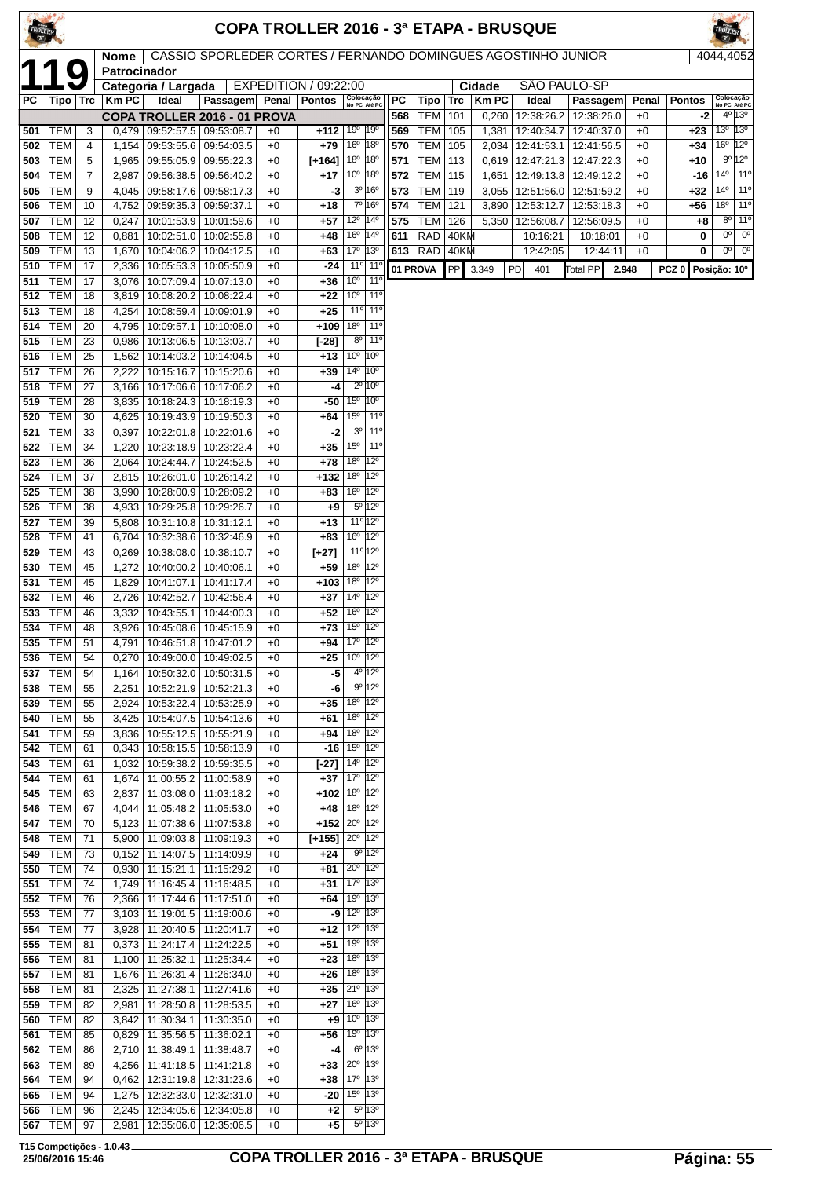# COPA TROLLER 2016 - 3ª ETAPA - BRUSQUE

**119**

| Nome | CASSIO SPORLEDER CORTES / FERNANDO DOMINGUES AGOSTINHO JUNIOR | 4044,4052 |
|---|---|---|
| Patrocinador | | |
| Categoria / Largada | EXPEDITION / 09:22:00 | Cidade: SÃO PAULO-SP |

| PC | Tipo | Trc | Km PC | Ideal | Passagem | Penal | Pontos | Colocação No PC | Colocação Até PC |
|---|---|---|---|---|---|---|---|---|---|
| | | | | COPA TROLLER 2016 - 01 PROVA | | | | | |
| 501 | TEM | 3 | 0,479 | 09:52:57.5 | 09:53:08.7 | +0 | +112 | 19º | 19º |
| 502 | TEM | 4 | 1,154 | 09:53:55.6 | 09:54:03.5 | +0 | +79 | 16º | 18º |
| 503 | TEM | 5 | 1,965 | 09:55:05.9 | 09:55:22.3 | +0 | [+164] | 18º | 18º |
| 504 | TEM | 7 | 2,987 | 09:56:38.5 | 09:56:40.2 | +0 | +17 | 10º | 18º |
| 505 | TEM | 9 | 4,045 | 09:58:17.6 | 09:58:17.3 | +0 | -3 | 3º | 16º |
| 506 | TEM | 10 | 4,752 | 09:59:35.3 | 09:59:37.1 | +0 | +18 | 7º | 16º |
| 507 | TEM | 12 | 0,247 | 10:01:53.9 | 10:01:59.6 | +0 | +57 | 12º | 14º |
| 508 | TEM | 12 | 0,881 | 10:02:51.0 | 10:02:55.8 | +0 | +48 | 16º | 14º |
| 509 | TEM | 13 | 1,670 | 10:04:06.2 | 10:04:12.5 | +0 | +63 | 17º | 13º |
| 510 | TEM | 17 | 2,336 | 10:05:53.3 | 10:05:50.9 | +0 | -24 | 11º | 11º |
| 511 | TEM | 17 | 3,076 | 10:07:09.4 | 10:07:13.0 | +0 | +36 | 16º | 11º |
| 512 | TEM | 18 | 3,819 | 10:08:20.2 | 10:08:22.4 | +0 | +22 | 10º | 11º |
| 513 | TEM | 18 | 4,254 | 10:08:59.4 | 10:09:01.9 | +0 | +25 | 11º | 11º |
| 514 | TEM | 20 | 4,795 | 10:09:57.1 | 10:10:08.0 | +0 | +109 | 18º | 11º |
| 515 | TEM | 23 | 0,986 | 10:13:06.5 | 10:13:03.7 | +0 | [-28] | 8º | 11º |
| 516 | TEM | 25 | 1,562 | 10:14:03.2 | 10:14:04.5 | +0 | +13 | 10º | 10º |
| 517 | TEM | 26 | 2,222 | 10:15:16.7 | 10:15:20.6 | +0 | +39 | 14º | 10º |
| 518 | TEM | 27 | 3,166 | 10:17:06.6 | 10:17:06.2 | +0 | -4 | 2º | 10º |
| 519 | TEM | 28 | 3,835 | 10:18:24.3 | 10:18:19.3 | +0 | -50 | 15º | 10º |
| 520 | TEM | 30 | 4,625 | 10:19:43.9 | 10:19:50.3 | +0 | +64 | 15º | 11º |
| 521 | TEM | 33 | 0,397 | 10:22:01.8 | 10:22:01.6 | +0 | -2 | 3º | 11º |
| 522 | TEM | 34 | 1,220 | 10:23:18.9 | 10:23:22.4 | +0 | +35 | 15º | 11º |
| 523 | TEM | 36 | 2,064 | 10:24:44.7 | 10:24:52.5 | +0 | +78 | 18º | 12º |
| 524 | TEM | 37 | 2,815 | 10:26:01.0 | 10:26:14.2 | +0 | +132 | 18º | 12º |
| 525 | TEM | 38 | 3,990 | 10:28:00.9 | 10:28:09.2 | +0 | +83 | 16º | 12º |
| 526 | TEM | 38 | 4,933 | 10:29:25.8 | 10:29:26.7 | +0 | +9 | 5º | 12º |
| 527 | TEM | 39 | 5,808 | 10:31:10.8 | 10:31:12.1 | +0 | +13 | 11º | 12º |
| 528 | TEM | 41 | 6,704 | 10:32:38.6 | 10:32:46.9 | +0 | +83 | 16º | 12º |
| 529 | TEM | 43 | 0,269 | 10:38:08.0 | 10:38:10.7 | +0 | [+27] | 11º | 12º |
| 530 | TEM | 45 | 1,272 | 10:40:00.2 | 10:40:06.1 | +0 | +59 | 18º | 12º |
| 531 | TEM | 45 | 1,829 | 10:41:07.1 | 10:41:17.4 | +0 | +103 | 18º | 12º |
| 532 | TEM | 46 | 2,726 | 10:42:52.7 | 10:42:56.4 | +0 | +37 | 14º | 12º |
| 533 | TEM | 46 | 3,332 | 10:43:55.1 | 10:44:00.3 | +0 | +52 | 16º | 12º |
| 534 | TEM | 48 | 3,926 | 10:45:08.6 | 10:45:15.9 | +0 | +73 | 15º | 12º |
| 535 | TEM | 51 | 4,791 | 10:46:51.8 | 10:47:01.2 | +0 | +94 | 17º | 12º |
| 536 | TEM | 54 | 0,270 | 10:49:00.0 | 10:49:02.5 | +0 | +25 | 10º | 12º |
| 537 | TEM | 54 | 1,164 | 10:50:32.0 | 10:50:31.5 | +0 | -5 | 4º | 12º |
| 538 | TEM | 55 | 2,251 | 10:52:21.9 | 10:52:21.3 | +0 | -6 | 9º | 12º |
| 539 | TEM | 55 | 2,924 | 10:53:22.4 | 10:53:25.9 | +0 | +35 | 18º | 12º |
| 540 | TEM | 55 | 3,425 | 10:54:07.5 | 10:54:13.6 | +0 | +61 | 18º | 12º |
| 541 | TEM | 59 | 3,836 | 10:55:12.5 | 10:55:21.9 | +0 | +94 | 18º | 12º |
| 542 | TEM | 61 | 0,343 | 10:58:15.5 | 10:58:13.9 | +0 | -16 | 15º | 12º |
| 543 | TEM | 61 | 1,032 | 10:59:38.2 | 10:59:35.5 | +0 | [-27] | 14º | 12º |
| 544 | TEM | 61 | 1,674 | 11:00:55.2 | 11:00:58.9 | +0 | +37 | 17º | 12º |
| 545 | TEM | 63 | 2,837 | 11:03:08.0 | 11:03:18.2 | +0 | +102 | 18º | 12º |
| 546 | TEM | 67 | 4,044 | 11:05:48.2 | 11:05:53.0 | +0 | +48 | 18º | 12º |
| 547 | TEM | 70 | 5,123 | 11:07:38.6 | 11:07:53.8 | +0 | +152 | 20º | 12º |
| 548 | TEM | 71 | 5,900 | 11:09:03.8 | 11:09:19.3 | +0 | [+155] | 20º | 12º |
| 549 | TEM | 73 | 0,152 | 11:14:07.5 | 11:14:09.9 | +0 | +24 | 9º | 12º |
| 550 | TEM | 74 | 0,930 | 11:15:21.1 | 11:15:29.2 | +0 | +81 | 20º | 12º |
| 551 | TEM | 74 | 1,749 | 11:16:45.4 | 11:16:48.5 | +0 | +31 | 17º | 13º |
| 552 | TEM | 76 | 2,366 | 11:17:44.6 | 11:17:51.0 | +0 | +64 | 19º | 13º |
| 553 | TEM | 77 | 3,103 | 11:19:01.5 | 11:19:00.6 | +0 | -9 | 12º | 13º |
| 554 | TEM | 77 | 3,928 | 11:20:40.5 | 11:20:41.7 | +0 | +12 | 12º | 13º |
| 555 | TEM | 81 | 0,373 | 11:24:17.4 | 11:24:22.5 | +0 | +51 | 19º | 13º |
| 556 | TEM | 81 | 1,100 | 11:25:32.1 | 11:25:34.4 | +0 | +23 | 18º | 13º |
| 557 | TEM | 81 | 1,676 | 11:26:31.4 | 11:26:34.0 | +0 | +26 | 18º | 13º |
| 558 | TEM | 81 | 2,325 | 11:27:38.1 | 11:27:41.6 | +0 | +35 | 21º | 13º |
| 559 | TEM | 82 | 2,981 | 11:28:50.8 | 11:28:53.5 | +0 | +27 | 16º | 13º |
| 560 | TEM | 82 | 3,842 | 11:30:34.1 | 11:30:35.0 | +0 | +9 | 10º | 13º |
| 561 | TEM | 85 | 0,829 | 11:35:56.5 | 11:36:02.1 | +0 | +56 | 19º | 13º |
| 562 | TEM | 86 | 2,710 | 11:38:49.1 | 11:38:48.7 | +0 | -4 | 6º | 13º |
| 563 | TEM | 89 | 4,256 | 11:41:18.5 | 11:41:21.8 | +0 | +33 | 20º | 13º |
| 564 | TEM | 94 | 0,462 | 12:31:19.8 | 12:31:23.6 | +0 | +38 | 17º | 13º |
| 565 | TEM | 94 | 1,275 | 12:32:33.0 | 12:32:31.0 | +0 | -20 | 15º | 13º |
| 566 | TEM | 96 | 2,245 | 12:34:05.6 | 12:34:05.8 | +0 | +2 | 5º | 13º |
| 567 | TEM | 97 | 2,981 | 12:35:06.0 | 12:35:06.5 | +0 | +5 | 5º | 13º |
| 568 | TEM | 101 | 0,260 | 12:38:26.2 | 12:38:26.0 | +0 | -2 | 4º | 13º |
| 569 | TEM | 105 | 1,381 | 12:40:34.7 | 12:40:37.0 | +0 | +23 | 13º | 13º |
| 570 | TEM | 105 | 2,034 | 12:41:53.1 | 12:41:56.5 | +0 | +34 | 16º | 12º |
| 571 | TEM | 113 | 0,619 | 12:47:21.3 | 12:47:22.3 | +0 | +10 | 9º | 12º |
| 572 | TEM | 115 | 1,651 | 12:49:13.8 | 12:49:12.2 | +0 | -16 | 14º | 11º |
| 573 | TEM | 119 | 3,055 | 12:51:56.0 | 12:51:59.2 | +0 | +32 | 14º | 11º |
| 574 | TEM | 121 | 3,890 | 12:53:12.7 | 12:53:18.3 | +0 | +56 | 18º | 11º |
| 575 | TEM | 126 | 5,350 | 12:56:08.7 | 12:56:09.5 | +0 | +8 | 8º | 11º |
| 611 | RAD | 40KM | | 10:16:21 | 10:18:01 | +0 | 0 | 0º | 0º |
| 613 | RAD | 40KM | | 12:42:05 | 12:44:11 | +0 | 0 | 0º | 0º |

| 01 PROVA | PP | 3.349 | PD | 401 | Total PP | 2.948 | PCZ 0 | Posição: 10º |
|---|---|---|---|---|---|---|---|---|

T15 Competições - 1.0.43 25/06/2016 15:46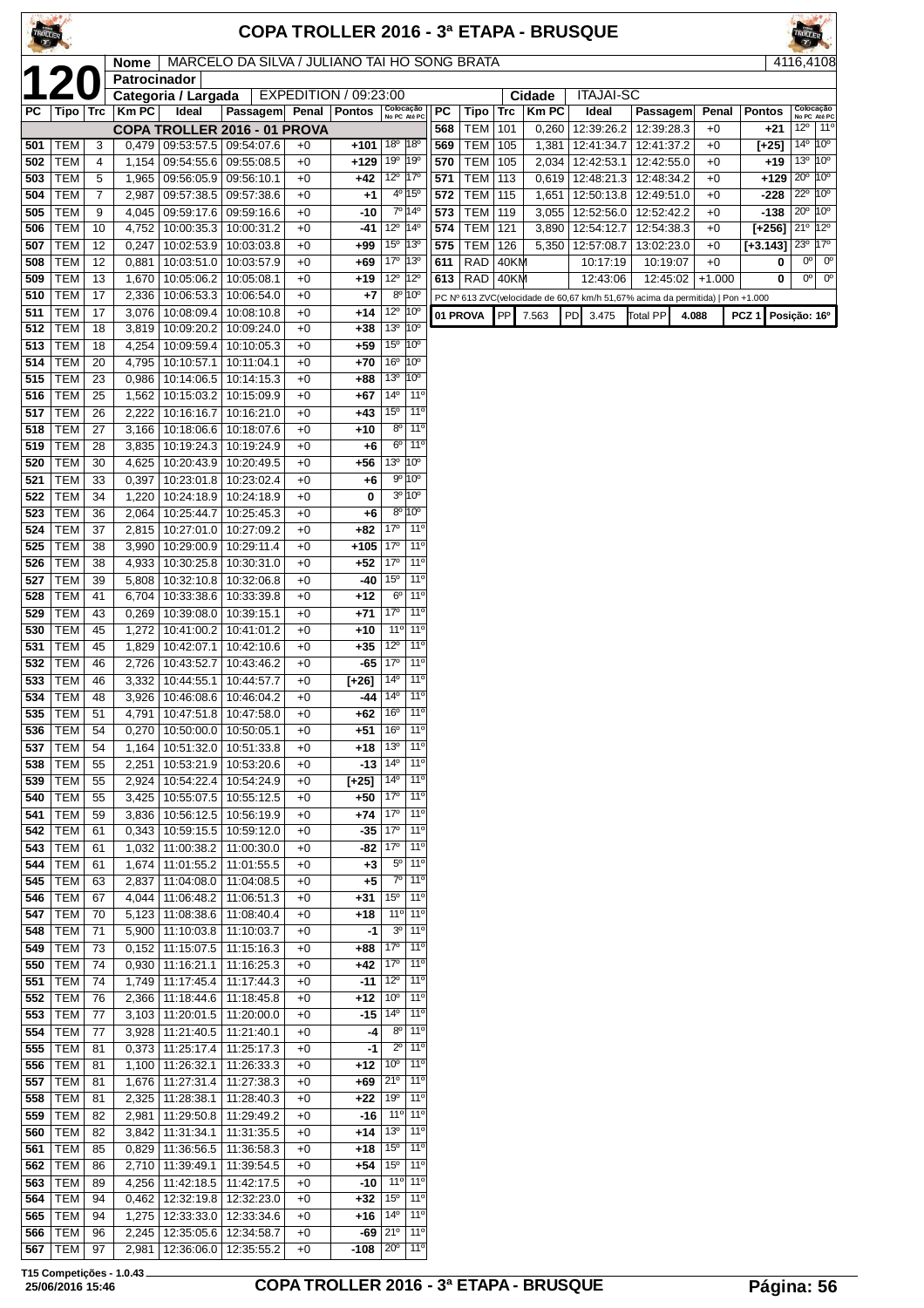# COPA TROLLER 2016 - 3ª ETAPA - BRUSQUE

**120**

| | |
|---|---|
| Nome | MARCELO DA SILVA / JULIANO TAI HO SONG BRATA — 4116,4108 |
| Patrocinador | |
| Categoria / Largada | EXPEDITION / 09:23:00 |
| Cidade | ITAJAI-SC |

| PC | Tipo | Trc | Km PC | Ideal | Passagem | Penal | Pontos | Colocação No PC | Colocação Até PC |
|---|---|---|---|---|---|---|---|---|---|
| | | | | COPA TROLLER 2016 - 01 PROVA | | | | | |
| 501 | TEM | 3 | 0,479 | 09:53:57.5 | 09:54:07.6 | +0 | +101 | 18º | 18º |
| 502 | TEM | 4 | 1,154 | 09:54:55.6 | 09:55:08.5 | +0 | +129 | 19º | 19º |
| 503 | TEM | 5 | 1,965 | 09:56:05.9 | 09:56:10.1 | +0 | +42 | 12º | 17º |
| 504 | TEM | 7 | 2,987 | 09:57:38.5 | 09:57:38.6 | +0 | +1 | 4º | 15º |
| 505 | TEM | 9 | 4,045 | 09:59:17.6 | 09:59:16.6 | +0 | -10 | 7º | 14º |
| 506 | TEM | 10 | 4,752 | 10:00:35.3 | 10:00:31.2 | +0 | -41 | 12º | 14º |
| 507 | TEM | 12 | 0,247 | 10:02:53.9 | 10:03:03.8 | +0 | +99 | 15º | 13º |
| 508 | TEM | 12 | 0,881 | 10:03:51.0 | 10:03:57.9 | +0 | +69 | 17º | 13º |
| 509 | TEM | 13 | 1,670 | 10:05:06.2 | 10:05:08.1 | +0 | +19 | 12º | 12º |
| 510 | TEM | 17 | 2,336 | 10:06:53.3 | 10:06:54.0 | +0 | +7 | 8º | 10º |
| 511 | TEM | 17 | 3,076 | 10:08:09.4 | 10:08:10.8 | +0 | +14 | 12º | 10º |
| 512 | TEM | 18 | 3,819 | 10:09:20.2 | 10:09:24.0 | +0 | +38 | 13º | 10º |
| 513 | TEM | 18 | 4,254 | 10:09:59.4 | 10:10:05.3 | +0 | +59 | 15º | 10º |
| 514 | TEM | 20 | 4,795 | 10:10:57.1 | 10:11:04.1 | +0 | +70 | 16º | 10º |
| 515 | TEM | 23 | 0,986 | 10:14:06.5 | 10:14:15.3 | +0 | +88 | 13º | 10º |
| 516 | TEM | 25 | 1,562 | 10:15:03.2 | 10:15:09.9 | +0 | +67 | 14º | 11º |
| 517 | TEM | 26 | 2,222 | 10:16:16.7 | 10:16:21.0 | +0 | +43 | 15º | 11º |
| 518 | TEM | 27 | 3,166 | 10:18:06.6 | 10:18:07.6 | +0 | +10 | 8º | 11º |
| 519 | TEM | 28 | 3,835 | 10:19:24.3 | 10:19:24.9 | +0 | +6 | 6º | 11º |
| 520 | TEM | 30 | 4,625 | 10:20:43.9 | 10:20:49.5 | +0 | +56 | 13º | 10º |
| 521 | TEM | 33 | 0,397 | 10:23:01.8 | 10:23:02.4 | +0 | +6 | 9º | 10º |
| 522 | TEM | 34 | 1,220 | 10:24:18.9 | 10:24:18.9 | +0 | 0 | 3º | 10º |
| 523 | TEM | 36 | 2,064 | 10:25:44.7 | 10:25:45.3 | +0 | +6 | 8º | 10º |
| 524 | TEM | 37 | 2,815 | 10:27:01.0 | 10:27:09.2 | +0 | +82 | 17º | 11º |
| 525 | TEM | 38 | 3,990 | 10:29:00.9 | 10:29:11.4 | +0 | +105 | 17º | 11º |
| 526 | TEM | 38 | 4,933 | 10:30:25.8 | 10:30:31.0 | +0 | +52 | 17º | 11º |
| 527 | TEM | 39 | 5,808 | 10:32:10.8 | 10:32:06.8 | +0 | -40 | 15º | 11º |
| 528 | TEM | 41 | 6,704 | 10:33:38.6 | 10:33:39.8 | +0 | +12 | 6º | 11º |
| 529 | TEM | 43 | 0,269 | 10:39:08.0 | 10:39:15.1 | +0 | +71 | 17º | 11º |
| 530 | TEM | 45 | 1,272 | 10:41:00.2 | 10:41:01.2 | +0 | +10 | 11º | 11º |
| 531 | TEM | 45 | 1,829 | 10:42:07.1 | 10:42:10.6 | +0 | +35 | 12º | 11º |
| 532 | TEM | 46 | 2,726 | 10:43:52.7 | 10:43:46.2 | +0 | -65 | 17º | 11º |
| 533 | TEM | 46 | 3,332 | 10:44:55.1 | 10:44:57.7 | +0 | [+26] | 14º | 11º |
| 534 | TEM | 48 | 3,926 | 10:46:08.6 | 10:46:04.2 | +0 | -44 | 14º | 11º |
| 535 | TEM | 51 | 4,791 | 10:47:51.8 | 10:47:58.0 | +0 | +62 | 16º | 11º |
| 536 | TEM | 54 | 0,270 | 10:50:00.0 | 10:50:05.1 | +0 | +51 | 16º | 11º |
| 537 | TEM | 54 | 1,164 | 10:51:32.0 | 10:51:33.8 | +0 | +18 | 13º | 11º |
| 538 | TEM | 55 | 2,251 | 10:53:21.9 | 10:53:20.6 | +0 | -13 | 14º | 11º |
| 539 | TEM | 55 | 2,924 | 10:54:22.4 | 10:54:24.9 | +0 | [+25] | 14º | 11º |
| 540 | TEM | 55 | 3,425 | 10:55:07.5 | 10:55:12.5 | +0 | +50 | 17º | 11º |
| 541 | TEM | 59 | 3,836 | 10:56:12.5 | 10:56:19.9 | +0 | +74 | 17º | 11º |
| 542 | TEM | 61 | 0,343 | 10:59:15.5 | 10:59:12.0 | +0 | -35 | 17º | 11º |
| 543 | TEM | 61 | 1,032 | 11:00:38.2 | 11:00:30.0 | +0 | -82 | 17º | 11º |
| 544 | TEM | 61 | 1,674 | 11:01:55.2 | 11:01:55.5 | +0 | +3 | 5º | 11º |
| 545 | TEM | 63 | 2,837 | 11:04:08.0 | 11:04:08.5 | +0 | +5 | 7º | 11º |
| 546 | TEM | 67 | 4,044 | 11:06:48.2 | 11:06:51.3 | +0 | +31 | 15º | 11º |
| 547 | TEM | 70 | 5,123 | 11:08:38.6 | 11:08:40.4 | +0 | +18 | 11º | 11º |
| 548 | TEM | 71 | 5,900 | 11:10:03.8 | 11:10:03.7 | +0 | -1 | 3º | 11º |
| 549 | TEM | 73 | 0,152 | 11:15:07.5 | 11:15:16.3 | +0 | +88 | 17º | 11º |
| 550 | TEM | 74 | 0,930 | 11:16:21.1 | 11:16:25.3 | +0 | +42 | 17º | 11º |
| 551 | TEM | 74 | 1,749 | 11:17:45.4 | 11:17:44.3 | +0 | -11 | 12º | 11º |
| 552 | TEM | 76 | 2,366 | 11:18:44.6 | 11:18:45.8 | +0 | +12 | 10º | 11º |
| 553 | TEM | 77 | 3,103 | 11:20:01.5 | 11:20:00.0 | +0 | -15 | 14º | 11º |
| 554 | TEM | 77 | 3,928 | 11:21:40.5 | 11:21:40.1 | +0 | -4 | 8º | 11º |
| 555 | TEM | 81 | 0,373 | 11:25:17.4 | 11:25:17.3 | +0 | -1 | 2º | 11º |
| 556 | TEM | 81 | 1,100 | 11:26:32.1 | 11:26:33.3 | +0 | +12 | 10º | 11º |
| 557 | TEM | 81 | 1,676 | 11:27:31.4 | 11:27:38.3 | +0 | +69 | 21º | 11º |
| 558 | TEM | 81 | 2,325 | 11:28:38.1 | 11:28:40.3 | +0 | +22 | 19º | 11º |
| 559 | TEM | 82 | 2,981 | 11:29:50.8 | 11:29:49.2 | +0 | -16 | 11º | 11º |
| 560 | TEM | 82 | 3,842 | 11:31:34.1 | 11:31:35.5 | +0 | +14 | 13º | 11º |
| 561 | TEM | 85 | 0,829 | 11:36:56.5 | 11:36:58.3 | +0 | +18 | 15º | 11º |
| 562 | TEM | 86 | 2,710 | 11:39:49.1 | 11:39:54.5 | +0 | +54 | 15º | 11º |
| 563 | TEM | 89 | 4,256 | 11:42:18.5 | 11:42:17.5 | +0 | -10 | 11º | 11º |
| 564 | TEM | 94 | 0,462 | 12:32:19.8 | 12:32:23.0 | +0 | +32 | 15º | 11º |
| 565 | TEM | 94 | 1,275 | 12:33:33.0 | 12:33:34.6 | +0 | +16 | 14º | 11º |
| 566 | TEM | 96 | 2,245 | 12:35:05.6 | 12:34:58.7 | +0 | -69 | 21º | 11º |
| 567 | TEM | 97 | 2,981 | 12:36:06.0 | 12:35:55.2 | +0 | -108 | 20º | 11º |
| 568 | TEM | 101 | 0,260 | 12:39:26.2 | 12:39:28.3 | +0 | +21 | 12º | 11º |
| 569 | TEM | 105 | 1,381 | 12:41:34.7 | 12:41:37.2 | +0 | [+25] | 14º | 10º |
| 570 | TEM | 105 | 2,034 | 12:42:53.1 | 12:42:55.0 | +0 | +19 | 13º | 10º |
| 571 | TEM | 113 | 0,619 | 12:48:21.3 | 12:48:34.2 | +0 | +129 | 20º | 10º |
| 572 | TEM | 115 | 1,651 | 12:50:13.8 | 12:49:51.0 | +0 | -228 | 22º | 10º |
| 573 | TEM | 119 | 3,055 | 12:52:56.0 | 12:52:42.2 | +0 | -138 | 20º | 10º |
| 574 | TEM | 121 | 3,890 | 12:54:12.7 | 12:54:38.3 | +0 | [+256] | 21º | 12º |
| 575 | TEM | 126 | 5,350 | 12:57:08.7 | 13:02:23.0 | +0 | [+3.143] | 23º | 17º |
| 611 | RAD | 40KM | | 10:17:19 | 10:19:07 | +0 | 0 | 0º | 0º |
| 613 | RAD | 40KM | | 12:43:06 | 12:45:02 | +1.000 | 0 | 0º | 0º |

PC Nº 613 ZVC(velocidade de 60,67 km/h 51,67% acima da permitida) | Pon +1.000

| 01 PROVA | PP | 7.563 | PD | 3.475 | Total PP | 4.088 | PCZ 1 | Posição: 16º |
|---|---|---|---|---|---|---|---|---|

T15 Competições - 1.0.43
25/06/2016 15:46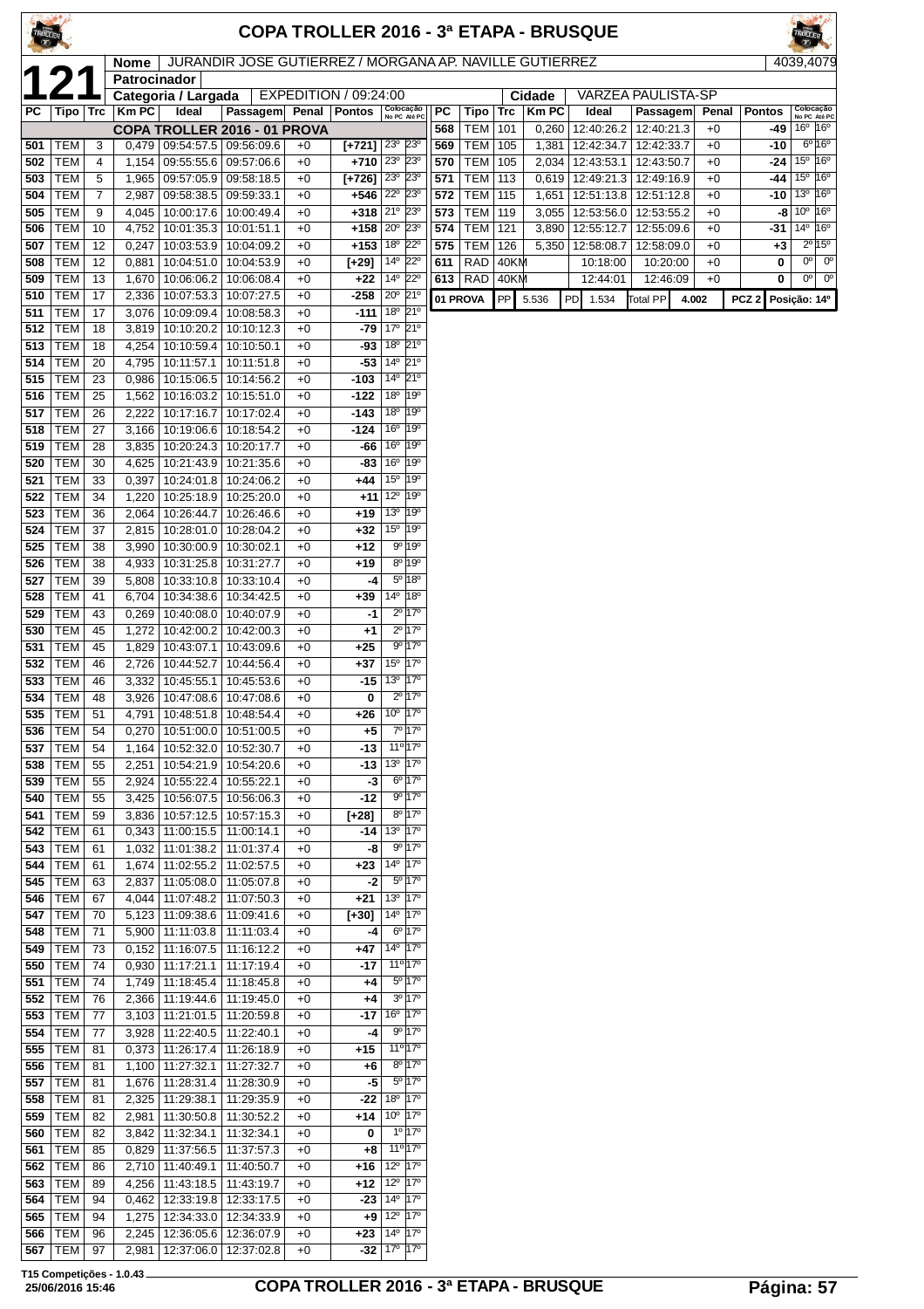# COPA TROLLER 2016 - 3ª ETAPA - BRUSQUE

**121**

| Nome | JURANDIR JOSE GUTIERREZ / MORGANA AP. NAVILLE GUTIERREZ | 4039,4079 |
|---|---|---|
| Patrocinador | | |
| Categoria / Largada | EXPEDITION / 09:24:00 | Cidade: VARZEA PAULISTA-SP |

| PC | Tipo | Trc | Km PC | Ideal | Passagem | Penal | Pontos | Colocação No PC | Colocação Até PC |
|---|---|---|---|---|---|---|---|---|---|
| | | | | COPA TROLLER 2016 - 01 PROVA | | | | | |
| 501 | TEM | 3 | 0,479 | 09:54:57.5 | 09:56:09.6 | +0 | [+721] | 23º | 23º |
| 502 | TEM | 4 | 1,154 | 09:55:55.6 | 09:57:06.6 | +0 | +710 | 23º | 23º |
| 503 | TEM | 5 | 1,965 | 09:57:05.9 | 09:58:18.5 | +0 | [+726] | 23º | 23º |
| 504 | TEM | 7 | 2,987 | 09:58:38.5 | 09:59:33.1 | +0 | +546 | 22º | 23º |
| 505 | TEM | 9 | 4,045 | 10:00:17.6 | 10:00:49.4 | +0 | +318 | 21º | 23º |
| 506 | TEM | 10 | 4,752 | 10:01:35.3 | 10:01:51.1 | +0 | +158 | 20º | 23º |
| 507 | TEM | 12 | 0,247 | 10:03:53.9 | 10:04:09.2 | +0 | +153 | 18º | 22º |
| 508 | TEM | 12 | 0,881 | 10:04:51.0 | 10:04:53.9 | +0 | [+29] | 14º | 22º |
| 509 | TEM | 13 | 1,670 | 10:06:06.2 | 10:06:08.4 | +0 | +22 | 14º | 22º |
| 510 | TEM | 17 | 2,336 | 10:07:53.3 | 10:07:27.5 | +0 | -258 | 20º | 21º |
| 511 | TEM | 17 | 3,076 | 10:09:09.4 | 10:08:58.3 | +0 | -111 | 18º | 21º |
| 512 | TEM | 18 | 3,819 | 10:10:20.2 | 10:10:12.3 | +0 | -79 | 17º | 21º |
| 513 | TEM | 18 | 4,254 | 10:10:59.4 | 10:10:50.1 | +0 | -93 | 18º | 21º |
| 514 | TEM | 20 | 4,795 | 10:11:57.1 | 10:11:51.8 | +0 | -53 | 14º | 21º |
| 515 | TEM | 23 | 0,986 | 10:15:06.5 | 10:14:56.2 | +0 | -103 | 14º | 21º |
| 516 | TEM | 25 | 1,562 | 10:16:03.2 | 10:15:51.0 | +0 | -122 | 18º | 19º |
| 517 | TEM | 26 | 2,222 | 10:17:16.7 | 10:17:02.4 | +0 | -143 | 18º | 19º |
| 518 | TEM | 27 | 3,166 | 10:19:06.6 | 10:18:54.2 | +0 | -124 | 16º | 19º |
| 519 | TEM | 28 | 3,835 | 10:20:24.3 | 10:20:17.7 | +0 | -66 | 16º | 19º |
| 520 | TEM | 30 | 4,625 | 10:21:43.9 | 10:21:35.6 | +0 | -83 | 16º | 19º |
| 521 | TEM | 33 | 0,397 | 10:24:01.8 | 10:24:06.2 | +0 | +44 | 15º | 19º |
| 522 | TEM | 34 | 1,220 | 10:25:18.9 | 10:25:20.0 | +0 | +11 | 12º | 19º |
| 523 | TEM | 36 | 2,064 | 10:26:44.7 | 10:26:46.6 | +0 | +19 | 13º | 19º |
| 524 | TEM | 37 | 2,815 | 10:28:01.0 | 10:28:04.2 | +0 | +32 | 15º | 19º |
| 525 | TEM | 38 | 3,990 | 10:30:00.9 | 10:30:02.1 | +0 | +12 | 9º | 19º |
| 526 | TEM | 38 | 4,933 | 10:31:25.8 | 10:31:27.7 | +0 | +19 | 8º | 19º |
| 527 | TEM | 39 | 5,808 | 10:33:10.8 | 10:33:10.4 | +0 | -4 | 5º | 18º |
| 528 | TEM | 41 | 6,704 | 10:34:38.6 | 10:34:42.5 | +0 | +39 | 14º | 18º |
| 529 | TEM | 43 | 0,269 | 10:40:08.0 | 10:40:07.9 | +0 | -1 | 2º | 17º |
| 530 | TEM | 45 | 1,272 | 10:42:00.2 | 10:42:00.3 | +0 | +1 | 2º | 17º |
| 531 | TEM | 45 | 1,829 | 10:43:07.1 | 10:43:09.6 | +0 | +25 | 9º | 17º |
| 532 | TEM | 46 | 2,726 | 10:44:52.7 | 10:44:56.4 | +0 | +37 | 15º | 17º |
| 533 | TEM | 46 | 3,332 | 10:45:55.1 | 10:45:53.6 | +0 | -15 | 13º | 17º |
| 534 | TEM | 48 | 3,926 | 10:47:08.6 | 10:47:08.6 | +0 | 0 | 2º | 17º |
| 535 | TEM | 51 | 4,791 | 10:48:51.8 | 10:48:54.4 | +0 | +26 | 10º | 17º |
| 536 | TEM | 54 | 0,270 | 10:51:00.0 | 10:51:00.5 | +0 | +5 | 7º | 17º |
| 537 | TEM | 54 | 1,164 | 10:52:32.0 | 10:52:30.7 | +0 | -13 | 11º | 17º |
| 538 | TEM | 55 | 2,251 | 10:54:21.9 | 10:54:20.6 | +0 | -13 | 13º | 17º |
| 539 | TEM | 55 | 2,924 | 10:55:22.4 | 10:55:22.1 | +0 | -3 | 6º | 17º |
| 540 | TEM | 55 | 3,425 | 10:56:07.5 | 10:56:06.3 | +0 | -12 | 9º | 17º |
| 541 | TEM | 59 | 3,836 | 10:57:12.5 | 10:57:15.3 | +0 | [+28] | 8º | 17º |
| 542 | TEM | 61 | 0,343 | 11:00:15.5 | 11:00:14.1 | +0 | -14 | 13º | 17º |
| 543 | TEM | 61 | 1,032 | 11:01:38.2 | 11:01:37.4 | +0 | -8 | 9º | 17º |
| 544 | TEM | 61 | 1,674 | 11:02:55.2 | 11:02:57.5 | +0 | +23 | 14º | 17º |
| 545 | TEM | 63 | 2,837 | 11:05:08.0 | 11:05:07.8 | +0 | -2 | 5º | 17º |
| 546 | TEM | 67 | 4,044 | 11:07:48.2 | 11:07:50.3 | +0 | +21 | 13º | 17º |
| 547 | TEM | 70 | 5,123 | 11:09:38.6 | 11:09:41.6 | +0 | [+30] | 14º | 17º |
| 548 | TEM | 71 | 5,900 | 11:11:03.8 | 11:11:03.4 | +0 | -4 | 6º | 17º |
| 549 | TEM | 73 | 0,152 | 11:16:07.5 | 11:16:12.2 | +0 | +47 | 14º | 17º |
| 550 | TEM | 74 | 0,930 | 11:17:21.1 | 11:17:19.4 | +0 | -17 | 11º | 17º |
| 551 | TEM | 74 | 1,749 | 11:18:45.4 | 11:18:45.8 | +0 | +4 | 5º | 17º |
| 552 | TEM | 76 | 2,366 | 11:19:44.6 | 11:19:45.0 | +0 | +4 | 3º | 17º |
| 553 | TEM | 77 | 3,103 | 11:21:01.5 | 11:20:59.8 | +0 | -17 | 16º | 17º |
| 554 | TEM | 77 | 3,928 | 11:22:40.5 | 11:22:40.1 | +0 | -4 | 9º | 17º |
| 555 | TEM | 81 | 0,373 | 11:26:17.4 | 11:26:18.9 | +0 | +15 | 11º | 17º |
| 556 | TEM | 81 | 1,100 | 11:27:32.1 | 11:27:32.7 | +0 | +6 | 8º | 17º |
| 557 | TEM | 81 | 1,676 | 11:28:31.4 | 11:28:30.9 | +0 | -5 | 5º | 17º |
| 558 | TEM | 81 | 2,325 | 11:29:38.1 | 11:29:35.9 | +0 | -22 | 18º | 17º |
| 559 | TEM | 82 | 2,981 | 11:30:50.8 | 11:30:52.2 | +0 | +14 | 10º | 17º |
| 560 | TEM | 82 | 3,842 | 11:32:34.1 | 11:32:34.1 | +0 | 0 | 1º | 17º |
| 561 | TEM | 85 | 0,829 | 11:37:56.5 | 11:37:57.3 | +0 | +8 | 11º | 17º |
| 562 | TEM | 86 | 2,710 | 11:40:49.1 | 11:40:50.7 | +0 | +16 | 12º | 17º |
| 563 | TEM | 89 | 4,256 | 11:43:18.5 | 11:43:19.7 | +0 | +12 | 12º | 17º |
| 564 | TEM | 94 | 0,462 | 12:33:19.8 | 12:33:17.5 | +0 | -23 | 14º | 17º |
| 565 | TEM | 94 | 1,275 | 12:34:33.0 | 12:34:33.9 | +0 | +9 | 12º | 17º |
| 566 | TEM | 96 | 2,245 | 12:36:05.6 | 12:36:07.9 | +0 | +23 | 14º | 17º |
| 567 | TEM | 97 | 2,981 | 12:37:06.0 | 12:37:02.8 | +0 | -32 | 17º | 17º |
| 568 | TEM | 101 | 0,260 | 12:40:26.2 | 12:40:21.3 | +0 | -49 | 16º | 16º |
| 569 | TEM | 105 | 1,381 | 12:42:34.7 | 12:42:33.7 | +0 | -10 | 6º | 16º |
| 570 | TEM | 105 | 2,034 | 12:43:53.1 | 12:43:50.7 | +0 | -24 | 15º | 16º |
| 571 | TEM | 113 | 0,619 | 12:49:21.3 | 12:49:16.9 | +0 | -44 | 15º | 16º |
| 572 | TEM | 115 | 1,651 | 12:51:13.8 | 12:51:12.8 | +0 | -10 | 13º | 16º |
| 573 | TEM | 119 | 3,055 | 12:53:56.0 | 12:53:55.2 | +0 | -8 | 10º | 16º |
| 574 | TEM | 121 | 3,890 | 12:55:12.7 | 12:55:09.6 | +0 | -31 | 14º | 16º |
| 575 | TEM | 126 | 5,350 | 12:58:08.7 | 12:58:09.0 | +0 | +3 | 2º | 15º |
| 611 | RAD | 40KM | | 10:18:00 | 10:20:00 | +0 | 0 | 0º | 0º |
| 613 | RAD | 40KM | | 12:44:01 | 12:46:09 | +0 | 0 | 0º | 0º |

| 01 PROVA | PP | 5.536 | PD | 1.534 | Total PP | 4.002 | PCZ 2 | Posição: 14º |
|---|---|---|---|---|---|---|---|---|

T15 Competições - 1.0.43
25/06/2016 15:46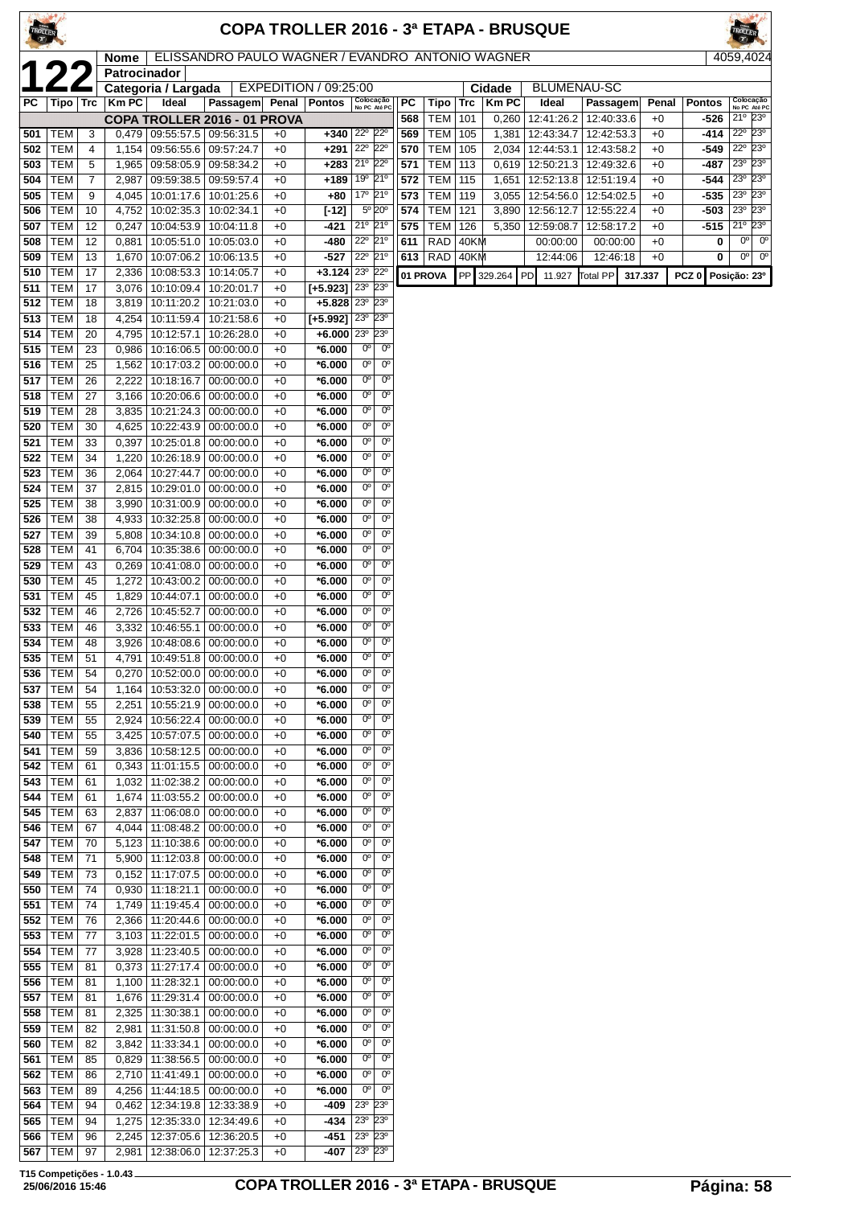# COPA TROLLER 2016 - 3ª ETAPA - BRUSQUE

**122**

| Nome | ELISSANDRO PAULO WAGNER / EVANDRO ANTONIO WAGNER | 4059,4024 |
|---|---|---|
| Patrocinador | | |
| Categoria / Largada | EXPEDITION / 09:25:00 | |
| Cidade | BLUMENAU-SC | |

**COPA TROLLER 2016 - 01 PROVA**

| PC | Tipo | Trc | Km PC | Ideal | Passagem | Penal | Pontos | Colocação No PC | Colocação Até PC |
|---|---|---|---|---|---|---|---|---|---|
| 501 | TEM | 3 | 0,479 | 09:55:57.5 | 09:56:31.5 | +0 | +340 | 22º | 22º |
| 502 | TEM | 4 | 1,154 | 09:56:55.6 | 09:57:24.7 | +0 | +291 | 22º | 22º |
| 503 | TEM | 5 | 1,965 | 09:58:05.9 | 09:58:34.2 | +0 | +283 | 21º | 22º |
| 504 | TEM | 7 | 2,987 | 09:59:38.5 | 09:59:57.4 | +0 | +189 | 19º | 21º |
| 505 | TEM | 9 | 4,045 | 10:01:17.6 | 10:01:25.6 | +0 | +80 | 17º | 21º |
| 506 | TEM | 10 | 4,752 | 10:02:35.3 | 10:02:34.1 | +0 | [-12] | 5º | 20º |
| 507 | TEM | 12 | 0,247 | 10:04:53.9 | 10:04:11.8 | +0 | -421 | 21º | 21º |
| 508 | TEM | 12 | 0,881 | 10:05:51.0 | 10:05:03.0 | +0 | -480 | 22º | 21º |
| 509 | TEM | 13 | 1,670 | 10:07:06.2 | 10:06:13.5 | +0 | -527 | 22º | 21º |
| 510 | TEM | 17 | 2,336 | 10:08:53.3 | 10:14:05.7 | +0 | +3.124 | 23º | 22º |
| 511 | TEM | 17 | 3,076 | 10:10:09.4 | 10:20:01.7 | +0 | [+5.923] | 23º | 23º |
| 512 | TEM | 18 | 3,819 | 10:11:20.2 | 10:21:03.0 | +0 | +5.828 | 23º | 23º |
| 513 | TEM | 18 | 4,254 | 10:11:59.4 | 10:21:58.6 | +0 | [+5.992] | 23º | 23º |
| 514 | TEM | 20 | 4,795 | 10:12:57.1 | 10:26:28.0 | +0 | +6.000 | 23º | 23º |
| 515 | TEM | 23 | 0,986 | 10:16:06.5 | 00:00:00.0 | +0 | *6.000 | 0º | 0º |
| 516 | TEM | 25 | 1,562 | 10:17:03.2 | 00:00:00.0 | +0 | *6.000 | 0º | 0º |
| 517 | TEM | 26 | 2,222 | 10:18:16.7 | 00:00:00.0 | +0 | *6.000 | 0º | 0º |
| 518 | TEM | 27 | 3,166 | 10:20:06.6 | 00:00:00.0 | +0 | *6.000 | 0º | 0º |
| 519 | TEM | 28 | 3,835 | 10:21:24.3 | 00:00:00.0 | +0 | *6.000 | 0º | 0º |
| 520 | TEM | 30 | 4,625 | 10:22:43.9 | 00:00:00.0 | +0 | *6.000 | 0º | 0º |
| 521 | TEM | 33 | 0,397 | 10:25:01.8 | 00:00:00.0 | +0 | *6.000 | 0º | 0º |
| 522 | TEM | 34 | 1,220 | 10:26:18.9 | 00:00:00.0 | +0 | *6.000 | 0º | 0º |
| 523 | TEM | 36 | 2,064 | 10:27:44.7 | 00:00:00.0 | +0 | *6.000 | 0º | 0º |
| 524 | TEM | 37 | 2,815 | 10:29:01.0 | 00:00:00.0 | +0 | *6.000 | 0º | 0º |
| 525 | TEM | 38 | 3,990 | 10:31:00.9 | 00:00:00.0 | +0 | *6.000 | 0º | 0º |
| 526 | TEM | 38 | 4,933 | 10:32:25.8 | 00:00:00.0 | +0 | *6.000 | 0º | 0º |
| 527 | TEM | 39 | 5,808 | 10:34:10.8 | 00:00:00.0 | +0 | *6.000 | 0º | 0º |
| 528 | TEM | 41 | 6,704 | 10:35:38.6 | 00:00:00.0 | +0 | *6.000 | 0º | 0º |
| 529 | TEM | 43 | 0,269 | 10:41:08.0 | 00:00:00.0 | +0 | *6.000 | 0º | 0º |
| 530 | TEM | 45 | 1,272 | 10:43:00.2 | 00:00:00.0 | +0 | *6.000 | 0º | 0º |
| 531 | TEM | 45 | 1,829 | 10:44:07.1 | 00:00:00.0 | +0 | *6.000 | 0º | 0º |
| 532 | TEM | 46 | 2,726 | 10:45:52.7 | 00:00:00.0 | +0 | *6.000 | 0º | 0º |
| 533 | TEM | 46 | 3,332 | 10:46:55.1 | 00:00:00.0 | +0 | *6.000 | 0º | 0º |
| 534 | TEM | 48 | 3,926 | 10:48:08.6 | 00:00:00.0 | +0 | *6.000 | 0º | 0º |
| 535 | TEM | 51 | 4,791 | 10:49:51.8 | 00:00:00.0 | +0 | *6.000 | 0º | 0º |
| 536 | TEM | 54 | 0,270 | 10:52:00.0 | 00:00:00.0 | +0 | *6.000 | 0º | 0º |
| 537 | TEM | 54 | 1,164 | 10:53:32.0 | 00:00:00.0 | +0 | *6.000 | 0º | 0º |
| 538 | TEM | 55 | 2,251 | 10:55:21.9 | 00:00:00.0 | +0 | *6.000 | 0º | 0º |
| 539 | TEM | 55 | 2,924 | 10:56:22.4 | 00:00:00.0 | +0 | *6.000 | 0º | 0º |
| 540 | TEM | 55 | 3,425 | 10:57:07.5 | 00:00:00.0 | +0 | *6.000 | 0º | 0º |
| 541 | TEM | 59 | 3,836 | 10:58:12.5 | 00:00:00.0 | +0 | *6.000 | 0º | 0º |
| 542 | TEM | 61 | 0,343 | 11:01:15.5 | 00:00:00.0 | +0 | *6.000 | 0º | 0º |
| 543 | TEM | 61 | 1,032 | 11:02:38.2 | 00:00:00.0 | +0 | *6.000 | 0º | 0º |
| 544 | TEM | 61 | 1,674 | 11:03:55.2 | 00:00:00.0 | +0 | *6.000 | 0º | 0º |
| 545 | TEM | 63 | 2,837 | 11:06:08.0 | 00:00:00.0 | +0 | *6.000 | 0º | 0º |
| 546 | TEM | 67 | 4,044 | 11:08:48.2 | 00:00:00.0 | +0 | *6.000 | 0º | 0º |
| 547 | TEM | 70 | 5,123 | 11:10:38.6 | 00:00:00.0 | +0 | *6.000 | 0º | 0º |
| 548 | TEM | 71 | 5,900 | 11:12:03.8 | 00:00:00.0 | +0 | *6.000 | 0º | 0º |
| 549 | TEM | 73 | 0,152 | 11:17:07.5 | 00:00:00.0 | +0 | *6.000 | 0º | 0º |
| 550 | TEM | 74 | 0,930 | 11:18:21.1 | 00:00:00.0 | +0 | *6.000 | 0º | 0º |
| 551 | TEM | 74 | 1,749 | 11:19:45.4 | 00:00:00.0 | +0 | *6.000 | 0º | 0º |
| 552 | TEM | 76 | 2,366 | 11:20:44.6 | 00:00:00.0 | +0 | *6.000 | 0º | 0º |
| 553 | TEM | 77 | 3,103 | 11:22:01.5 | 00:00:00.0 | +0 | *6.000 | 0º | 0º |
| 554 | TEM | 77 | 3,928 | 11:23:40.5 | 00:00:00.0 | +0 | *6.000 | 0º | 0º |
| 555 | TEM | 81 | 0,373 | 11:27:17.4 | 00:00:00.0 | +0 | *6.000 | 0º | 0º |
| 556 | TEM | 81 | 1,100 | 11:28:32.1 | 00:00:00.0 | +0 | *6.000 | 0º | 0º |
| 557 | TEM | 81 | 1,676 | 11:29:31.4 | 00:00:00.0 | +0 | *6.000 | 0º | 0º |
| 558 | TEM | 81 | 2,325 | 11:30:38.1 | 00:00:00.0 | +0 | *6.000 | 0º | 0º |
| 559 | TEM | 82 | 2,981 | 11:31:50.8 | 00:00:00.0 | +0 | *6.000 | 0º | 0º |
| 560 | TEM | 82 | 3,842 | 11:33:34.1 | 00:00:00.0 | +0 | *6.000 | 0º | 0º |
| 561 | TEM | 85 | 0,829 | 11:38:56.5 | 00:00:00.0 | +0 | *6.000 | 0º | 0º |
| 562 | TEM | 86 | 2,710 | 11:41:49.1 | 00:00:00.0 | +0 | *6.000 | 0º | 0º |
| 563 | TEM | 89 | 4,256 | 11:44:18.5 | 00:00:00.0 | +0 | *6.000 | 0º | 0º |
| 564 | TEM | 94 | 0,462 | 12:34:19.8 | 12:33:38.9 | +0 | -409 | 23º | 23º |
| 565 | TEM | 94 | 1,275 | 12:35:33.0 | 12:34:49.6 | +0 | -434 | 23º | 23º |
| 566 | TEM | 96 | 2,245 | 12:37:05.6 | 12:36:20.5 | +0 | -451 | 23º | 23º |
| 567 | TEM | 97 | 2,981 | 12:38:06.0 | 12:37:25.3 | +0 | -407 | 23º | 23º |
| 568 | TEM | 101 | 0,260 | 12:41:26.2 | 12:40:33.6 | +0 | -526 | 21º | 23º |
| 569 | TEM | 105 | 1,381 | 12:43:34.7 | 12:42:53.3 | +0 | -414 | 22º | 23º |
| 570 | TEM | 105 | 2,034 | 12:44:53.1 | 12:43:58.2 | +0 | -549 | 22º | 23º |
| 571 | TEM | 113 | 0,619 | 12:50:21.3 | 12:49:32.6 | +0 | -487 | 23º | 23º |
| 572 | TEM | 115 | 1,651 | 12:52:13.8 | 12:51:19.4 | +0 | -544 | 23º | 23º |
| 573 | TEM | 119 | 3,055 | 12:54:56.0 | 12:54:02.5 | +0 | -535 | 23º | 23º |
| 574 | TEM | 121 | 3,890 | 12:56:12.7 | 12:55:22.4 | +0 | -503 | 23º | 23º |
| 575 | TEM | 126 | 5,350 | 12:59:08.7 | 12:58:17.2 | +0 | -515 | 21º | 23º |
| 611 | RAD | 40KM | | 00:00:00 | 00:00:00 | +0 | 0 | 0º | 0º |
| 613 | RAD | 40KM | | 12:44:06 | 12:46:18 | +0 | 0 | 0º | 0º |

| 01 PROVA | PP | 329.264 | PD | 11.927 | Total PP | 317.337 | PCZ 0 | Posição: 23º |
|---|---|---|---|---|---|---|---|---|

T15 Competições - 1.0.43
25/06/2016 15:46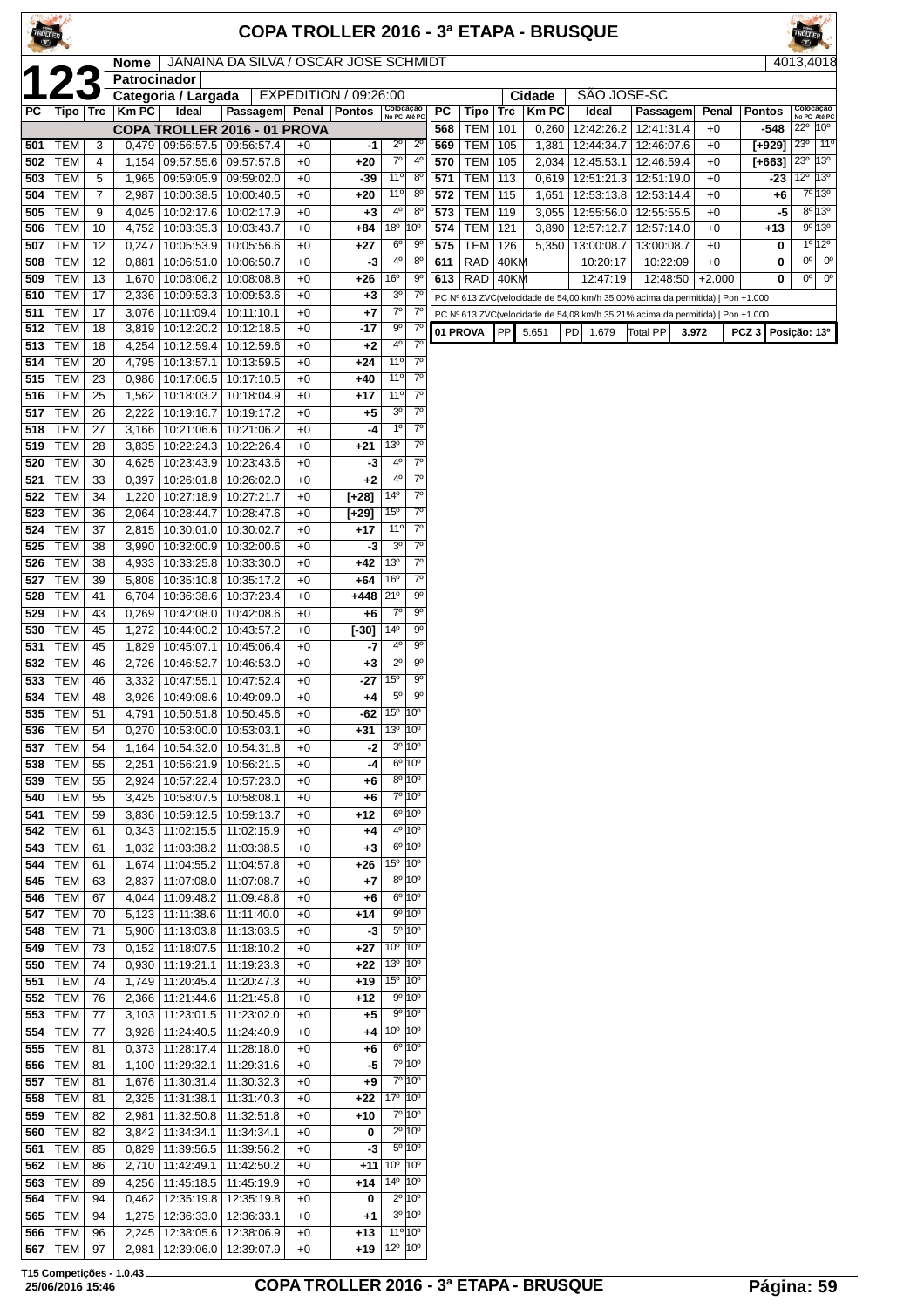# COPA TROLLER 2016 - 3ª ETAPA - BRUSQUE

**123**

| Nome | JANAINA DA SILVA / OSCAR JOSE SCHMIDT | 4013,4018 |
|---|---|---|
| Patrocinador | | |
| Categoria / Largada | EXPEDITION / 09:26:00 | Cidade: SÃO JOSE-SC |

| PC | Tipo | Trc | Km PC | Ideal | Passagem | Penal | Pontos | Colocação No PC | Colocação Até PC |
|---|---|---|---|---|---|---|---|---|---|
| | | | | COPA TROLLER 2016 - 01 PROVA | | | | | |
| 501 | TEM | 3 | 0,479 | 09:56:57.5 | 09:56:57.4 | +0 | -1 | 2º | 2º |
| 502 | TEM | 4 | 1,154 | 09:57:55.6 | 09:57:57.6 | +0 | +20 | 7º | 4º |
| 503 | TEM | 5 | 1,965 | 09:59:05.9 | 09:59:02.0 | +0 | -39 | 11º | 8º |
| 504 | TEM | 7 | 2,987 | 10:00:38.5 | 10:00:40.5 | +0 | +20 | 11º | 8º |
| 505 | TEM | 9 | 4,045 | 10:02:17.6 | 10:02:17.9 | +0 | +3 | 4º | 8º |
| 506 | TEM | 10 | 4,752 | 10:03:35.3 | 10:03:43.7 | +0 | +84 | 18º | 10º |
| 507 | TEM | 12 | 0,247 | 10:05:53.9 | 10:05:56.6 | +0 | +27 | 6º | 9º |
| 508 | TEM | 12 | 0,881 | 10:06:51.0 | 10:06:50.7 | +0 | -3 | 4º | 8º |
| 509 | TEM | 13 | 1,670 | 10:08:06.2 | 10:08:08.8 | +0 | +26 | 16º | 9º |
| 510 | TEM | 17 | 2,336 | 10:09:53.3 | 10:09:53.6 | +0 | +3 | 3º | 7º |
| 511 | TEM | 17 | 3,076 | 10:11:09.4 | 10:11:10.1 | +0 | +7 | 7º | 7º |
| 512 | TEM | 18 | 3,819 | 10:12:20.2 | 10:12:18.5 | +0 | -17 | 9º | 7º |
| 513 | TEM | 18 | 4,254 | 10:12:59.4 | 10:12:59.6 | +0 | +2 | 4º | 7º |
| 514 | TEM | 20 | 4,795 | 10:13:57.1 | 10:13:59.5 | +0 | +24 | 11º | 7º |
| 515 | TEM | 23 | 0,986 | 10:17:06.5 | 10:17:10.5 | +0 | +40 | 11º | 7º |
| 516 | TEM | 25 | 1,562 | 10:18:03.2 | 10:18:04.9 | +0 | +17 | 11º | 7º |
| 517 | TEM | 26 | 2,222 | 10:19:16.7 | 10:19:17.2 | +0 | +5 | 3º | 7º |
| 518 | TEM | 27 | 3,166 | 10:21:06.6 | 10:21:06.2 | +0 | -4 | 1º | 7º |
| 519 | TEM | 28 | 3,835 | 10:22:24.3 | 10:22:26.4 | +0 | +21 | 13º | 7º |
| 520 | TEM | 30 | 4,625 | 10:23:43.9 | 10:23:43.6 | +0 | -3 | 4º | 7º |
| 521 | TEM | 33 | 0,397 | 10:26:01.8 | 10:26:02.0 | +0 | +2 | 4º | 7º |
| 522 | TEM | 34 | 1,220 | 10:27:18.9 | 10:27:21.7 | +0 | [+28] | 14º | 7º |
| 523 | TEM | 36 | 2,064 | 10:28:44.7 | 10:28:47.6 | +0 | [+29] | 15º | 7º |
| 524 | TEM | 37 | 2,815 | 10:30:01.0 | 10:30:02.7 | +0 | +17 | 11º | 7º |
| 525 | TEM | 38 | 3,990 | 10:32:00.9 | 10:32:00.6 | +0 | -3 | 3º | 7º |
| 526 | TEM | 38 | 4,933 | 10:33:25.8 | 10:33:30.0 | +0 | +42 | 13º | 7º |
| 527 | TEM | 39 | 5,808 | 10:35:10.8 | 10:35:17.2 | +0 | +64 | 16º | 7º |
| 528 | TEM | 41 | 6,704 | 10:36:38.6 | 10:37:23.4 | +0 | +448 | 21º | 9º |
| 529 | TEM | 43 | 0,269 | 10:42:08.0 | 10:42:08.6 | +0 | +6 | 7º | 9º |
| 530 | TEM | 45 | 1,272 | 10:44:00.2 | 10:43:57.2 | +0 | [-30] | 14º | 9º |
| 531 | TEM | 45 | 1,829 | 10:45:07.1 | 10:45:06.4 | +0 | -7 | 4º | 9º |
| 532 | TEM | 46 | 2,726 | 10:46:52.7 | 10:46:53.0 | +0 | +3 | 2º | 9º |
| 533 | TEM | 46 | 3,332 | 10:47:55.1 | 10:47:52.4 | +0 | -27 | 15º | 9º |
| 534 | TEM | 48 | 3,926 | 10:49:08.6 | 10:49:09.0 | +0 | +4 | 5º | 9º |
| 535 | TEM | 51 | 4,791 | 10:50:51.8 | 10:50:45.6 | +0 | -62 | 15º | 10º |
| 536 | TEM | 54 | 0,270 | 10:53:00.0 | 10:53:03.1 | +0 | +31 | 13º | 10º |
| 537 | TEM | 54 | 1,164 | 10:54:32.0 | 10:54:31.8 | +0 | -2 | 3º | 10º |
| 538 | TEM | 55 | 2,251 | 10:56:21.9 | 10:56:21.5 | +0 | -4 | 6º | 10º |
| 539 | TEM | 55 | 2,924 | 10:57:22.4 | 10:57:23.0 | +0 | +6 | 8º | 10º |
| 540 | TEM | 55 | 3,425 | 10:58:07.5 | 10:58:08.1 | +0 | +6 | 7º | 10º |
| 541 | TEM | 59 | 3,836 | 10:59:12.5 | 10:59:13.7 | +0 | +12 | 6º | 10º |
| 542 | TEM | 61 | 0,343 | 11:02:15.5 | 11:02:15.9 | +0 | +4 | 4º | 10º |
| 543 | TEM | 61 | 1,032 | 11:03:38.2 | 11:03:38.5 | +0 | +3 | 6º | 10º |
| 544 | TEM | 61 | 1,674 | 11:04:55.2 | 11:04:57.8 | +0 | +26 | 15º | 10º |
| 545 | TEM | 63 | 2,837 | 11:07:08.0 | 11:07:08.7 | +0 | +7 | 8º | 10º |
| 546 | TEM | 67 | 4,044 | 11:09:48.2 | 11:09:48.8 | +0 | +6 | 6º | 10º |
| 547 | TEM | 70 | 5,123 | 11:11:38.6 | 11:11:40.0 | +0 | +14 | 9º | 10º |
| 548 | TEM | 71 | 5,900 | 11:13:03.8 | 11:13:03.5 | +0 | -3 | 5º | 10º |
| 549 | TEM | 73 | 0,152 | 11:18:07.5 | 11:18:10.2 | +0 | +27 | 10º | 10º |
| 550 | TEM | 74 | 0,930 | 11:19:21.1 | 11:19:23.3 | +0 | +22 | 13º | 10º |
| 551 | TEM | 74 | 1,749 | 11:20:45.4 | 11:20:47.3 | +0 | +19 | 15º | 10º |
| 552 | TEM | 76 | 2,366 | 11:21:44.6 | 11:21:45.8 | +0 | +12 | 9º | 10º |
| 553 | TEM | 77 | 3,103 | 11:23:01.5 | 11:23:02.0 | +0 | +5 | 9º | 10º |
| 554 | TEM | 77 | 3,928 | 11:24:40.5 | 11:24:40.9 | +0 | +4 | 10º | 10º |
| 555 | TEM | 81 | 0,373 | 11:28:17.4 | 11:28:18.0 | +0 | +6 | 6º | 10º |
| 556 | TEM | 81 | 1,100 | 11:29:32.1 | 11:29:31.6 | +0 | -5 | 7º | 10º |
| 557 | TEM | 81 | 1,676 | 11:30:31.4 | 11:30:32.3 | +0 | +9 | 7º | 10º |
| 558 | TEM | 81 | 2,325 | 11:31:38.1 | 11:31:40.3 | +0 | +22 | 17º | 10º |
| 559 | TEM | 82 | 2,981 | 11:32:50.8 | 11:32:51.8 | +0 | +10 | 7º | 10º |
| 560 | TEM | 82 | 3,842 | 11:34:34.1 | 11:34:34.1 | +0 | 0 | 2º | 10º |
| 561 | TEM | 85 | 0,829 | 11:39:56.5 | 11:39:56.2 | +0 | -3 | 5º | 10º |
| 562 | TEM | 86 | 2,710 | 11:42:49.1 | 11:42:50.2 | +0 | +11 | 10º | 10º |
| 563 | TEM | 89 | 4,256 | 11:45:18.5 | 11:45:19.9 | +0 | +14 | 14º | 10º |
| 564 | TEM | 94 | 0,462 | 12:35:19.8 | 12:35:19.8 | +0 | 0 | 2º | 10º |
| 565 | TEM | 94 | 1,275 | 12:36:33.0 | 12:36:33.1 | +0 | +1 | 3º | 10º |
| 566 | TEM | 96 | 2,245 | 12:38:05.6 | 12:38:06.9 | +0 | +13 | 11º | 10º |
| 567 | TEM | 97 | 2,981 | 12:39:06.0 | 12:39:07.9 | +0 | +19 | 12º | 10º |
| 568 | TEM | 101 | 0,260 | 12:42:26.2 | 12:41:31.4 | +0 | -548 | 22º | 10º |
| 569 | TEM | 105 | 1,381 | 12:44:34.7 | 12:46:07.6 | +0 | [+929] | 23º | 11º |
| 570 | TEM | 105 | 2,034 | 12:45:53.1 | 12:46:59.4 | +0 | [+663] | 23º | 13º |
| 571 | TEM | 113 | 0,619 | 12:51:21.3 | 12:51:19.0 | +0 | -23 | 12º | 13º |
| 572 | TEM | 115 | 1,651 | 12:53:13.8 | 12:53:14.4 | +0 | +6 | 7º | 13º |
| 573 | TEM | 119 | 3,055 | 12:55:56.0 | 12:55:55.5 | +0 | -5 | 8º | 13º |
| 574 | TEM | 121 | 3,890 | 12:57:12.7 | 12:57:14.0 | +0 | +13 | 9º | 13º |
| 575 | TEM | 126 | 5,350 | 13:00:08.7 | 13:00:08.7 | +0 | 0 | 1º | 12º |
| 611 | RAD | 40KM | | 10:20:17 | 10:22:09 | +0 | 0 | 0º | 0º |
| 613 | RAD | 40KM | | 12:47:19 | 12:48:50 | +2.000 | 0 | 0º | 0º |

PC Nº 613 ZVC(velocidade de 54,00 km/h 35,00% acima da permitida) | Pon +1.000

PC Nº 613 ZVC(velocidade de 54,08 km/h 35,21% acima da permitida) | Pon +1.000

| 01 PROVA | PP | 5.651 | PD | 1.679 | Total PP | 3.972 | PCZ 3 | Posição: 13º |
|---|---|---|---|---|---|---|---|---|

T15 Competições - 1.0.43
25/06/2016 15:46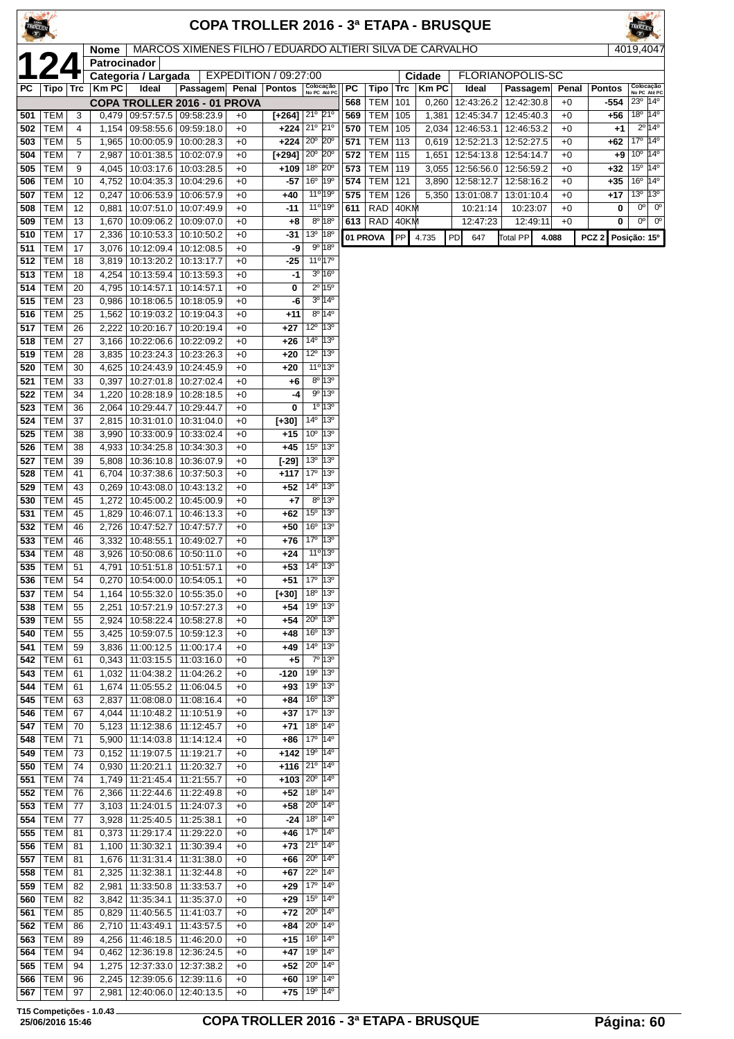# COPA TROLLER 2016 - 3ª ETAPA - BRUSQUE

| | | | |
|---|---|---|---|
| **124** | Nome | MARCOS XIMENES FILHO / EDUARDO ALTIERI SILVA DE CARVALHO | 4019,4047 |
| | Patrocinador | | |
| | Categoria / Largada | EXPEDITION / 09:27:00 | Cidade: FLORIANOPOLIS-SC |

**COPA TROLLER 2016 - 01 PROVA**

| PC | Tipo | Trc | Km PC | Ideal | Passagem | Penal | Pontos | Colocação No PC | Colocação Até PC |
|---|---|---|---|---|---|---|---|---|---|
| 501 | TEM | 3 | 0,479 | 09:57:57.5 | 09:58:23.9 | +0 | [+264] | 21º | 21º |
| 502 | TEM | 4 | 1,154 | 09:58:55.6 | 09:59:18.0 | +0 | +224 | 21º | 21º |
| 503 | TEM | 5 | 1,965 | 10:00:05.9 | 10:00:28.3 | +0 | +224 | 20º | 20º |
| 504 | TEM | 7 | 2,987 | 10:01:38.5 | 10:02:07.9 | +0 | [+294] | 20º | 20º |
| 505 | TEM | 9 | 4,045 | 10:03:17.6 | 10:03:28.5 | +0 | +109 | 18º | 20º |
| 506 | TEM | 10 | 4,752 | 10:04:35.3 | 10:04:29.6 | +0 | -57 | 16º | 19º |
| 507 | TEM | 12 | 0,247 | 10:06:53.9 | 10:06:57.9 | +0 | +40 | 11º | 19º |
| 508 | TEM | 12 | 0,881 | 10:07:51.0 | 10:07:49.9 | +0 | -11 | 11º | 19º |
| 509 | TEM | 13 | 1,670 | 10:09:06.2 | 10:09:07.0 | +0 | +8 | 8º | 18º |
| 510 | TEM | 17 | 2,336 | 10:10:53.3 | 10:10:50.2 | +0 | -31 | 13º | 18º |
| 511 | TEM | 17 | 3,076 | 10:12:09.4 | 10:12:08.5 | +0 | -9 | 9º | 18º |
| 512 | TEM | 18 | 3,819 | 10:13:20.2 | 10:13:17.7 | +0 | -25 | 11º | 17º |
| 513 | TEM | 18 | 4,254 | 10:13:59.4 | 10:13:59.3 | +0 | -1 | 3º | 16º |
| 514 | TEM | 20 | 4,795 | 10:14:57.1 | 10:14:57.1 | +0 | 0 | 2º | 15º |
| 515 | TEM | 23 | 0,986 | 10:18:06.5 | 10:18:05.9 | +0 | -6 | 3º | 14º |
| 516 | TEM | 25 | 1,562 | 10:19:03.2 | 10:19:04.3 | +0 | +11 | 8º | 14º |
| 517 | TEM | 26 | 2,222 | 10:20:16.7 | 10:20:19.4 | +0 | +27 | 12º | 13º |
| 518 | TEM | 27 | 3,166 | 10:22:06.6 | 10:22:09.2 | +0 | +26 | 14º | 13º |
| 519 | TEM | 28 | 3,835 | 10:23:24.3 | 10:23:26.3 | +0 | +20 | 12º | 13º |
| 520 | TEM | 30 | 4,625 | 10:24:43.9 | 10:24:45.9 | +0 | +20 | 11º | 13º |
| 521 | TEM | 33 | 0,397 | 10:27:01.8 | 10:27:02.4 | +0 | +6 | 8º | 13º |
| 522 | TEM | 34 | 1,220 | 10:28:18.9 | 10:28:18.5 | +0 | -4 | 9º | 13º |
| 523 | TEM | 36 | 2,064 | 10:29:44.7 | 10:29:44.7 | +0 | 0 | 1º | 13º |
| 524 | TEM | 37 | 2,815 | 10:31:01.0 | 10:31:04.0 | +0 | [+30] | 14º | 13º |
| 525 | TEM | 38 | 3,990 | 10:33:00.9 | 10:33:02.4 | +0 | +15 | 10º | 13º |
| 526 | TEM | 38 | 4,933 | 10:34:25.8 | 10:34:30.3 | +0 | +45 | 15º | 13º |
| 527 | TEM | 39 | 5,808 | 10:36:10.8 | 10:36:07.9 | +0 | [-29] | 13º | 13º |
| 528 | TEM | 41 | 6,704 | 10:37:38.6 | 10:37:50.3 | +0 | +117 | 17º | 13º |
| 529 | TEM | 43 | 0,269 | 10:43:08.0 | 10:43:13.2 | +0 | +52 | 14º | 13º |
| 530 | TEM | 45 | 1,272 | 10:45:00.2 | 10:45:00.9 | +0 | +7 | 8º | 13º |
| 531 | TEM | 45 | 1,829 | 10:46:07.1 | 10:46:13.3 | +0 | +62 | 15º | 13º |
| 532 | TEM | 46 | 2,726 | 10:47:52.7 | 10:47:57.7 | +0 | +50 | 16º | 13º |
| 533 | TEM | 46 | 3,332 | 10:48:55.1 | 10:49:02.7 | +0 | +76 | 17º | 13º |
| 534 | TEM | 48 | 3,926 | 10:50:08.6 | 10:50:11.0 | +0 | +24 | 11º | 13º |
| 535 | TEM | 51 | 4,791 | 10:51:51.8 | 10:51:57.1 | +0 | +53 | 14º | 13º |
| 536 | TEM | 54 | 0,270 | 10:54:00.0 | 10:54:05.1 | +0 | +51 | 17º | 13º |
| 537 | TEM | 54 | 1,164 | 10:55:32.0 | 10:55:35.0 | +0 | [+30] | 18º | 13º |
| 538 | TEM | 55 | 2,251 | 10:57:21.9 | 10:57:27.3 | +0 | +54 | 19º | 13º |
| 539 | TEM | 55 | 2,924 | 10:58:22.4 | 10:58:27.8 | +0 | +54 | 20º | 13º |
| 540 | TEM | 55 | 3,425 | 10:59:07.5 | 10:59:12.3 | +0 | +48 | 16º | 13º |
| 541 | TEM | 59 | 3,836 | 11:00:12.5 | 11:00:17.4 | +0 | +49 | 14º | 13º |
| 542 | TEM | 61 | 0,343 | 11:03:15.5 | 11:03:16.0 | +0 | +5 | 7º | 13º |
| 543 | TEM | 61 | 1,032 | 11:04:38.2 | 11:04:26.2 | +0 | -120 | 19º | 13º |
| 544 | TEM | 61 | 1,674 | 11:05:55.2 | 11:06:04.5 | +0 | +93 | 19º | 13º |
| 545 | TEM | 63 | 2,837 | 11:08:08.0 | 11:08:16.4 | +0 | +84 | 16º | 13º |
| 546 | TEM | 67 | 4,044 | 11:10:48.2 | 11:10:51.9 | +0 | +37 | 17º | 13º |
| 547 | TEM | 70 | 5,123 | 11:12:38.6 | 11:12:45.7 | +0 | +71 | 18º | 14º |
| 548 | TEM | 71 | 5,900 | 11:14:03.8 | 11:14:12.4 | +0 | +86 | 17º | 14º |
| 549 | TEM | 73 | 0,152 | 11:19:07.5 | 11:19:21.7 | +0 | +142 | 19º | 14º |
| 550 | TEM | 74 | 0,930 | 11:20:21.1 | 11:20:32.7 | +0 | +116 | 21º | 14º |
| 551 | TEM | 74 | 1,749 | 11:21:45.4 | 11:21:55.7 | +0 | +103 | 20º | 14º |
| 552 | TEM | 76 | 2,366 | 11:22:44.6 | 11:22:49.8 | +0 | +52 | 18º | 14º |
| 553 | TEM | 77 | 3,103 | 11:24:01.5 | 11:24:07.3 | +0 | +58 | 20º | 14º |
| 554 | TEM | 77 | 3,928 | 11:25:40.5 | 11:25:38.1 | +0 | -24 | 18º | 14º |
| 555 | TEM | 81 | 0,373 | 11:29:17.4 | 11:29:22.0 | +0 | +46 | 17º | 14º |
| 556 | TEM | 81 | 1,100 | 11:30:32.1 | 11:30:39.4 | +0 | +73 | 21º | 14º |
| 557 | TEM | 81 | 1,676 | 11:31:31.4 | 11:31:38.0 | +0 | +66 | 20º | 14º |
| 558 | TEM | 81 | 2,325 | 11:32:38.1 | 11:32:44.8 | +0 | +67 | 22º | 14º |
| 559 | TEM | 82 | 2,981 | 11:33:50.8 | 11:33:53.7 | +0 | +29 | 17º | 14º |
| 560 | TEM | 82 | 3,842 | 11:35:34.1 | 11:35:37.0 | +0 | +29 | 15º | 14º |
| 561 | TEM | 85 | 0,829 | 11:40:56.5 | 11:41:03.7 | +0 | +72 | 20º | 14º |
| 562 | TEM | 86 | 2,710 | 11:43:49.1 | 11:43:57.5 | +0 | +84 | 20º | 14º |
| 563 | TEM | 89 | 4,256 | 11:46:18.5 | 11:46:20.0 | +0 | +15 | 16º | 14º |
| 564 | TEM | 94 | 0,462 | 12:36:19.8 | 12:36:24.5 | +0 | +47 | 19º | 14º |
| 565 | TEM | 94 | 1,275 | 12:37:33.0 | 12:37:38.2 | +0 | +52 | 20º | 14º |
| 566 | TEM | 96 | 2,245 | 12:39:05.6 | 12:39:11.6 | +0 | +60 | 19º | 14º |
| 567 | TEM | 97 | 2,981 | 12:40:06.0 | 12:40:13.5 | +0 | +75 | 19º | 14º |
| 568 | TEM | 101 | 0,260 | 12:43:26.2 | 12:42:30.8 | +0 | -554 | 23º | 14º |
| 569 | TEM | 105 | 1,381 | 12:45:34.7 | 12:45:40.3 | +0 | +56 | 18º | 14º |
| 570 | TEM | 105 | 2,034 | 12:46:53.1 | 12:46:53.2 | +0 | +1 | 2º | 14º |
| 571 | TEM | 113 | 0,619 | 12:52:21.3 | 12:52:27.5 | +0 | +62 | 17º | 14º |
| 572 | TEM | 115 | 1,651 | 12:54:13.8 | 12:54:14.7 | +0 | +9 | 10º | 14º |
| 573 | TEM | 119 | 3,055 | 12:56:56.0 | 12:56:59.2 | +0 | +32 | 15º | 14º |
| 574 | TEM | 121 | 3,890 | 12:58:12.7 | 12:58:16.2 | +0 | +35 | 16º | 14º |
| 575 | TEM | 126 | 5,350 | 13:01:08.7 | 13:01:10.4 | +0 | +17 | 13º | 13º |
| 611 | RAD | 40KM | | 10:21:14 | 10:23:07 | +0 | 0 | 0º | 0º |
| 613 | RAD | 40KM | | 12:47:23 | 12:49:11 | +0 | 0 | 0º | 0º |

| 01 PROVA | PP | 4.735 | PD | 647 | Total PP | 4.088 | PCZ 2 | Posição: 15º |
|---|---|---|---|---|---|---|---|---|

T15 Competições - 1.0.43
25/06/2016 15:46